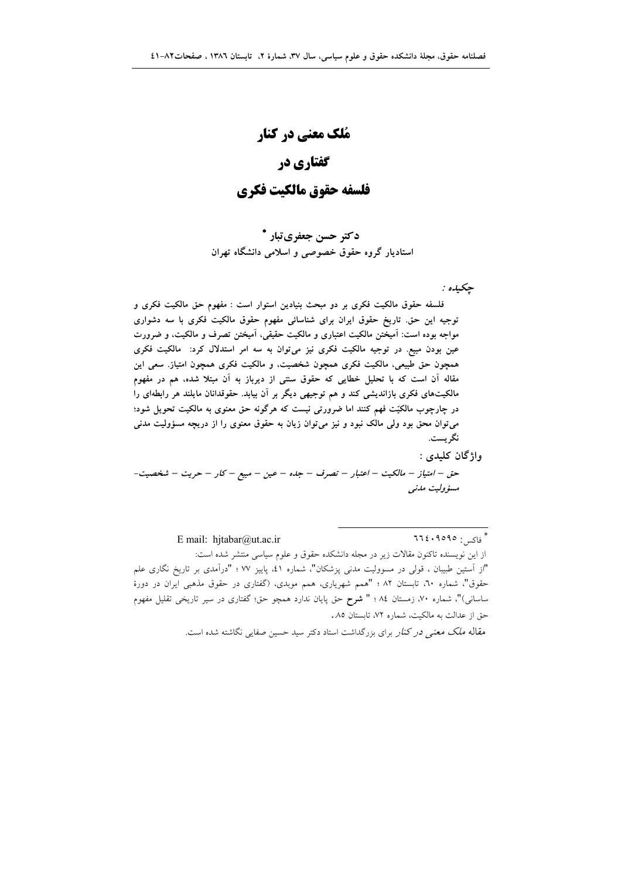# مُلک معنی در کنار

# گفتاری در

# فلسفه حقوق مالکیت فکری

**دکتر حسن جعفری‌تبار \***

**استادیار گروه حقوق خصوصی و اسلامی دانشگاه تهران**

*چکیده :*

**فلسفه حقوق مالکیت فکری بر دو مبحث بنیادین استوار است : مفهوم حق مالکیت فکری و توجیه این حق. تاریخ حقوق ایران برای شناسائی مفهوم حقوق مالکیت فکری با سه دشواری مواجه بوده است: آمیختن مالکیت اعتباری و مالکیت حقیقی، آمیختن تصرف و مالکیت، و ضرورت عین بودن مبیع. در توجیه مالکیت فکری نیز می‌توان به سه امر استدلال کرد: مالکیت فکری همچون حق طبیعی، مالکیت فکری همچون شخصیت، و مالکیت فکری همچون امتیاز. سعی این مقاله آن است که با تحلیل خطایی که حقوق سنتی از دیرباز به آن مبتلا شده، هم در مفهوم مالکیت‌های فکری بازاندیشی کند و هم توجیهی دیگر بر آن بیابد. حقوقدانان مایلند هر رابطه‌ای را در چارچوب مالکیّت فهم کنند اما ضرورتی نیست که هرگونه حق معنوی به مالکیت تحویل شود؛ می‌توان محق بود ولی مالک نبود و نیز می‌توان زیان به حقوق معنوی را از دریچه مسؤولیت مدنی نگریست.**

**واژگان کلیدی :**

***حق – امتیاز – مالکیت – اعتبار – تصرف – جده – عین – مبیع – کار – حریت – شخصیت- مسؤولیت مدنی***

---

\* فاکس: ۶۶۴۰۹۵۹۵ E mail: hjtabar@ut.ac.ir

از این نویسنده تاکنون مقالات زیر در مجله دانشکده حقوق و علوم سیاسی منتشر شده است:
"از آستین طبیبان ، قولی در مسوولیت مدنی پزشکان"، شماره ۴۱، پاییز ۷۷ ؛ "درآمدی بر تاریخ نگاری علم حقوق"، شماره ۶۰، تابستان ۸۲ ؛ "همم شهریاری، همم موبدی، (گفتاری در حقوق مذهبی ایران در دورهٔ ساسانی)"، شماره ۷۰، زمستان ۸۴ ؛ " **شرح** حق پایان ندارد همچو حق؛ گفتاری در سیر تاریخی تقلیل مفهوم حق از عدالت به مالکیت، شماره ۷۲، تابستان ۸۵.

مقاله *ملک معنی در کنار* برای بزرگداشت استاد دکتر سید حسین صفایی نگاشته شده است.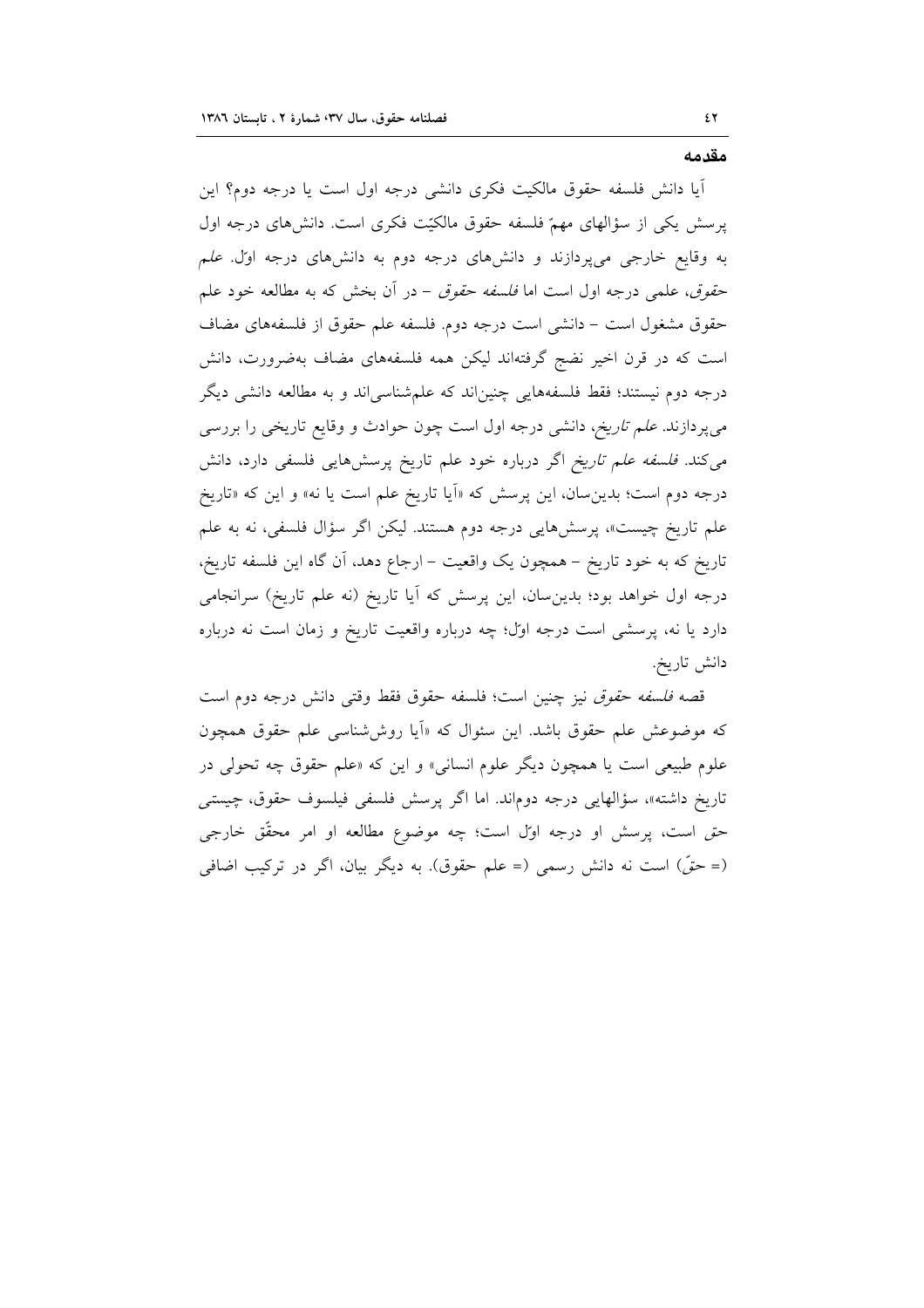## مقدمه

آیا دانش فلسفه حقوق مالکیت فکری دانشی درجه اول است یا درجه دوم؟ این پرسش یکی از سؤالهای مهمّ فلسفه حقوق مالکیّت فکری است. دانش‌های درجه اول به وقایع خارجی می‌پردازند و دانش‌های درجه دوم به دانش‌های درجه اوّل. *علم حقوق*، علمی درجه اول است اما *فلسفه حقوق* – در آن بخش که به مطالعه خود علم حقوق مشغول است – دانشی است درجه دوم. فلسفه علم حقوق از فلسفه‌های مضاف است که در قرن اخیر نضج گرفته‌اند لیکن همه فلسفه‌های مضاف به‌ضرورت، دانش درجه دوم نیستند؛ فقط فلسفه‌هایی چنین‌اند که علم‌شناسی‌اند و به مطالعه دانشی دیگر می‌پردازند. *علم تاریخ*، دانشی درجه اول است چون حوادث و وقایع تاریخی را بررسی می‌کند. *فلسفه علم تاریخ* اگر درباره خود علم تاریخ پرسش‌هایی فلسفی دارد، دانش درجه دوم است؛ بدین‌سان، این پرسش که «آیا تاریخ علم است یا نه» و این که «تاریخ علم تاریخ چیست»، پرسش‌هایی درجه دوم هستند. لیکن اگر سؤال فلسفی، نه به علم تاریخ که به خود تاریخ – همچون یک واقعیت – ارجاع دهد، آن گاه این فلسفه تاریخ، درجه اول خواهد بود؛ بدین‌سان، این پرسش که آیا تاریخ (نه علم تاریخ) سرانجامی دارد یا نه، پرسشی است درجه اوّل؛ چه درباره واقعیت تاریخ و زمان است نه درباره دانش تاریخ.

قصه *فلسفه حقوق* نیز چنین است؛ فلسفه حقوق فقط وقتی دانش درجه دوم است که موضوعش علم حقوق باشد. این سئوال که «آیا روش‌شناسی علم حقوق همچون علوم طبیعی است یا همچون دیگر علوم انسانی» و این که «علم حقوق چه تحولی در تاریخ داشته»، سؤالهایی درجه دوم‌اند. اما اگر پرسش فلسفی فیلسوف حقوق، چیستی حق است، پرسش او درجه اوّل است؛ چه موضوع مطالعه او امر محقّق خارجی (= حقّ) است نه دانش رسمی (= علم حقوق). به دیگر بیان، اگر در ترکیب اضافی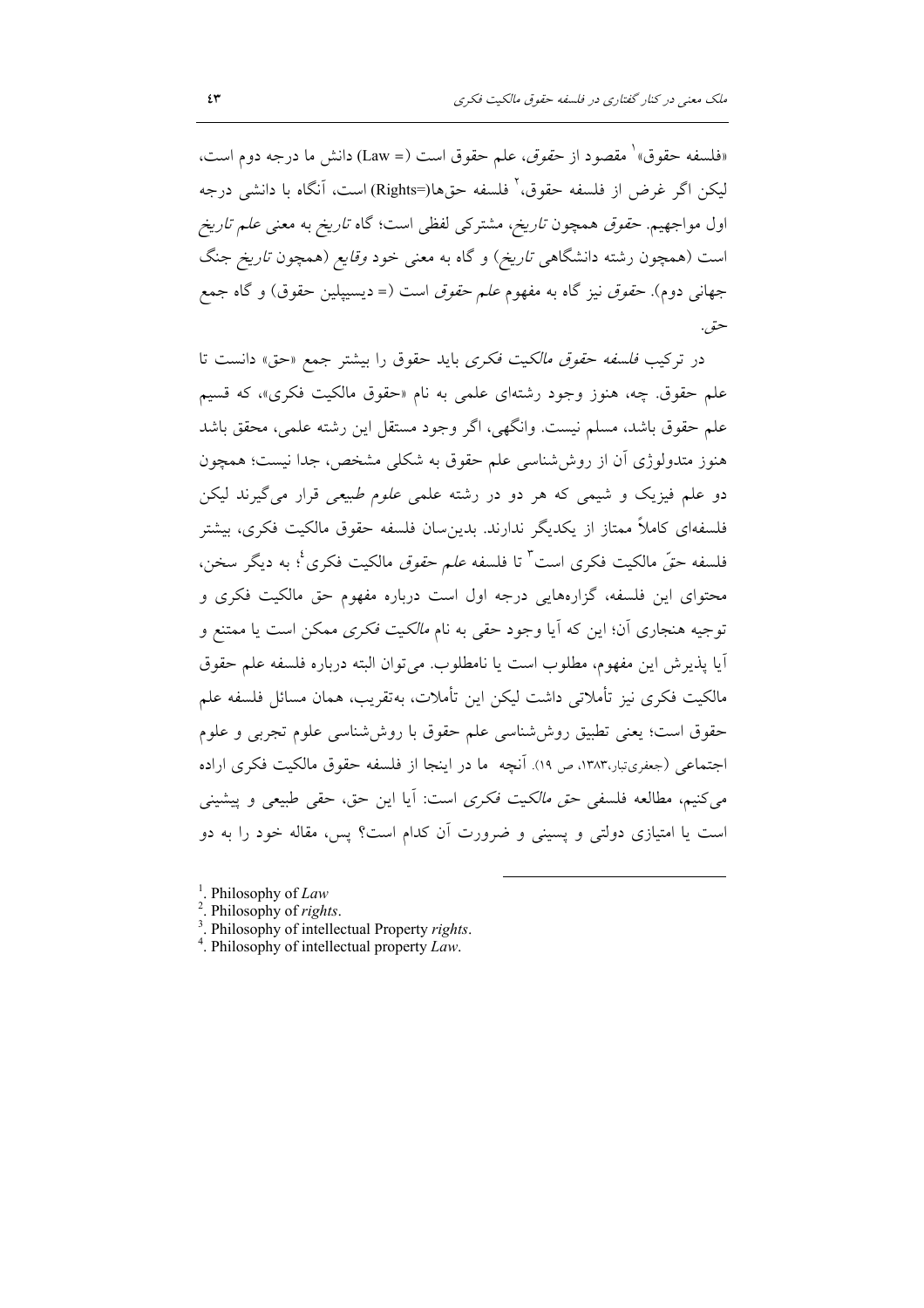«فلسفه حقوق»[1] مقصود از *حقوق*، علم حقوق است (= Law) دانش ما درجه دوم است، لیکن اگر غرض از فلسفه حقوق،[2] فلسفه حق‌ها(=Rights) است، آنگاه با دانشی درجه اول مواجهیم. *حقوق* همچون *تاریخ*، مشترکی لفظی است؛ گاه *تاریخ* به معنی *علم تاریخ* است (همچون رشته دانشگاهی *تاریخ*) و گاه به معنی خود *وقایع* (همچون *تاریخ* جنگ جهانی دوم). *حقوق* نیز گاه به مفهوم *علم حقوق* است (= دیسیپلین حقوق) و گاه جمع حق.

در ترکیب *فلسفه حقوق مالکیت فکری* باید حقوق را بیشتر جمع «حق» دانست تا علم حقوق. چه، هنوز وجود رشته‌ای علمی به نام «حقوق مالکیت فکری»، که قسیم علم حقوق باشد، مسلم نیست. وانگهی، اگر وجود مستقل این رشته علمی، محقق باشد هنوز متدولوژی آن از روش‌شناسی علم حقوق به شکلی مشخص، جدا نیست؛ همچون دو علم فیزیک و شیمی که هر دو در رشته علمی *علوم طبیعی* قرار می‌گیرند لیکن فلسفه‌ای کاملاً ممتاز از یکدیگر ندارند. بدین‌سان فلسفه حقوق مالکیت فکری، بیشتر فلسفه حقّ مالکیت فکری است[3] تا فلسفه *علم حقوق* مالکیت فکری[4]؛ به دیگر سخن، محتوای این فلسفه، گزاره‌هایی درجه اول است درباره مفهوم حق مالکیت فکری و توجیه هنجاری آن؛ این که آیا وجود حقی به نام *مالکیت فکری* ممکن است یا ممتنع و آیا پذیرش این مفهوم، مطلوب است یا نامطلوب. می‌توان البته درباره فلسفه علم حقوق مالکیت فکری نیز تأملاتی داشت لیکن این تأملات، به‌تقریب، همان مسائل فلسفه علم حقوق است؛ یعنی تطبیق روش‌شناسی علم حقوق با روش‌شناسی علوم تجربی و علوم اجتماعی (جعفری‌تبار،۱۳۸۳، ص ۱۹). آنچه ما در اینجا از فلسفه حقوق مالکیت فکری اراده می‌کنیم، مطالعه فلسفی *حق مالکیت فکری* است: آیا این حق، حقی طبیعی و پیشینی است یا امتیازی دولتی و پسینی و ضرورت آن کدام است؟ پس، مقاله خود را به دو

---

1. Philosophy of *Law*
2. Philosophy of *rights*.
3. Philosophy of intellectual Property *rights*.
4. Philosophy of intellectual property *Law*.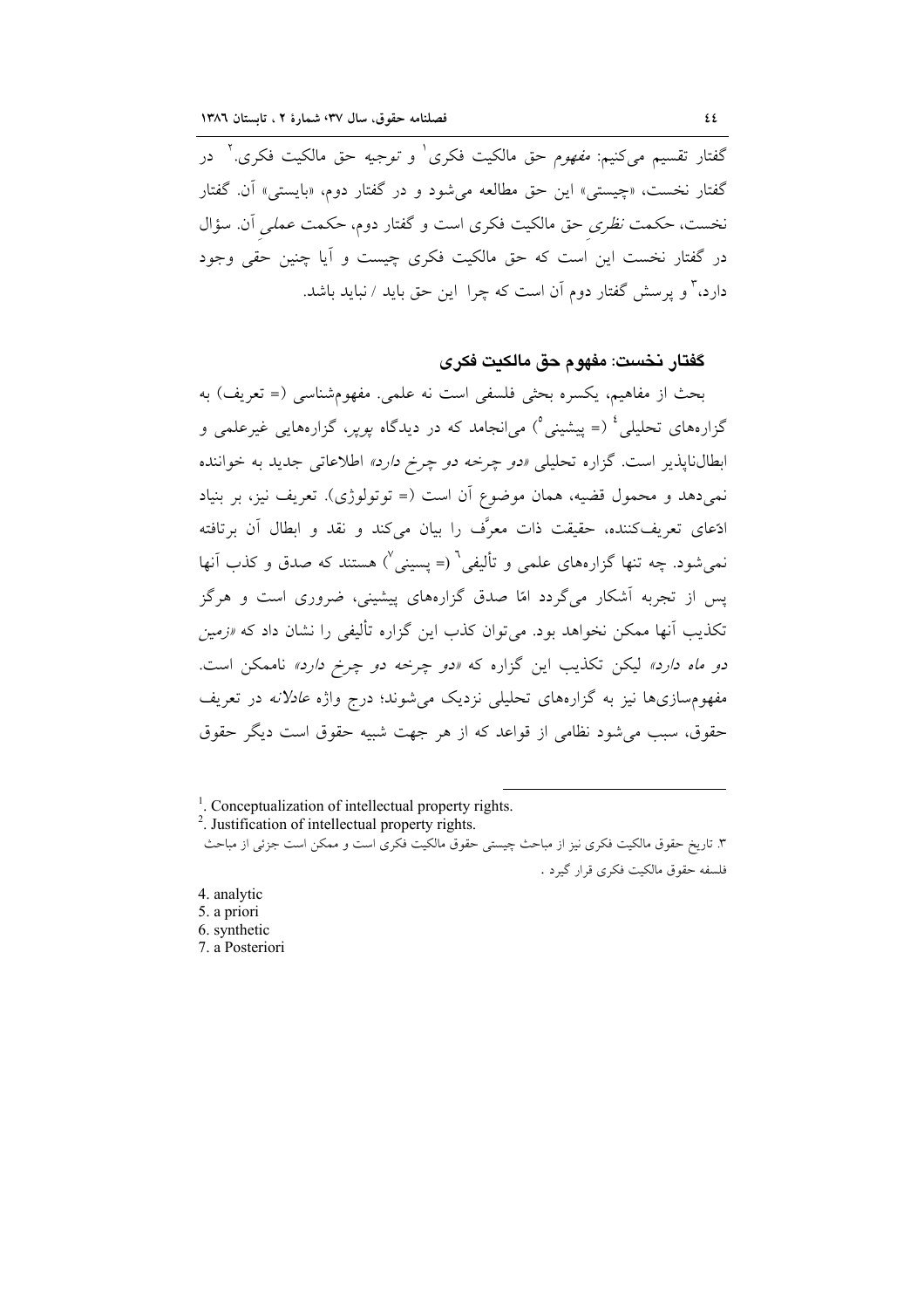گفتار تقسیم می‌کنیم: *مفهوم* حق مالکیت فکری[1] و *توجیه* حق مالکیت فکری.[2] در گفتار نخست، «چیستی» این حق مطالعه می‌شود و در گفتار دوم، «بایستی» آن. گفتار نخست، حکمت *نظری* حق مالکیت فکری است و گفتار دوم، حکمت *عملی* آن. سؤال در گفتار نخست این است که حق مالکیت فکری چیست و آیا چنین حقی وجود دارد،[3] و پرسش گفتار دوم آن است که چرا این حق باید / نباید باشد.

### گفتار نخست: مفهوم حق مالکیت فکری

بحث از مفاهیم، یکسره بحثی فلسفی است نه علمی. مفهوم‌شناسی (= تعریف) به گزاره‌های تحلیلی[4] (= پیشینی[5]) می‌انجامد که در دیدگاه *پوپر*، گزاره‌هایی غیرعلمی و ابطال‌ناپذیر است. گزاره تحلیلی *«دو چرخه دو چرخ دارد»* اطلاعاتی جدید به خواننده نمی‌دهد و محمول قضیه، همان موضوع آن است (= توتولوژی). تعریف نیز، بر بنیاد ادعای تعریف‌کننده، حقیقت ذات معرَّف را بیان می‌کند و نقد و ابطال آن برتافته نمی‌شود. چه تنها گزاره‌های علمی و تألیفی[6] (= پسینی[7]) هستند که صدق و کذب آنها پس از تجربه آشکار می‌گردد امّا صدق گزاره‌های پیشینی، ضروری است و هرگز تکذیب آنها ممکن نخواهد بود. می‌توان کذب این گزاره تألیفی را نشان داد که *«زمین دو ماه دارد»* لیکن تکذیب این گزاره که *«دو چرخه دو چرخ دارد»* ناممکن است. مفهوم‌سازی‌ها نیز به گزاره‌های تحلیلی نزدیک می‌شوند؛ درج واژه *عادلانه* در تعریف حقوق، سبب می‌شود نظامی از قواعد که از هر جهت شبیه حقوق است دیگر حقوق

---

1. Conceptualization of intellectual property rights.
2. Justification of intellectual property rights.
3. تاریخ حقوق مالکیت فکری نیز از مباحث چیستی حقوق مالکیت فکری است و ممکن است جزئی از مباحث فلسفه حقوق مالکیت فکری قرار گیرد.
4. analytic
5. a priori
6. synthetic
7. a Posteriori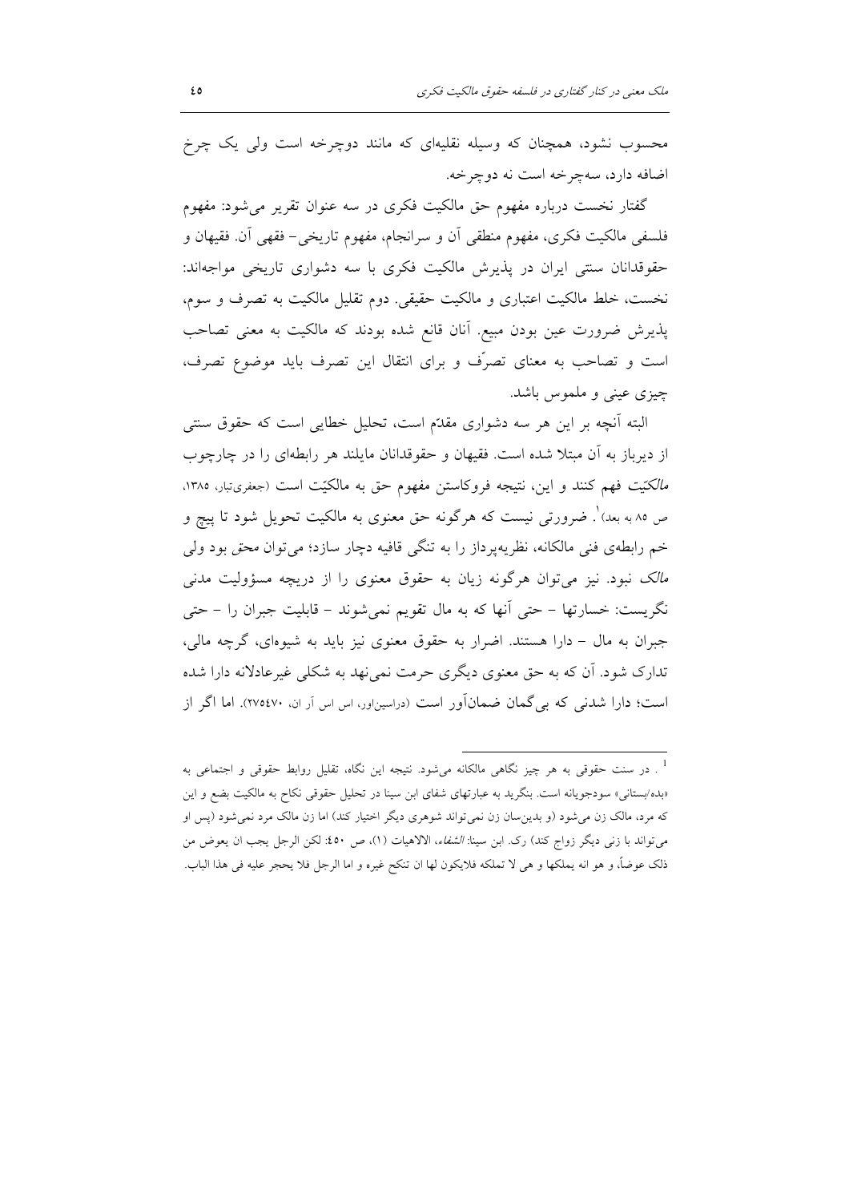محسوب نشود، همچنان که وسیله نقلیه‌ای که مانند دوچرخه است ولی یک چرخ اضافه دارد، سه‌چرخه است نه دوچرخه.

گفتار نخست درباره مفهوم حق مالکیت فکری در سه عنوان تقریر می‌شود: مفهوم فلسفی مالکیت فکری، مفهوم منطقی آن و سرانجام، مفهوم تاریخی– فقهی آن. فقیهان و حقوقدانان سنتی ایران در پذیرش مالکیت فکری با سه دشواری تاریخی مواجه‌اند: نخست، خلط مالکیت اعتباری و مالکیت حقیقی. دوم تقلیل مالکیت به تصرف و سوم، پذیرش ضرورت عین بودن مبیع. آنان قانع شده بودند که مالکیت به معنی تصاحب است و تصاحب به معنای تصرّف و برای انتقال این تصرف باید موضوع تصرف، چیزی عینی و ملموس باشد.

البته آنچه بر این هر سه دشواری مقدّم است، تحلیل خطایی است که حقوق سنتی از دیرباز به آن مبتلا شده است. فقیهان و حقوقدانان مایلند هر رابطه‌ای را در چارچوب *مالکیّت* فهم کنند و این، نتیجه فروکاستن مفهوم حق به مالکیّت است (جعفری‌تبار، ۱۳۸۵، ص ۸۵ به بعد)[1]. ضرورتی نیست که هرگونه حق معنوی به مالکیت تحویل شود تا پیچ و خم رابطه‌ی فنی مالکانه، نظریه‌پرداز را به تنگی قافیه دچار سازد؛ می‌توان *محق* بود ولی *مالک* نبود. نیز می‌توان هرگونه زیان به حقوق معنوی را از دریچه مسؤولیت مدنی نگریست: خسارتها – حتی آنها که به مال تقویم نمی‌شوند – قابلیت جبران را – حتی جبران به مال – دارا هستند. اضرار به حقوق معنوی نیز باید به شیوه‌ای، گرچه مالی، تدارک شود. آن که به حق معنوی دیگری حرمت نمی‌نهد به شکلی غیرعادلانه دارا شده است؛ دارا شدنی که بی‌گمان ضمان‌آور است (دراسین‌اور، اس اس آر ان، ۲۷۵٤۷۰). اما اگر از

---

[1]. در سنت حقوقی به هر چیز نگاهی مالکانه می‌شود. نتیجه این نگاه، تقلیل روابط حقوقی و اجتماعی به «بده/بستانی» سودجویانه است. بنگرید به عبارتهای شفای ابن سینا در تحلیل حقوقی نکاح به مالکیت بضع و این که مرد، مالک زن می‌شود (و بدین‌سان زن نمی‌تواند شوهری دیگر اختیار کند) اما زن مالک مرد نمی‌شود (پس او می‌تواند با زنی دیگر زواج کند) رک. ابن سینا: *الشفاء*، الالاهیات (۱)، ص ٤٥٠: لکن الرجل یجب ان یعوض من ذلک عوضاً، و هو انه یملکها و هی لا تملکه فلایکون لها ان تنکح غیره و اما الرجل فلا یحجر علیه فی هذا الباب.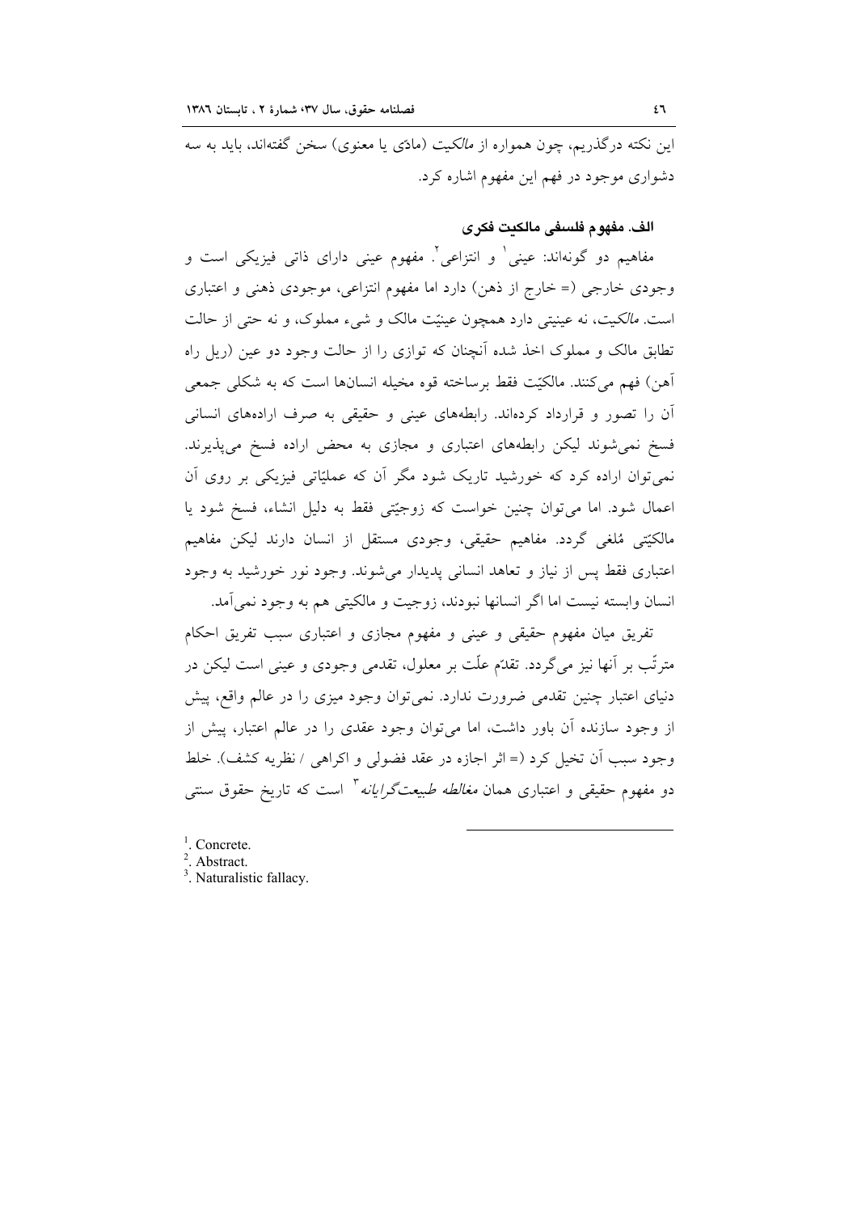این نکته درگذریم، چون همواره از *مالکیت* (مادّی یا معنوی) سخن گفته‌اند، باید به سه دشواری موجود در فهم این مفهوم اشاره کرد.

### الف. مفهوم فلسفی مالکیت فکری

مفاهیم دو گونه‌اند: عینی[1] و انتزاعی[2]. مفهوم عینی دارای ذاتی فیزیکی است و وجودی خارجی (= خارج از ذهن) دارد اما مفهوم انتزاعی، موجودی ذهنی و اعتباری است. *مالکیت*، نه عینیتی دارد همچون عینیّت مالک و شیء مملوک، و نه حتی از حالت تطابق مالک و مملوک اخذ شده آنچنان که توازی را از حالت وجود دو عین (ریل راه آهن) فهم می‌کنند. مالکیّت فقط برساخته قوه مخیله انسان‌ها است که به شکلی جمعی آن را تصور و قرارداد کرده‌اند. رابطه‌های عینی و حقیقی به صرف اراده‌های انسانی فسخ نمی‌شوند لیکن رابطه‌های اعتباری و مجازی به محض اراده فسخ می‌پذیرند. نمی‌توان اراده کرد که خورشید تاریک شود مگر آن که عملیّاتی فیزیکی بر روی آن اعمال شود. اما می‌توان چنین خواست که زوجیّتی فقط به دلیل انشاء، فسخ شود یا مالکیّتی مُلغی گردد. مفاهیم حقیقی، وجودی مستقل از انسان دارند لیکن مفاهیم اعتباری فقط پس از نیاز و تعاهد انسانی پدیدار می‌شوند. وجود نور خورشید به وجود انسان وابسته نیست اما اگر انسانها نبودند، زوجیت و مالکیتی هم به وجود نمی‌آمد.

تفریق میان مفهوم حقیقی و عینی و مفهوم مجازی و اعتباری سبب تفریق احکام مترتّب بر آنها نیز می‌گردد. تقدّم علّت بر معلول، تقدمی وجودی و عینی است لیکن در دنیای اعتبار چنین تقدمی ضرورت ندارد. نمی‌توان وجود میزی را در عالم واقع، پیش از وجود سازنده آن باور داشت، اما می‌توان وجود عقدی را در عالم اعتبار، پیش از وجود سبب آن تخیل کرد (= اثر اجازه در عقد فضولی و اکراهی / نظریه کشف). خلط دو مفهوم حقیقی و اعتباری همان *مغالطه طبیعت‌گرایانه*[3] است که تاریخ حقوق سنتی

---

[1]. Concrete.

[2]. Abstract.

[3]. Naturalistic fallacy.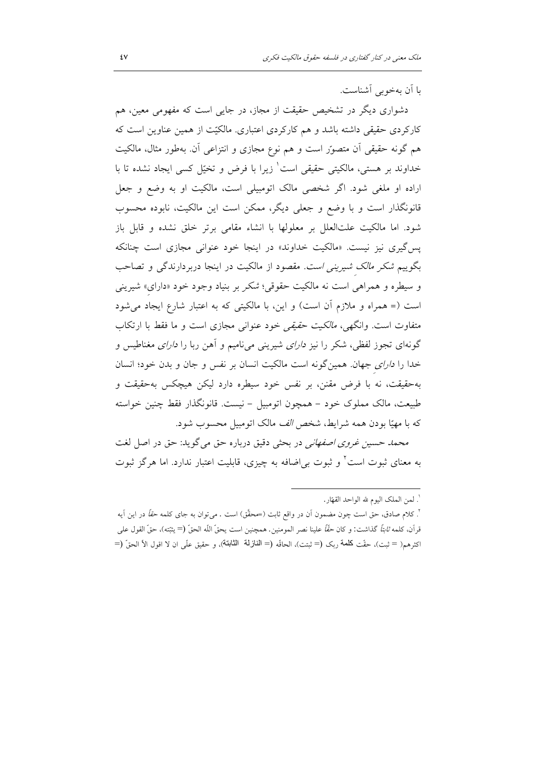با آن به‌خوبی آشناست.

دشواری دیگر در تشخیص حقیقت از مجاز، در جایی است که مفهومی معین، هم کارکردی حقیقی داشته باشد و هم کارکردی اعتباری. مالکیّت از همین عناوین است که هم گونه حقیقی آن متصوّر است و هم نوع مجازی و انتزاعی آن. به‌طور مثال، مالکیت خداوند بر هستی، مالکیتی حقیقی است[1] زیرا با فرض و تخیّل کسی ایجاد نشده تا با اراده او ملغی شود. اگر شخصی مالک اتومبیلی است، مالکیت او به وضع و جعل قانونگذار است و با وضع و جعلی دیگر، ممکن است این مالکیت، نابوده محسوب شود. اما مالکیت علت‌العلل بر معلولها با انشاء مقامی برتر خلق نشده و قابل باز پس‌گیری نیز نیست. «مالکیت خداوند» در اینجا خود عنوانی مجازی است چنانکه بگوییم *شکر مالکِ شیرینی است*. مقصود از مالکیت در اینجا دربردارندگی و تصاحب و سیطره و همراهی است نه مالکیت حقوقی؛ شکر بر بنیاد وجود خود «دارایِ» شیرینی است (= همراه و ملازم آن است) و این، با مالکیتی که به اعتبار شارع ایجاد می‌شود متفاوت است. وانگهی، *مالکیت حقیقی* خود عنوانی مجازی است و ما فقط با ارتکاب گونه‌ای تجوز لفظی، شکر را نیز *دارای* شیرینی می‌نامیم و آهن ربا را *دارای* مغناطیس و خدا را *دارایِ* جهان. همین‌گونه است مالکیت انسان بر نفس و جان و بدن خود؛ انسان به‌حقیقت، نه با فرض مقنن، بر نفس خود سیطره دارد لیکن هیچکس به‌حقیقت و طبیعت، مالک مملوک خود – همچون اتومبیل – نیست. قانونگذار فقط چنین خواسته که با مهیّا بودن همه شرایط، شخص *الف* مالک اتومبیل محسوب شود.

*محمد حسین غروی اصفهانی* در بحثی دقیق درباره حق می‌گوید: حق در اصل لغت به معنای ثبوت است[2] و ثبوت بی‌اضافه به چیزی، قابلیت اعتبار ندارد. اما هرگز ثبوت

---

[1]. لمن الملک الیوم لله الواحد القهّار.

[2]. کلام صادق، حق است چون مضمون آن در واقع ثابت (=محقَّق) است . می‌توان به جای کلمه *حقاً* در این آیه قرآن، کلمه *ثابتاً* گذاشت: و کان *حقّاً* علینا نصر المومنین. همچنین است یحقّ اللّه الحقّ (= یثبّته)، حقّ القول علی اکثرهم( = ثبت)، حقّت **کلمة** ربک (= ثبتت)، الحاقّه (= **النازلة الثابتة**)، و حقیق علّی ان لا اقول الأ الحقّ (=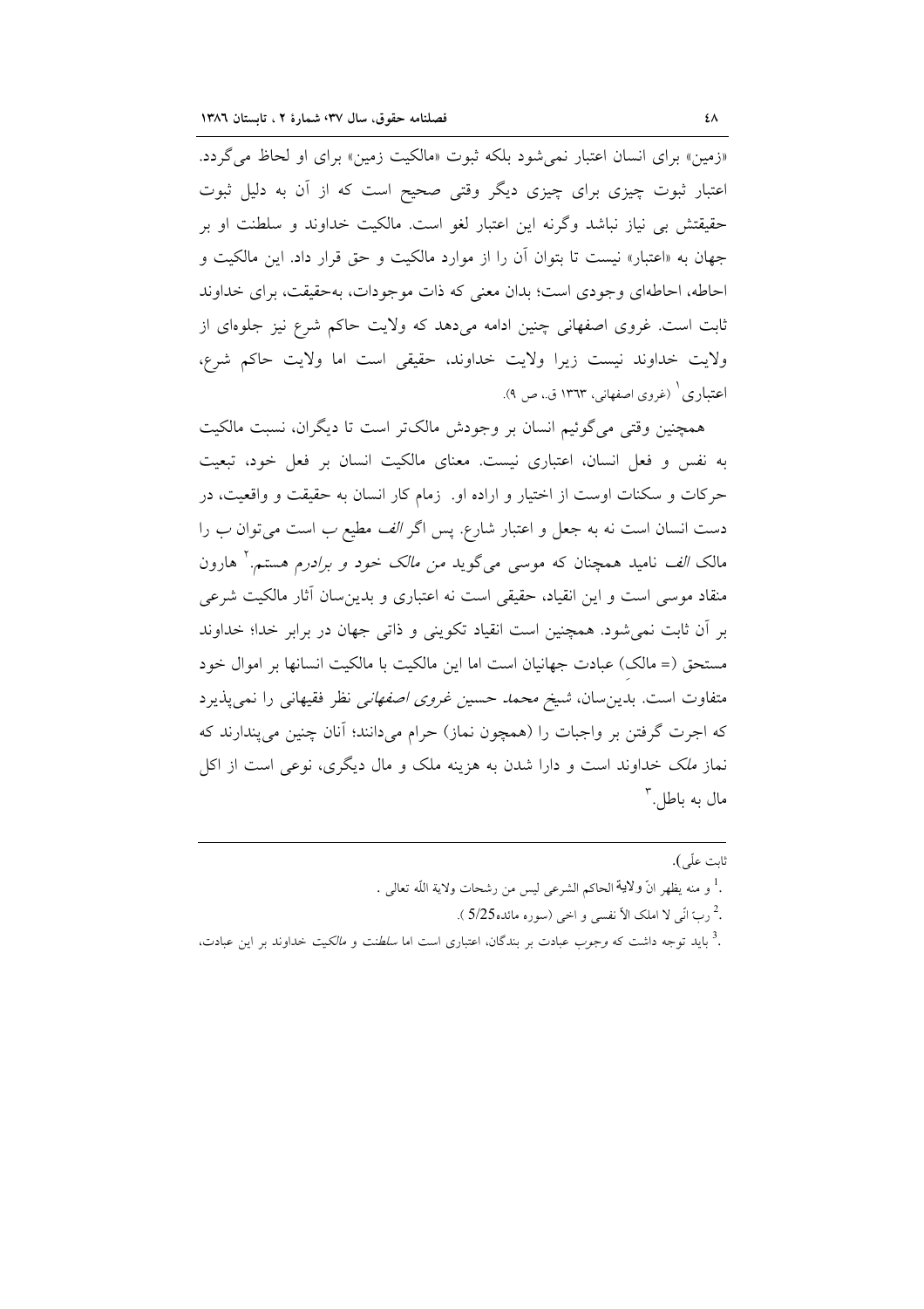«زمین» برای انسان اعتبار نمی‌شود بلکه ثبوت «مالکیت زمین» برای او لحاظ می‌گردد. اعتبار ثبوت چیزی برای چیزی دیگر وقتی صحیح است که از آن به دلیل ثبوت حقیقتش بی نیاز نباشد وگرنه این اعتبار لغو است. مالکیت خداوند و سلطنت او بر جهان به «اعتبار» نیست تا بتوان آن را از موارد مالکیت و حق قرار داد. این مالکیت و احاطه، احاطه‌ای وجودی است؛ بدان معنی که ذات موجودات، به‌حقیقت، برای خداوند ثابت است. غروی اصفهانی چنین ادامه می‌دهد که ولایت حاکم شرع نیز جلوه‌ای از ولایت خداوند نیست زیرا ولایت خداوند، حقیقی است اما ولایت حاکم شرع، اعتباری[1] (غروی اصفهانی، ۱۳۶۳ ق.، ص ۹).

همچنین وقتی می‌گوئیم انسان بر وجودش مالک‌تر است تا دیگران، نسبت مالکیت به نفس و فعل انسان، اعتباری نیست. معنای مالکیت انسان بر فعل خود، تبعیت حرکات و سکنات اوست از اختیار و اراده او. زمام کار انسان به حقیقت و واقعیت، در دست انسان است نه به جعل و اعتبار شارع. پس اگر *الف* مطیع *ب* است می‌توان *ب* را مالک *الف* نامید همچنان که موسی می‌گوید *من مالک خود و برادرم هستم*.[2] هارون منقاد موسی است و این انقیاد، حقیقی است نه اعتباری و بدین‌سان آثار مالکیت شرعی بر آن ثابت نمی‌شود. همچنین است انقیاد تکوینی و ذاتی جهان در برابر خدا؛ خداوند مستحق (= مالک) عبادت جهانیان است اما این مالکیت با مالکیت انسانها بر اموال خود متفاوت است. بدین‌سان، *شیخ محمد حسین غروی اصفهانی* نظر فقیهانی را نمی‌پذیرد که اجرت گرفتن بر واجبات را (همچون نماز) حرام می‌دانند؛ آنان چنین می‌پندارند که نماز *ملک* خداوند است و دارا شدن به هزینه ملک و مال دیگری، نوعی است از اکل مال به باطل.[3]

---

ثابت علی).

[1]. و منه یظهر انّ ولایة الحاکم الشرعی لیس من رشحات ولایة اللّه تعالی .

[2]. ربّ انّی لا املک الاّ نفسی و اخی (سوره مائده5/25 ).

[3]. باید توجه داشت که *وجوب* عبادت بر بندگان، اعتباری است اما *سلطنت* و *مالکیت* خداوند بر این عبادت،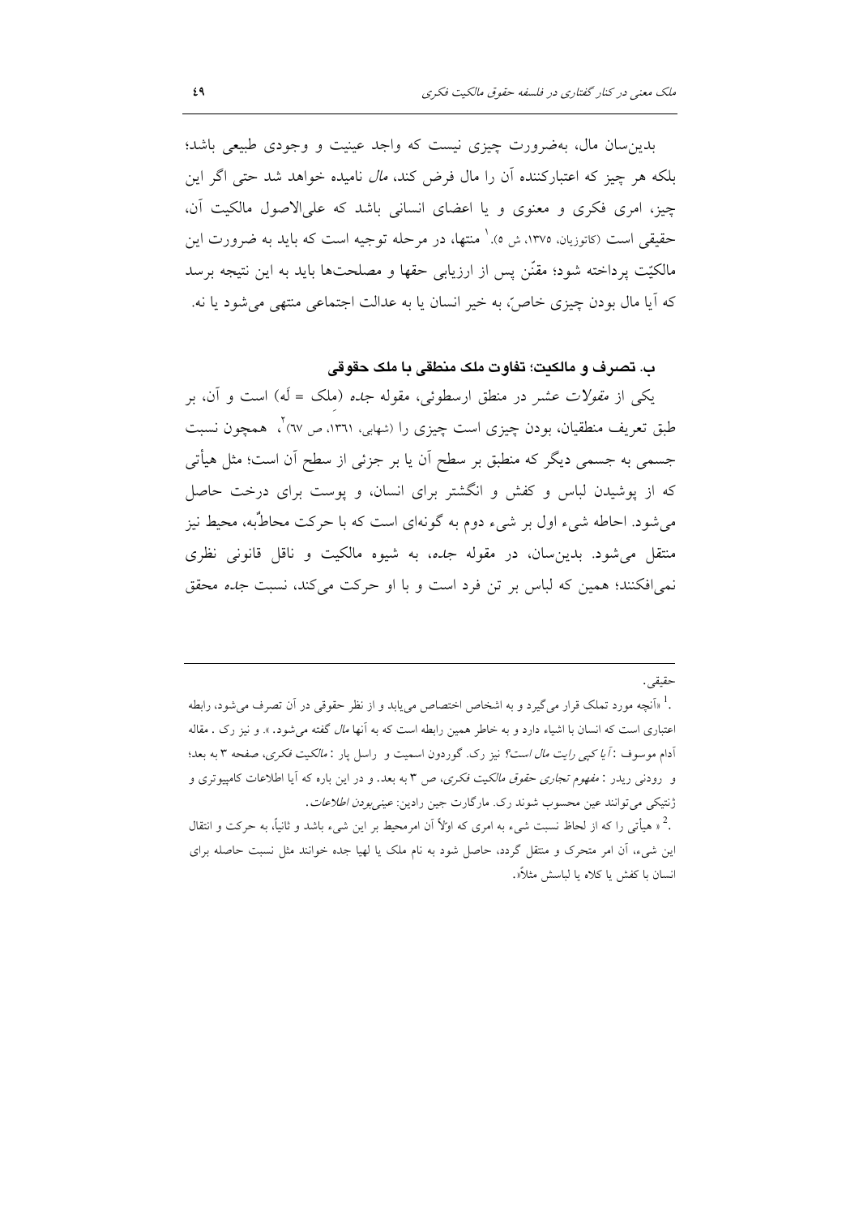بدین‌سان مال، به‌ضرورت چیزی نیست که واجد عینیت و وجودی طبیعی باشد؛ بلکه هر چیز که اعتبارکننده آن را مال فرض کند، *مال* نامیده خواهد شد حتی اگر این چیز، امری فکری و معنوی و یا اعضای انسانی باشد که علی‌الاصول مالکیت آن، حقیقی است (کاتوزیان، ۱۳۷۵، ش ۵).[1] منتها، در مرحله توجیه است که باید به ضرورت این مالکیّت پرداخته شود؛ مقنّن پس از ارزیابی حقها و مصلحت‌ها باید به این نتیجه برسد که آیا مال بودن چیزی خاصّ، به خیر انسان یا به عدالت اجتماعی منتهی می‌شود یا نه.

### ب. تصرف و مالکیت؛ تفاوت ملک منطقی با ملک حقوقی

یکی از *مقولات عشر* در منطق ارسطوئی، مقوله *جده* (ملک = لَه) است و آن، بر طبق تعریف منطقیان، بودن چیزی است چیزی را (شهابی، ۱۳۶۱، ص ۶۷)[2]، همچون نسبت جسمی به جسمی دیگر که منطبق بر سطح آن یا بر جزئی از سطح آن است؛ مثل هیأتی که از پوشیدن لباس و کفش و انگشتر برای انسان، و پوست برای درخت حاصل می‌شود. احاطه شیء اول بر شیء دوم به گونه‌ای است که با حرکت محاطٌبه، محیط نیز منتقل می‌شود. بدین‌سان، در مقوله *جده*، به شیوه مالکیت و ناقل قانونی نظری نمی‌افکنند؛ همین که لباس بر تن فرد است و با او حرکت می‌کند، نسبت *جده* محقق

---

حقیقی.

[1]. «آنچه مورد تملک قرار می‌گیرد و به اشخاص اختصاص می‌یابد و از نظر حقوقی در آن تصرف می‌شود، رابطه اعتباری است که انسان با اشیاء دارد و به خاطر همین رابطه است که به آنها *مال* گفته می‌شود.». و نیز رک . مقاله آدام موسوف : *آیا کپی رایت مال است؟* نیز رک. گوردون اسمیت و راسل پار : *مالکیت فکری*، صفحه ۳ به بعد؛ و رودنی ریدر : *مفهوم تجاری حقوق مالکیت فکری*، ص ۳ به بعد. و در این باره که آیا اطلاعات کامپیوتری و ژنتیکی می‌توانند عین محسوب شوند رک. مارگارت جین رادین: *عینی‌بودن اطلاعات*.

[2]. « هیأتی را که از لحاظ نسبت شیء به امری که اولاً آن امرمحیط بر این شیء باشد و ثانیاً، به حرکت و انتقال این شیء، آن امر متحرک و منتقل گردد، حاصل شود به نام ملک یا لهیا جده خوانند مثل نسبت حاصله برای انسان با کفش یا کلاه یا لباسش مثلاً».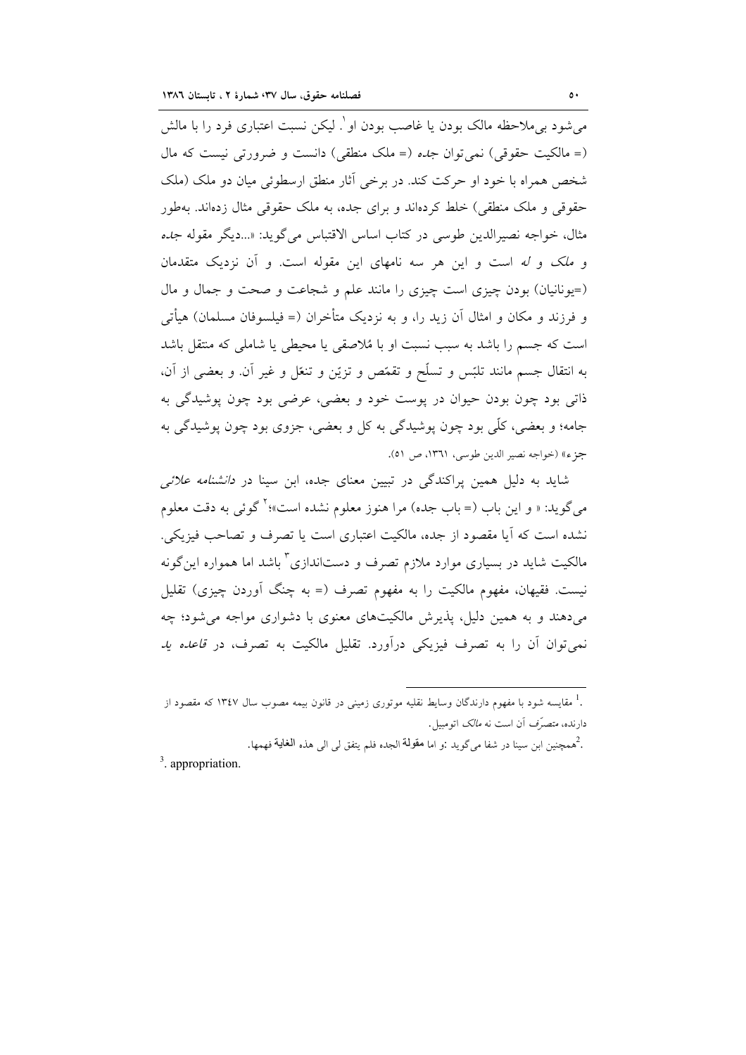می‌شود بی‌ملاحظه مالک بودن یا غاصب بودن او[1]. لیکن نسبت اعتباری فرد را با مالش (= مالکیت حقوقی) نمی‌توان *جده* (= ملک منطقی) دانست و ضرورتی نیست که مال شخص همراه با خود او حرکت کند. در برخی آثار منطق ارسطوئی میان دو ملک (ملک حقوقی و ملک منطقی) خلط کرده‌اند و برای جده، به ملک حقوقی مثال زده‌اند. به‌طور مثال، خواجه نصیرالدین طوسی در کتاب اساس الاقتباس می‌گوید: «...دیگر مقوله *جده* و *ملک* و *له* است و این هر سه نامهای این مقوله است. و آن نزدیک متقدمان (=یونانیان) بودن چیزی است چیزی را مانند علم و شجاعت و صحت و جمال و مال و فرزند و مکان و امثال آن زید را، و به نزدیک متأخران (= فیلسوفان مسلمان) هیأتی است که جسم را باشد به سبب نسبت او با مُلاصقی یا محیطی یا شاملی که منتقل باشد به انتقال جسم مانند تلبّس و تسلّح و تقمّص و تزیّن و تنعّل و غیر آن. و بعضی از آن، ذاتی بود چون بودن حیوان در پوست خود و بعضی، عرضی بود چون پوشیدگی به جامه؛ و بعضی، کلّی بود چون پوشیدگی به کل و بعضی، جزوی بود چون پوشیدگی به جزء» (خواجه نصیر الدین طوسی، ۱۳۶۱، ص ۵۱).

شاید به دلیل همین پراکندگی در تبیین معنای جده، ابن سینا در *دانشنامه علائی* می‌گوید: « و این باب (= باب جده) مرا هنوز معلوم نشده است»؛[2] گوئی به دقت معلوم نشده است که آیا مقصود از جده، مالکیت اعتباری است یا تصرف و تصاحب فیزیکی. مالکیت شاید در بسیاری موارد ملازم تصرف و دست‌اندازی[3] باشد اما همواره این‌گونه نیست. فقیهان، مفهوم مالکیت را به مفهوم تصرف (= به چنگ آوردن چیزی) تقلیل می‌دهند و به همین دلیل، پذیرش مالکیت‌های معنوی با دشواری مواجه می‌شود؛ چه نمی‌توان آن را به تصرف فیزیکی درآورد. تقلیل مالکیت به تصرف، در *قاعده ید*

---

[1]. مقایسه شود با مفهوم دارندگان وسایط نقلیه موتوری زمینی در قانون بیمه مصوب سال ۱۳۴۷ که مقصود از دارنده، *متصرّف* آن است نه *مالک* اتومبیل.

[2]. همچنین ابن سینا در شفا می‌گوید :و اما **مقولة** الجده فلم یتفق لی الی هذه **الغایة** فهمها.

[3]. appropriation.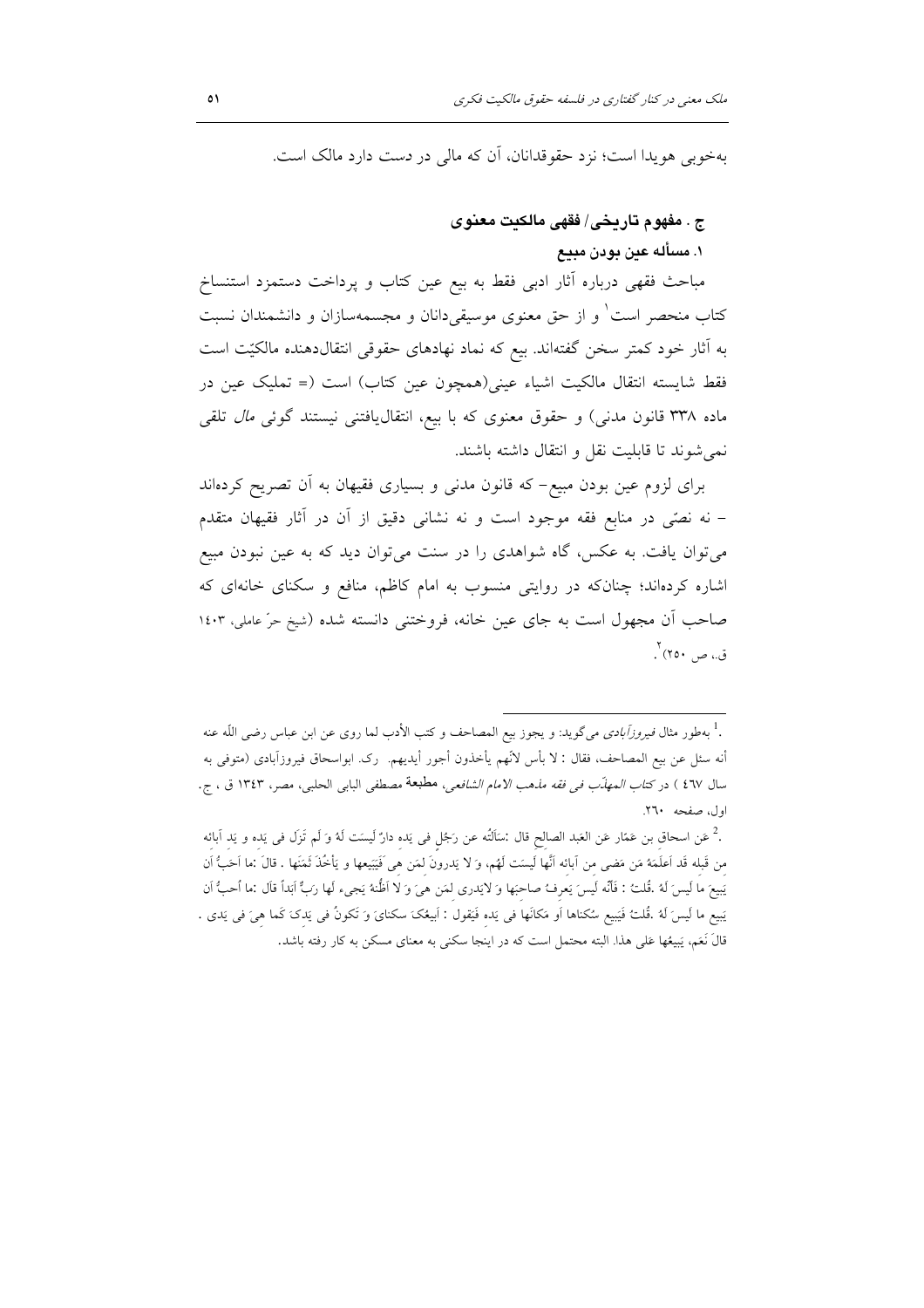به‌خوبی هویدا است؛ نزد حقوقدانان، آن که مالی در دست دارد مالک است.

### ج . مفهوم تاریخی/ فقهی مالکیت معنوی

#### ۱. مسأله عین بودن مبیع

مباحث فقهی درباره آثار ادبی فقط به بیع عین کتاب و پرداخت دستمزد استنساخ کتاب منحصر است[1] و از حق معنوی موسیقی‌دانان و مجسمه‌سازان و دانشمندان نسبت به آثار خود کمتر سخن گفته‌اند. بیع که نماد نهادهای حقوقی انتقال‌دهنده مالکیّت است فقط شایسته انتقال مالکیت اشیاء عینی(همچون عین کتاب) است (= تملیک عین در ماده ۳۳۸ قانون مدنی) و حقوق معنوی که با بیع، انتقال‌یافتنی نیستند گوئی *مال* تلقی نمی‌شوند تا قابلیت نقل و انتقال داشته باشند.

برای لزوم عین بودن مبیع– که قانون مدنی و بسیاری فقیهان به آن تصریح کرده‌اند – نه نصّی در منابع فقه موجود است و نه نشانی دقیق از آن در آثار فقیهان متقدم می‌توان یافت. به عکس، گاه شواهدی را در سنت می‌توان دید که به عین نبودن مبیع اشاره کرده‌اند؛ چنان‌که در روایتی منسوب به امام کاظم، منافع و سکنای خانه‌ای که صاحب آن مجهول است به جای عین خانه، فروختنی دانسته شده (شیخ حرّ عاملی، ۱۴۰۳ ق.، ص ۲۵۰)[2].

---

[1]. به‌طور مثال *فیروزآبادی* می‌گوید: و یجوز بیع المصاحف و کتب الأدب لما روی عن ابن عباس رضی اللّه عنه أنه سئل عن بیع المصاحف، فقال : لا بأس لأنهم یأخذون أجور أیدیهم. رک. ابواسحاق فیروزآبادی (متوفی به سال ٤٦٧ ) در *کتاب المهذّب فی فقه مذهب الامام الشافعی*، **مطبعة** مصطفی البابی الحلبی، مصر، ۱۳٤۳ ق ، ج. اول، صفحه ۲٦۰.

[2]. عَن اسحاق بن عَمّار عَن العَبد الصالح قال :سَألتُه عن رَجُل فی یَده دارٌ لَیسَت لَهُ وَ لَم تَزَل فی یَده و یَد آبائه من قَبله قَد أعلَمَهُ مَن مَضی من آبائه أنَّها لَیسَت لَهُم، وَ لا یَدرونَ لمَن هیَ فَیَبیعها و یَأخُذَ ثَمَنَها . قالَ :ما اَحَبُّ أن یَبیعَ ما لَیسَ لَهُ .قُلتُ : فَأنّه لَیسَ یَعرفُ صاحبَها وَ لایَدری لمَن هیَ وَ لا أظُنّهُ یَجیء لَها رَبٌّ اَبَداً قَال :ما أحبُّ أن یَبیع ما لَیسَ لَهُ .قُلتُ فَیَبیع سُکناها أو مَکانَها فی یَده فَیَقول : أبیعُکَ سکنایَ وَ تَکونُ فی یَدکَ کَما هیَ فی یَدی . قالَ نَعَم، یَبیعُها عَلی هذا. البته محتمل است که در اینجا سکنی به معنای مسکن به کار رفته باشد.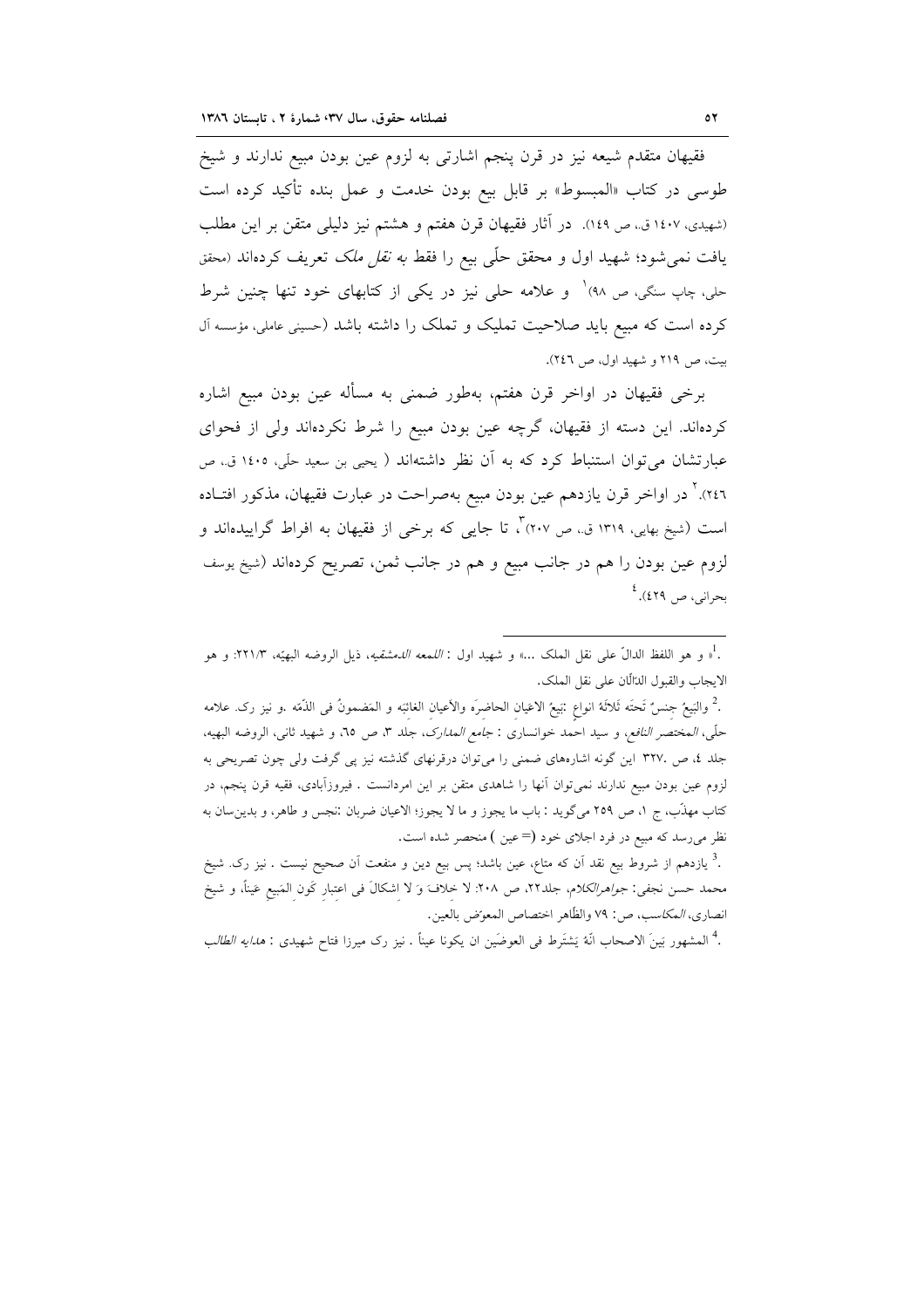فقیهان متقدم شیعه نیز در قرن پنجم اشارتی به لزوم عین بودن مبیع ندارند و شیخ طوسی در کتاب «المبسوط» بر قابل بیع بودن خدمت و عمل بنده تأکید کرده است (شهیدی، ۱٤۰۷ ق.، ص ۱٤۹). در آثار فقیهان قرن هفتم و هشتم نیز دلیلی متقن بر این مطلب یافت نمی‌شود؛ شهید اول و محقق حلّی بیع را فقط به *نقل ملک* تعریف کرده‌اند (محقق حلی، چاپ سنگی، ص ۹۸)[1] و علامه حلی نیز در یکی از کتابهای خود تنها چنین شرط کرده است که مبیع باید صلاحیت تملیک و تملک را داشته باشد (حسینی عاملی، مؤسسه آل بیت، ص ۲۱۹ و شهید اول، ص ۲٤٦).

برخی فقیهان در اواخر قرن هفتم، به‌طور ضمنی به مسأله عین بودن مبیع اشاره کرده‌اند. این دسته از فقیهان، گرچه عین بودن مبیع را شرط نکرده‌اند ولی از فحوای عبارتشان می‌توان استنباط کرد که به آن نظر داشته‌اند ( یحیی بن سعید حلّی، ۱٤۰۵ ق.، ص ۲٤٦).[2] در اواخر قرن یازدهم عین بودن مبیع به‌صراحت در عبارت فقیهان، مذکور افتاده است (شیخ بهایی، ۱۳۱۹ ق.، ص ۲۰۷)[3]، تا جایی که برخی از فقیهان به افراط گراییده‌اند و لزوم عین بودن را هم در جانب مبیع و هم در جانب ثمن، تصریح کرده‌اند (شیخ یوسف بحرانی، ص ٤۲۹).[4]

---

[1]. «و هو اللفظ الدالّ علی نقل الملک ...» و شهید اول : *اللمعه الدمشقیه*، ذیل الروضه البهیّه، ۲۲۱/۳: و هو الایجاب والقبول الدالّان علی نقل الملک.

[2]. والبَیعُ جنسٌ تَحتَه ثَلاثَهُ انواعٍ :بَیعُ الاعیانِ الحاضرَه والأعیانِ الغائبَه و المَضمونُ فی الذّمَه .و نیز رک. علامه حلّی، *المختصر النافع*، و سید احمد خوانساری : *جامع المدارک*، جلد ۳، ص ٦٥، و شهید ثانی، الروضه البهیه، جلد ٤، ص ۳۲۷. این گونه اشاره‌های ضمنی را می‌توان درقرنهای گذشته نیز پی گرفت ولی چون تصریحی به لزوم عین بودن مبیع ندارند نمی‌توان آنها را شاهدی متقن بر این امردانست . فیروزآبادی، فقیه قرن پنجم، در کتاب مهذّب، ج ۱، ص ۲٥۹ می‌گوید : باب ما یجوز و ما لا یجوز؛ الاعیان ضربان :نجس و طاهر، و بدین‌سان به نظر می‌رسد که مبیع در فرد اجلای خود (= عین ) منحصر شده است.

[3]. یازدهم از شروط بیع نقد آن که متاع، عین باشد؛ پس بیع دین و منفعت آن صحیح نیست . نیز رک. شیخ محمد حسن نجفی: *جواهرالکلام*، جلد۲۲، ص ۲۰۸: لا خلافَ وَ لا اشکالَ فی اعتِبارِ کَونِ المَبیعِ عَیناً، و شیخ انصاری، *المکاسب*، ص: ۷۹ والظّاهر اختصاص المعوّض بالعین.

[4]. المشهور بَینَ الاصحاب انَّهُ یَشتَرط فی العوضَین ان یکونا عیناً . نیز رک میرزا فتاح شهیدی : *هدایه الطالب*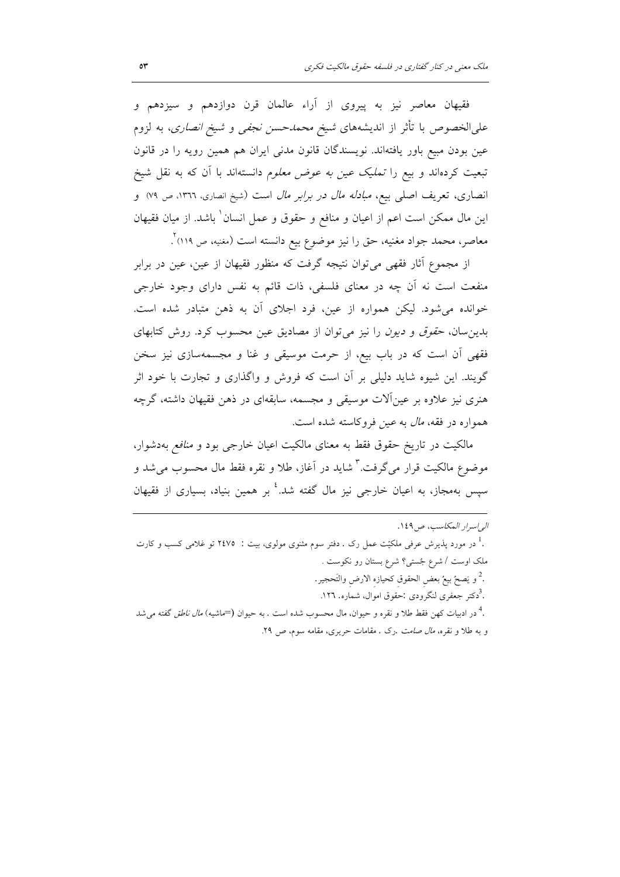فقیهان معاصر نیز به پیروی از آراء عالمان قرن دوازدهم و سیزدهم و علی‌الخصوص با تأثر از اندیشه‌های *شیخ محمدحسن نجفی* و *شیخ انصاری*، به لزوم عین بودن مبیع باور یافته‌اند. نویسندگان قانون مدنی ایران هم همین رویه را در قانون تبعیت کرده‌اند و بیع را *تملیک عین به عوض معلوم* دانسته‌اند با آن که به نقل شیخ انصاری، تعریف اصلی بیع، *مبادله مال در برابر مال* است (شیخ انصاری، ۱۳٦٦، ص ۷۹) و این مال ممکن است اعم از اعیان و منافع و حقوق و عمل انسان[1] باشد. از میان فقیهان معاصر، محمد جواد مغنیه، حق را نیز موضوع بیع دانسته است (مغنیه، ص ۱۱۹)[2].

از مجموع آثار فقهی می‌توان نتیجه گرفت که منظور فقیهان از عین، عین در برابر منفعت است نه آن چه در معنای فلسفی، ذات قائم به نفس دارای وجود خارجی خوانده می‌شود. لیکن همواره از عین، فرد اجلای آن به ذهن متبادر شده است. بدین‌سان، *حقوق* و *دیون* را نیز می‌توان از مصادیق عین محسوب کرد. روش کتابهای فقهی آن است که در باب بیع، از حرمت موسیقی و غنا و مجسمه‌سازی نیز سخن گویند. این شیوه شاید دلیلی بر آن است که فروش و واگذاری و تجارت با خود اثر هنری نیز علاوه بر عین‌آلات موسیقی و مجسمه، سابقه‌ای در ذهن فقیهان داشته، گرچه همواره در فقه، *مال* به *عین* فروکاسته شده است.

مالکیت در تاریخ حقوق فقط به معنای مالکیت اعیان خارجی بود و *منافع* به‌دشوار، موضوع مالکیت قرار می‌گرفت.[3] شاید در آغاز، طلا و نقره فقط مال محسوب می‌شد و سپس به‌مجاز، به اعیان خارجی نیز مال گفته شد.[4] بر همین بنیاد، بسیاری از فقیهان

---

*الی اسرار المکاسب*، ص۱٤۹.

[1]. در مورد پذیرش عرفی ملکیّت عمل رک . دفتر سوم مثنوی مولوی، بیت : ۲٤۷۵ تو غلامی کسب و کارت ملک اوست / شرع جُستی؟ شرع بستان رو نکوست .

[2]. و یَصحّ بیعُ بعضِ الحقوقِ کحیازهِ الارضِ والتّحجیر.

[3]. دکتر جعفری لنگرودی :حقوق اموال، شماره. ۱۲٦.

[4]. در ادبیات کهن فقط طلا و نقره و حیوان، مال محسوب شده است . به حیوان (=ماشیه) *مال ناطق* گفته می‌شد و به طلا و نقره، *مال صامت* .رک . مقامات حریری، مقامه سوم، ص ۲۹.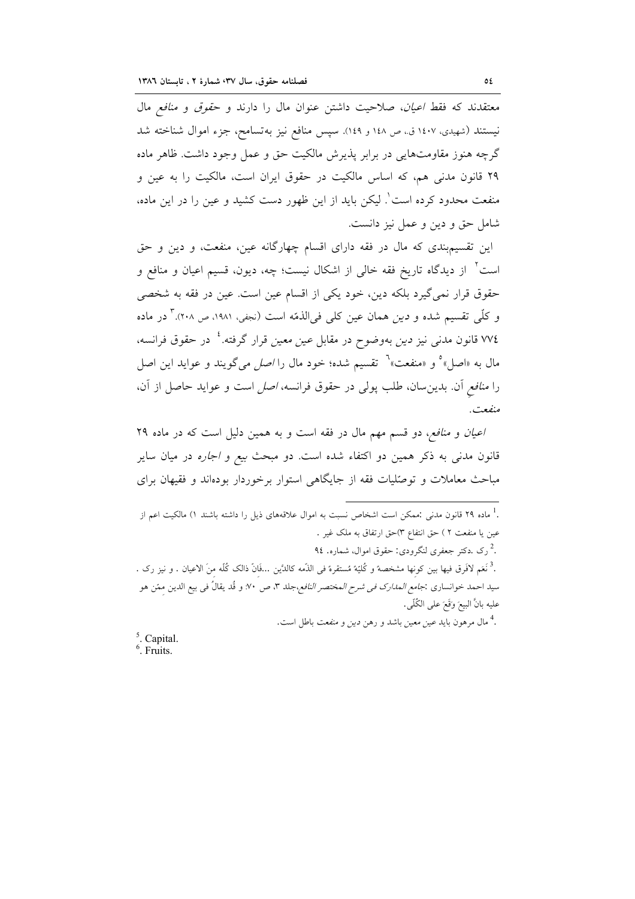معتقدند که فقط *اعیان*، صلاحیت داشتن عنوان مال را دارند و *حقوق* و *منافع* مال نیستند (شهیدی، ۱۴۰۷ ق.، ص ۱۴۸ و ۱۴۹). سپس منافع نیز به‌تسامح، جزء اموال شناخته شد گرچه هنوز مقاومت‌هایی در برابر پذیرش مالکیت حق و عمل وجود داشت. ظاهر ماده ۲۹ قانون مدنی هم، که اساس مالکیت در حقوق ایران است، مالکیت را به عین و منفعت محدود کرده است[1]. لیکن باید از این ظهور دست کشید و عین را در این ماده، شامل حق و دین و عمل نیز دانست.

این تقسیم‌بندی که مال در فقه دارای اقسام چهارگانه عین، منفعت، و دین و حق است[2] از دیدگاه تاریخ فقه خالی از اشکال نیست؛ چه، دیون، قسیم اعیان و منافع و حقوق قرار نمی‌گیرد بلکه دین، خود یکی از اقسام عین است. عین در فقه به شخصی و کلّی تقسیم شده و *دین* همان عین کلی فی‌الذمّه است (نجفی، ۱۹۸۱، ص ۲۰۸).[3] در ماده ۷۷۴ قانون مدنی نیز *دین* به‌وضوح در مقابل *عین معین* قرار گرفته.[4] در حقوق فرانسه، مال به «اصل»[5] و «منفعت»[6] تقسیم شده؛ خود مال را *اصل* می‌گویند و عواید این اصل را *منافع* آن. بدین‌سان، طلب پولی در حقوق فرانسه، *اصل* است و عواید حاصل از آن، *منفعت*.

*اعیان* و *منافع*، دو قسم مهم مال در فقه است و به همین دلیل است که در ماده ۲۹ قانون مدنی به ذکر همین دو اکتفاء شده است. دو مبحث *بیع* و *اجاره* در میان سایر مباحث معاملات و توصّلیات فقه از جایگاهی استوار برخوردار بوده‌اند و فقیهان برای

---

[1]. ماده ۲۹ قانون مدنی :ممکن است اشخاص نسبت به اموال علاقه‌های ذیل را داشته باشند ۱) مالکیت اعم از عین یا منفعت ۲ ) حق انتفاع ۳)حق ارتفاق به ملک غیر .

[2]. رک .دکتر جعفری لنگرودی: حقوق اموال، شماره. ۹۴

[3]. نَعَم لافَرق فیها بین کونِها مشخصهً و کُلیَهً مُستقرهً فی الذّمه کالدَّین ...فَانَّ ذالک کُلّه منَ الاعیان . و نیز رک . سید احمد خوانساری :*جامع المدارک فی شرح المختصر النافع*،جلد ۳، ص ۷۰: و قُد یقالُ فی بیع الدین ممّن هو علیه بانَّ البیعَ وَقَعَ علی الکُلّی.

[4]. مال مرهون باید عین معین باشد و رهن دین و منفعت باطل است.

[5]. Capital.

[6]. Fruits.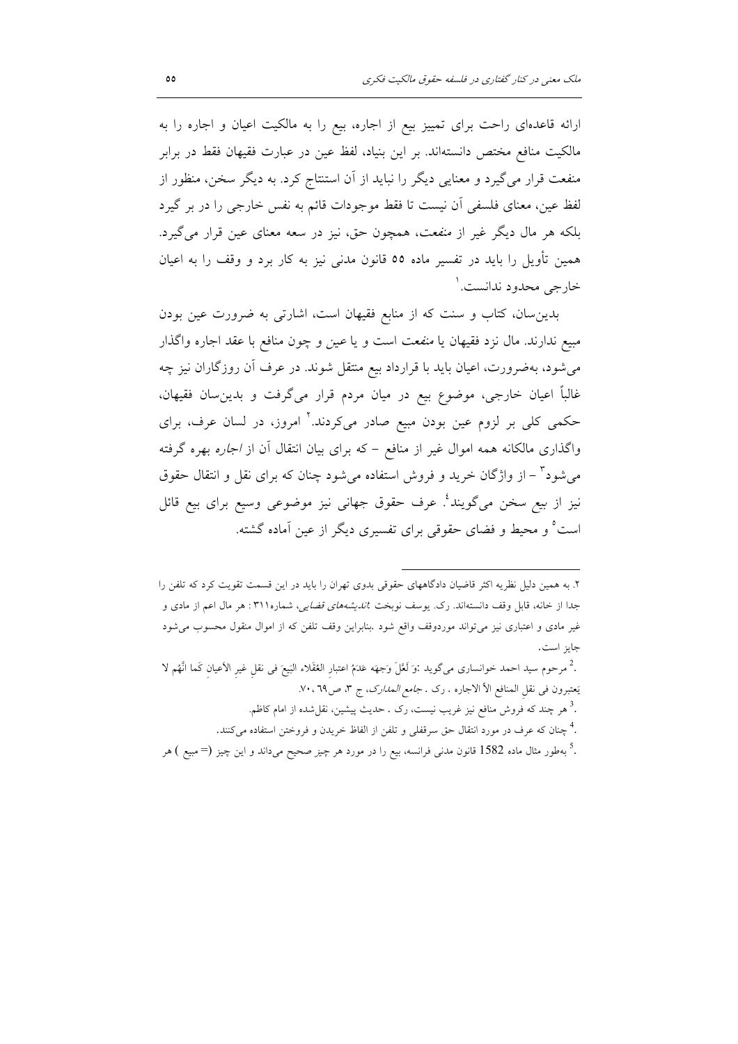ارائه قاعده‌ای راحت برای تمییز بیع از اجاره، بیع را به مالکیت اعیان و اجاره را به مالکیت منافع مختص دانسته‌اند. بر این بنیاد، لفظ عین در عبارت فقیهان فقط در برابر منفعت قرار می‌گیرد و معنایی دیگر را نباید از آن استنتاج کرد. به دیگر سخن، منظور از لفظ عین، معنای فلسفی آن نیست تا فقط موجودات قائم به نفس خارجی را در بر گیرد بلکه هر مال دیگر غیر از *منفعت*، همچون حق، نیز در سعه معنای عین قرار می‌گیرد. همین تأویل را باید در تفسیر ماده ۵۵ قانون مدنی نیز به کار برد و وقف را به اعیان خارجی محدود ندانست.[1]

بدین‌سان، کتاب و سنت که از منابع فقیهان است، اشارتی به ضرورت عین بودن مبیع ندارند. مال نزد فقیهان یا *منفعت* است و یا *عین* و چون منافع با عقد اجاره واگذار می‌شود، به‌ضرورت، اعیان باید با قرارداد بیع منتقل شوند. در عرف آن روزگاران نیز چه غالباً اعیان خارجی، موضوع بیع در میان مردم قرار می‌گرفت و بدین‌سان فقیهان، حکمی کلی بر لزوم عین بودن مبیع صادر می‌کردند.[2] امروز، در لسان عرف، برای واگذاری مالکانه همه اموال غیر از منافع – که برای بیان انتقال آن از *اجاره* بهره گرفته می‌شود[3] – از واژگان خرید و فروش استفاده می‌شود چنان که برای نقل و انتقال حقوق نیز از بیع سخن می‌گویند[4]. عرف حقوق جهانی نیز موضوعی وسیع برای بیع قائل است[5] و محیط و فضای حقوقی برای تفسیری دیگر از عین آماده گشته.

---

۲. به همین دلیل نظریه اکثر قاضیان دادگاههای حقوقی بدوی تهران را باید در این قسمت تقویت کرد که تلفن را جدا از خانه، قابل وقف دانسته‌اند. رک. یوسف نوبخت *،اندیشه‌های قضایی*، شماره۳۱۱ : هر مال اعم از مادی و غیر مادی و اعتباری نیز می‌تواند موردوقف واقع شود .بنابراین وقف تلفن که از اموال منقول محسوب می‌شود جایز است.

[2]. مرحوم سید احمد خوانساری می‌گوید :وَ لَعَلَّ وَجهَه عَدَمُ اعتبارِ العُقَلاء البَیعَ فی نقلِ غیرِ الأعیانِ کَما انَّهُم لا یَعتبرون فی نقلِ المنافع الاّ الاجاره . رک . *جامع المدارک*، ج ۳، ص۶۹، ۷۰.

[3]. هر چند که فروش منافع نیز غریب نیست، رک . حدیث پیشین، نقل‌شده از امام کاظم.

[4]. چنان که عرف در مورد انتقال حق سرقفلی و تلفن از الفاظ خریدن و فروختن استفاده می‌کنند.

[5]. به‌طور مثال ماده 1582 قانون مدنی فرانسه، بیع را در مورد هر چیز صحیح می‌داند و این چیز (= مبیع ) هر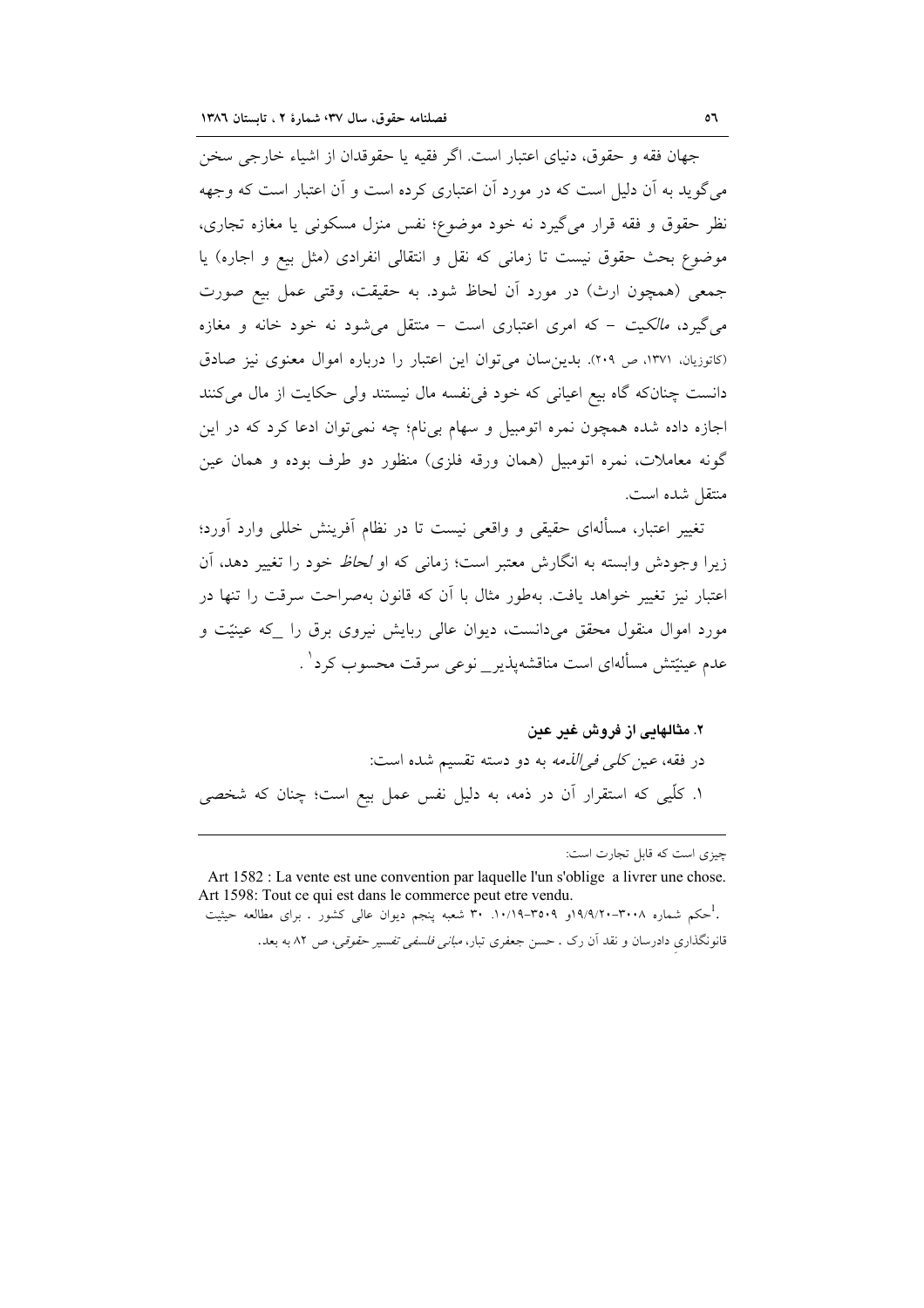جهان فقه و حقوق، دنیای اعتبار است. اگر فقیه یا حقوقدان از اشیاء خارجی سخن می‌گوید به آن دلیل است که در مورد آن اعتباری کرده است و آن اعتبار است که وجهه نظر حقوق و فقه قرار می‌گیرد نه خود موضوع؛ نفس منزل مسکونی یا مغازه تجاری، موضوع بحث حقوق نیست تا زمانی که نقل و انتقالی انفرادی (مثل بیع و اجاره) یا جمعی (همچون ارث) در مورد آن لحاظ شود. به حقیقت، وقتی عمل بیع صورت می‌گیرد، *مالکیت* – که امری اعتباری است – منتقل می‌شود نه خود خانه و مغازه (کاتوزیان، ۱۳۷۱، ص ۲۰۹). بدین‌سان می‌توان این اعتبار را درباره اموال معنوی نیز صادق دانست چنان‌که گاه بیع اعیانی که خود فی‌نفسه مال نیستند ولی حکایت از مال می‌کنند اجازه داده شده همچون نمره اتومبیل و سهام بی‌نام؛ چه نمی‌توان ادعا کرد که در این گونه معاملات، نمره اتومبیل (همان ورقه فلزی) منظور دو طرف بوده و همان عین منتقل شده است.

تغییر اعتبار، مسأله‌ای حقیقی و واقعی نیست تا در نظام آفرینش خللی وارد آورد؛ زیرا وجودش وابسته به انگارش معتبر است؛ زمانی که او *لحاظ* خود را تغییر دهد، آن اعتبار نیز تغییر خواهد یافت. به‌طور مثال با آن که قانون به‌صراحت سرقت را تنها در مورد اموال منقول محقق می‌دانست، دیوان عالی ربایش نیروی برق را _که عینیّت و عدم عینیّتش مسأله‌ای است مناقشه‌پذیر_ نوعی سرقت محسوب کرد[1].

### ۲. مثالهایی از فروش غیر عین

در فقه، *عین کلی فی‌الذمه* به دو دسته تقسیم شده است:

۱. کلّیی که استقرار آن در ذمه، به دلیل نفس عمل بیع است؛ چنان که شخصی

---

چیزی است که قابل تجارت است:

Art 1582 : La vente est une convention par laquelle l'un s'oblige a livrer une chose.
Art 1598: Tout ce qui est dans le commerce peut etre vendu.

[1]. حکم شماره ۳۰۰۸-۱۹/۹/۲۰و ۳۵۰۹-۱۰/۱۹. ۳۰ شعبه پنجم دیوان عالی کشور . برای مطالعه حیثیت قانونگذاریِ دادرسان و نقد آن رک . حسن جعفری تبار، *مبانی فلسفی تفسیر حقوقی*، ص ۸۲ به بعد.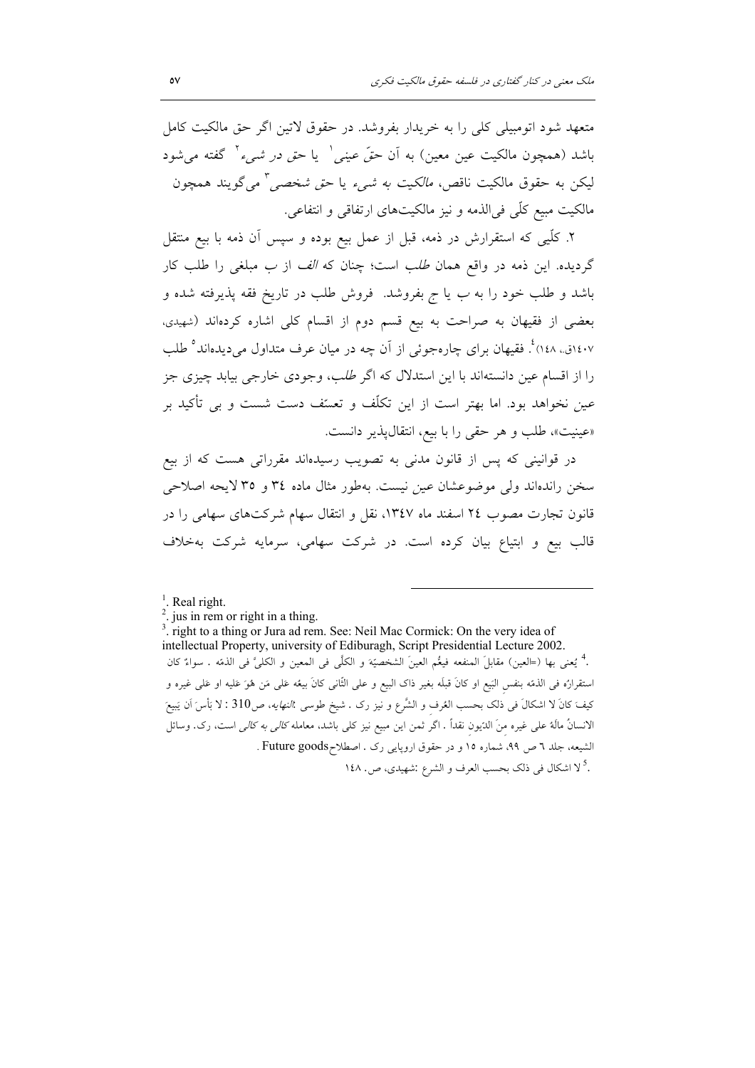متعهد شود اتومبیلی کلی را به خریدار بفروشد. در حقوق لاتین اگر حق مالکیت کامل باشد (همچون مالکیت عین معین) به آن *حقّ عینی*[1] یا *حق در شیء*[2] گفته می‌شود لیکن به حقوق مالکیت ناقص، *مالکیت به شیء* یا *حق شخصی*[3] می‌گویند همچون مالکیت مبیع کلّی فی‌الذمه و نیز مالکیت‌های ارتفاقی و انتفاعی.

۲. کلّیی که استقرارش در ذمه، قبل از عمل بیع بوده و سپس آن ذمه با بیع منتقل گردیده. این ذمه در واقع همان *طلب* است؛ چنان که *الف* از *ب* مبلغی را طلب کار باشد و طلب خود را به *ب* یا *ج* بفروشد. فروش طلب در تاریخ فقه پذیرفته شده و بعضی از فقیهان به صراحت به بیع قسم دوم از اقسام کلی اشاره کرده‌اند (شهیدی، ۱٤۰۷ق.، ۱٤۸)[4]. فقیهان برای چاره‌جوئی از آن چه در میان عرف متداول می‌دیده‌اند[5] طلب را از اقسام عین دانسته‌اند با این استدلال که اگر *طلب*، وجودی خارجی بیابد چیزی جز عین نخواهد بود. اما بهتر است از این تکلّف و تعسّف دست شست و بی تأکید بر «عینیت»، طلب و هر حقی را با بیع، انتقال‌پذیر دانست.

در قوانینی که پس از قانون مدنی به تصویب رسیده‌اند مقرراتی هست که از بیع سخن رانده‌اند ولی موضوعشان عین نیست. به‌طور مثال ماده ۳٤ و ۳۵ لایحه اصلاحی قانون تجارت مصوب ۲٤ اسفند ماه ۱۳٤۷، نقل و انتقال سهام شرکت‌های سهامی را در قالب بیع و ابتیاع بیان کرده است. در شرکت سهامی، سرمایه شرکت به‌خلاف

---

[1]. Real right.

[2]. jus in rem or right in a thing.

[3]. right to a thing or Jura ad rem. See: Neil Mac Cormick: On the very idea of intellectual Property, university of Ediburagh, Script Presidential Lecture 2002.

[4]. یُعنی بها (=العین) مقابلَ المنفعه فیعُم العینَ الشخصیّة و الکلّی فی المعین و الکلیَّ فی الذمّه . سواءً کان استقرارُه فی الذمّه بنفسِ البَیع او کانَ قبلَه بغیر ذاک البیع و علی الثّانی کانَ بیعُه عَلی مَن هُوَ علیه او عَلی غیره و کیفَ کانَ لا اشکالَ فی ذلک بحسب العُرفِ و الشَّرع و نیز رک . شیخ طوسی :*النهایه*، ص310 : لا بَأسَ أن یَبیعَ الانسانُ مالَهُ علی غیره منَ الدّیونِ نقداً . اگر ثمن این مبیع نیز کلی باشد، معامله *کالی به کالی* است، رک. وسائل الشیعه، جلد ٦ ص ۹۹، شماره ۱۵ و در حقوق اروپایی رک . اصطلاح Future goods .

[5]. لا اشکال فی ذلک بحسب العرف و الشرع :شهیدی، ص. ۱٤۸.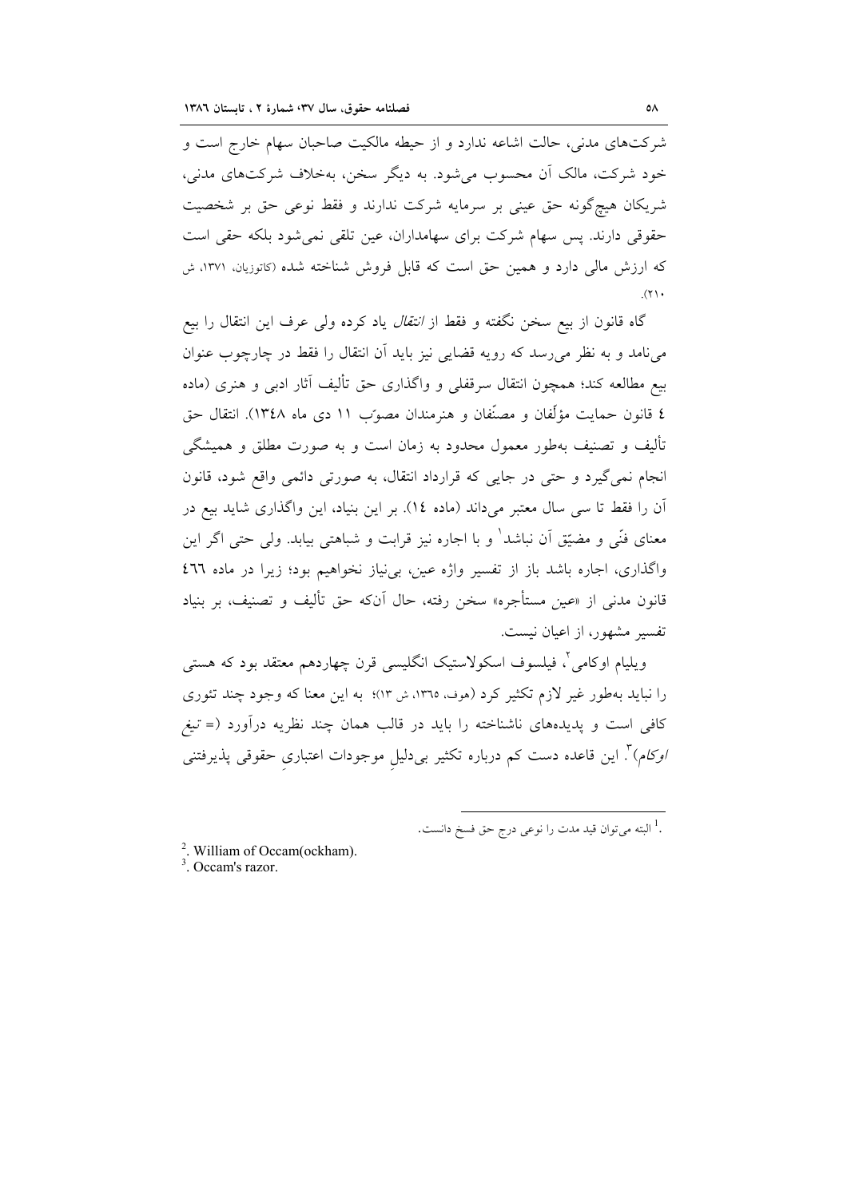شرکت‌های مدنی، حالت اشاعه ندارد و از حیطه مالکیت صاحبان سهام خارج است و خود شرکت، مالک آن محسوب می‌شود. به دیگر سخن، به‌خلاف شرکت‌های مدنی، شریکان هیچ‌گونه حق عینی بر سرمایه شرکت ندارند و فقط نوعی حق بر شخصیت حقوقی دارند. پس سهام شرکت برای سهامداران، عین تلقی نمی‌شود بلکه حقی است که ارزش مالی دارد و همین حق است که قابل فروش شناخته شده (کاتوزیان، ۱۳۷۱، ش ۲۱۰).

گاه قانون از بیع سخن نگفته و فقط از *انتقال* یاد کرده ولی عرف این انتقال را بیع می‌نامد و به نظر می‌رسد که رویه قضایی نیز باید آن انتقال را فقط در چارچوب عنوان بیع مطالعه کند؛ همچون انتقال سرقفلی و واگذاری حق تألیف آثار ادبی و هنری (ماده ٤ قانون حمایت مؤلّفان و مصنّفان و هنرمندان مصوّب ۱۱ دی ماه ۱۳٤۸). انتقال حق تألیف و تصنیف به‌طور معمول محدود به زمان است و به صورت مطلق و همیشگی انجام نمی‌گیرد و حتی در جایی که قرارداد انتقال، به صورتی دائمی واقع شود، قانون آن را فقط تا سی سال معتبر می‌داند (ماده ۱٤). بر این بنیاد، این واگذاری شاید بیع در معنای فنّی و مضیّق آن نباشد[1] و با اجاره نیز قرابت و شباهتی بیابد. ولی حتی اگر این واگذاری، اجاره باشد باز از تفسیر واژه عین، بی‌نیاز نخواهیم بود؛ زیرا در ماده ٤٦٦ قانون مدنی از «عین مستأجره» سخن رفته، حال آن‌که حق تألیف و تصنیف، بر بنیاد تفسیر مشهور، از اعیان نیست.

ویلیام اوکامی[2]، فیلسوف اسکولاستیک انگلیسی قرن چهاردهم معتقد بود که هستی را نباید به‌طور غیر لازم تکثیر کرد (هوف، ۱۳٦۵، ش ۱۳)؛ به این معنا که وجود چند تئوری کافی است و پدیده‌های ناشناخته را باید در قالب همان چند نظریه درآورد (= *تیغ اوکام*)[3]. این قاعده دست کم درباره تکثیر بی‌دلیلِ موجودات اعتباریِ حقوقی پذیرفتنی

---

[1]. البته می‌توان قید مدت را نوعی درج حق فسخ دانست.

[2]. William of Occam(ockham).

[3]. Occam's razor.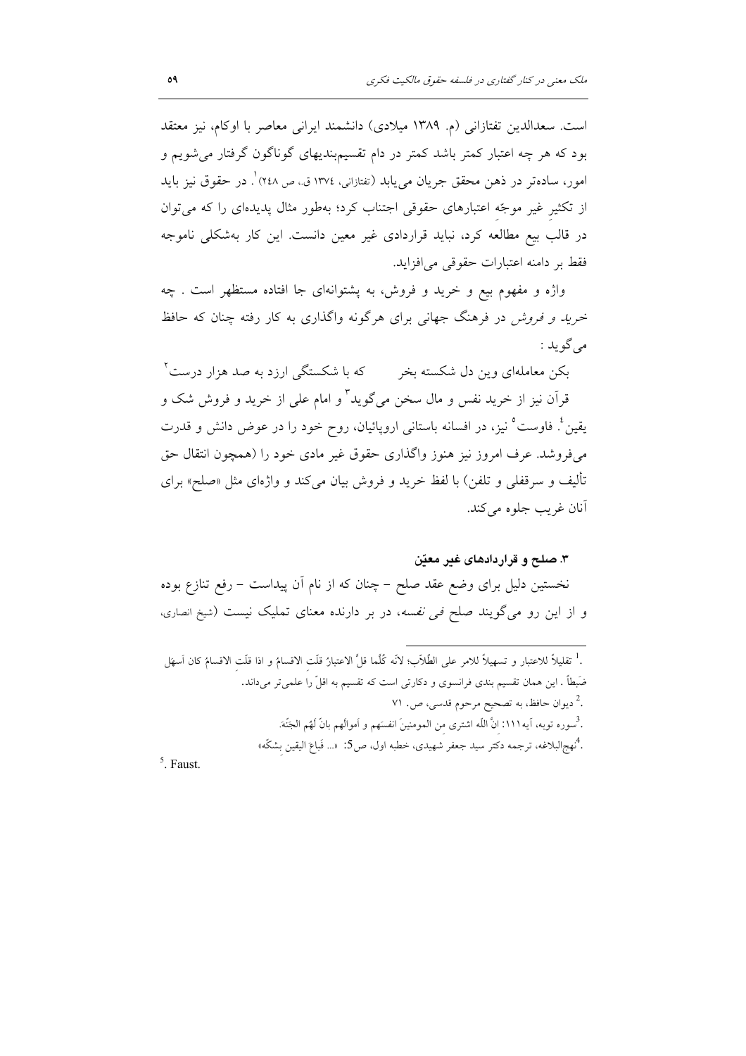است. سعدالدین تفتازانی (م. ۱۳۸۹ میلادی) دانشمند ایرانی معاصر با اوکام، نیز معتقد بود که هر چه اعتبار کمتر باشد کمتر در دام تقسیم‌بندیهای گوناگون گرفتار می‌شویم و امور، ساده‌تر در ذهن محقق جریان می‌یابد (تفتازانی، ۱۳۷٤ ق.، ص ۲٤۸)[1]. در حقوق نیز باید از تکثیرِ غیر موجّه اعتبارهای حقوقی اجتناب کرد؛ به‌طور مثال پدیده‌ای را که می‌توان در قالب بیع مطالعه کرد، نباید قراردادی غیر معین دانست. این کار به‌شکلی ناموجه فقط بر دامنه اعتبارات حقوقی می‌افزاید.

واژه و مفهوم بیع و خرید و فروش، به پشتوانه‌ای جا افتاده مستظهر است . چه *خرید و فروش* در فرهنگ جهانی برای هرگونه واگذاری به کار رفته چنان که حافظ می‌گوید :

بکن معامله‌ای وین دل شکسته بخر &nbsp;&nbsp;&nbsp;&nbsp; که با شکستگی ارزد به صد هزار درست[2]

قرآن نیز از خرید نفس و مال سخن می‌گوید[3] و امام علی از خرید و فروش شک و یقین[4]. فاوست[5] نیز، در افسانه باستانی اروپائیان، روح خود را در عوض دانش و قدرت می‌فروشد. عرف امروز نیز هنوز واگذاری حقوق غیر مادی خود را (همچون انتقال حق تألیف و سرقفلی و تلفن) با لفظ خرید و فروش بیان می‌کند و واژه‌ای مثل «صلح» برای آنان غریب جلوه می‌کند.

### ۳. صلح و قراردادهای غیر معیّن

نخستین دلیل برای وضع عقد صلح - چنان که از نام آن پیداست - رفع تنازع بوده و از این رو می‌گویند صلح *فی نفسه*، در بر دارنده معنای تملیک نیست (شیخ انصاری،

---

[1]. تقلیلاً للاعتبار و تسهیلاً للامر علی الطُلاّب؛ لانّه کُلّما قلَّ الاعتبارُ قلّت الاقسامُ و اذا قلّت الاقسامُ کان اَسهَل ضَبطاً . این همان تقسیم بندی فرانسوی و دکارتی است که تقسیم به اقلّ را علمی‌تر می‌داند.

[2]. دیوان حافظ، به تصحیح مرحوم قدسی، ص. ۷۱

[3]. سوره توبه، آیه ۱۱۱: انَّ اللّه اشتری من المومنینَ انفسَهم و اَموالَهم بانَّ لَهُم الجَنّة.

[4]. نهج‌البلاغه، ترجمه دکتر سید جعفر شهیدی، خطبه اول، ص5: «... فَباعَ الیقین بِشکّه»

[5]. Faust.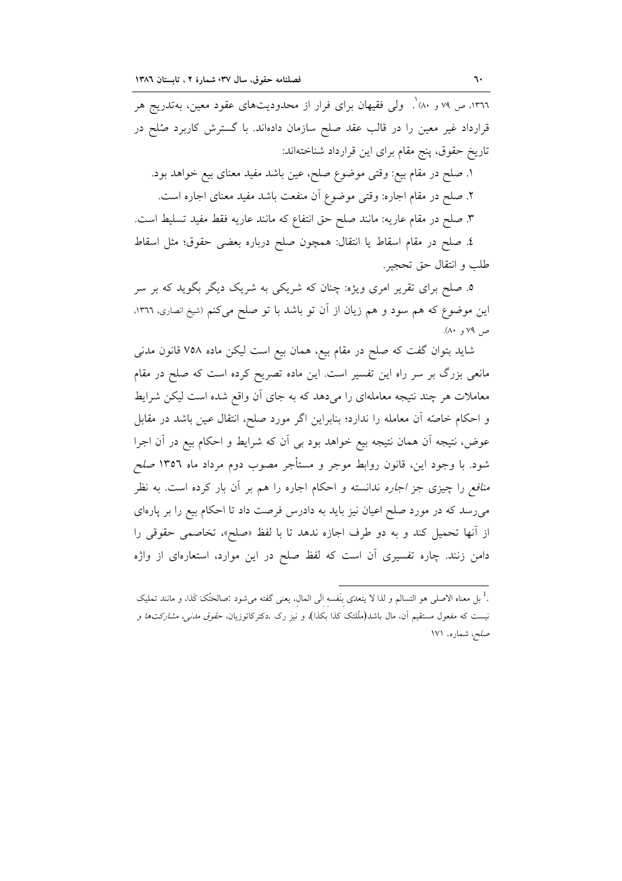۱۳۶۶، ص ۷۹ و ۸۰)[1]. ولی فقیهان برای فرار از محدودیت‌های عقود معین، به‌تدریج هر قرارداد غیر معین را در قالب عقد صلح سازمان داده‌اند. با گسترش کاربرد صُلح در تاریخ حقوق، پنج مقام برای این قرارداد شناخته‌اند:

۱. صلح در مقام بیع: وقتی موضوع صلح، عین باشد مفید معنای بیع خواهد بود.

۲. صلح در مقام اجاره: وقتی موضوع آن منفعت باشد مفید معنای اجاره است.

۳. صلح در مقام عاریه: مانند صلح حق انتفاع که مانند عاریه فقط مفید تسلیط است.

٤. صلح در مقام اسقاط یا انتقال: همچون صلح درباره بعضی حقوق؛ مثل اسقاط طلب و انتقال حق تحجیر.

٥. صلح برای تقریر امری ویژه: چنان که شریکی به شریک دیگر بگوید که بر سر این موضوع که هم سود و هم زیان از آن تو باشد با تو صلح می‌کنم (شیخ انصاری، ۱۳۶۶، ص ۷۹ و ۸۰).

شاید بتوان گفت که صلح در مقام بیع، همان بیع است لیکن ماده ۷۵۸ قانون مدنی مانعی بزرگ بر سر راه این تفسیر است. این ماده تصریح کرده است که صلح در مقام معاملات هر چند نتیجه معامله‌ای را می‌دهد که به جای آن واقع شده است لیکن شرایط و احکام خاصّه آن معامله را ندارد؛ بنابراین اگر مورد صلح، انتقال عین باشد در مقابل عوض، نتیجه آن همان نتیجه بیع خواهد بود بی آن که شرایط و احکام بیع در آن اجرا شود. با وجود این، قانون روابط موجر و مستأجر مصوب دوم مرداد ماه ۱۳۵۶ *صلح منافع* را چیزی جز *اجاره* ندانسته و احکام اجاره را هم بر آن بار کرده است. به نظر می‌رسد که در مورد صلح اعیان نیز باید به دادرس فرصت داد تا احکام بیع را بر پاره‌ای از آنها تحمیل کند و به دو طرف اجازه ندهد تا با لفظ «صلح»، تخاصمی حقوقی را دامن زنند. چاره تفسیری آن است که لفظ صلح در این موارد، استعاره‌ای از واژه

---

[1]. بل معناه الاصلی هو التسالم و لذا لا یتعدّی بنَفسه الی المال، یعنی گفته می‌شود :صالحْتُکَ کَذا، و مانند تملیک نیست که مفعول مستقیم آن، مال باشد(ملّکتک کذا بکذا)، و نیز رک .دکترکاتوزیان، *حقوق مدنی، مشارکت‌ها و صلح*، شماره. ۱۷۱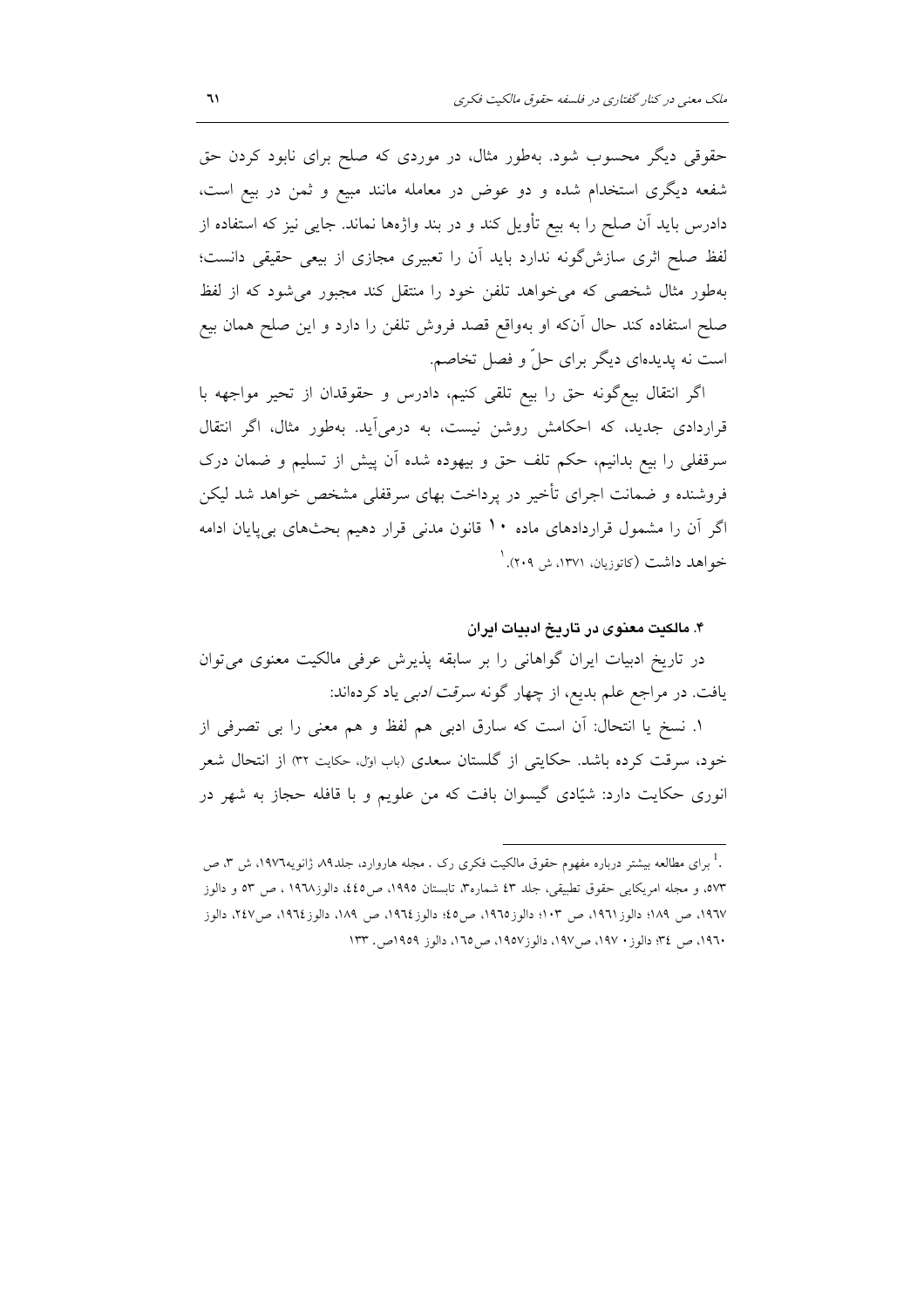حقوقی دیگر محسوب شود. به‌طور مثال، در موردی که صلح برای نابود کردن حق شفعه دیگری استخدام شده و دو عوض در معامله مانند مبیع و ثمن در بیع است، دادرس باید آن صلح را به بیع تأویل کند و در بند واژه‌ها نماند. جایی نیز که استفاده از لفظ صلح اثری سازش‌گونه ندارد باید آن را تعبیری مجازی از بیعی حقیقی دانست؛ به‌طور مثال شخصی که می‌خواهد تلفن خود را منتقل کند مجبور می‌شود که از لفظ صلح استفاده کند حال آن‌که او به‌واقع قصد فروش تلفن را دارد و این صلح همان بیع است نه پدیده‌ای دیگر برای حلّ و فصل تخاصم.

اگر انتقال بیع‌گونه حق را بیع تلقی کنیم، دادرس و حقوقدان از تحیر مواجهه با قراردادی جدید، که احکامش روشن نیست، به درمی‌آید. به‌طور مثال، اگر انتقال سرقفلی را بیع بدانیم، حکم تلف حق و بیهوده شده آن پیش از تسلیم و ضمان درک فروشنده و ضمانت اجرای تأخیر در پرداخت بهای سرقفلی مشخص خواهد شد لیکن اگر آن را مشمول قراردادهای ماده ۱۰ قانون مدنی قرار دهیم بحث‌های بی‌پایان ادامه خواهد داشت (کاتوزیان، ۱۳۷۱، ش ۲۰۹).[1]

### ۴. مالکیت معنوی در تاریخ ادبیات ایران

در تاریخ ادبیات ایران گواهانی را بر سابقه پذیرش عرفی مالکیت معنوی می‌توان یافت. در مراجع علم بدیع، از چهار گونه *سرقت ادبی* یاد کرده‌اند:

۱. نسخ یا انتحال: آن است که سارق ادبی هم لفظ و هم معنی را بی تصرفی از خود، سرقت کرده باشد. حکایتی از گلستان سعدی (باب اول، حکایت ۳۲) از انتحال شعر انوری حکایت دارد: شیّادی گیسوان بافت که من علویم و با قافله حجاز به شهر در

---

[1]. برای مطالعه بیشتر درباره مفهوم حقوق مالکیت فکری رک . مجله هاروارد، جلد۸۹، ژانویه۱۹۷۶، ش ۳، ص ۵۷۳، و مجله امریکایی حقوق تطبیقی، جلد ٤۳ شماره۳، تابستان ۱۹۹۵، ص٤٤٥، دالوز۱۹٦۸ ، ص ۵۳ و دالوز ۱۹٦۷، ص ۱۸۹؛ دالوز ۱۹٦۱، ص ۱۰۳؛ دالوز۱۹٦٥، ص٤٥؛ دالوز۱۹٦٤، ص ۱۸۹، دالوز۱۹٦٤، ص۲٤۷، دالوز ۱۹٦۰، ص ۳٤؛ دالوز۱۹۷۰، ص۱۹۷، دالوز۱۹۵۷، ص۱٦٥، دالوز ۱۹۵۹ص. ۱۳۳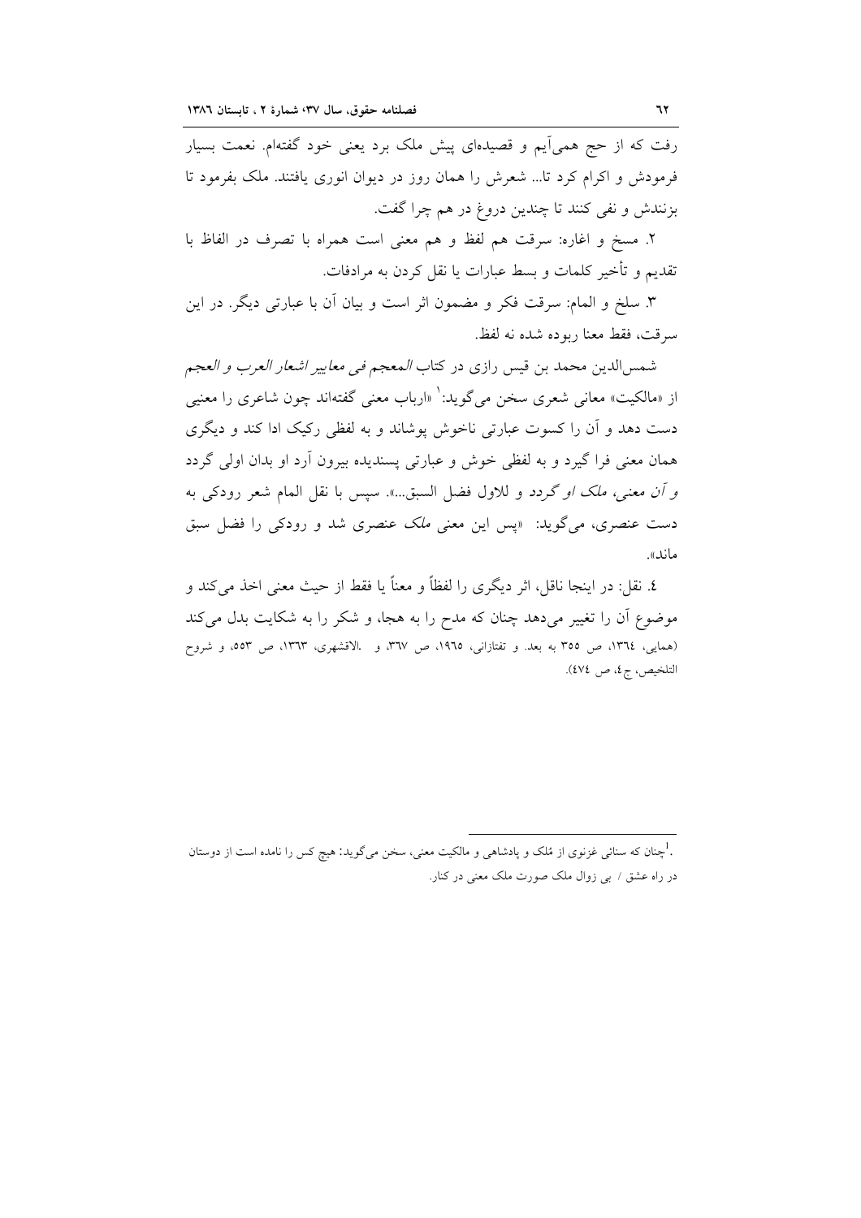رفت که از حج همی‌آیم و قصیده‌ای پیش ملک برد یعنی خود گفته‌ام. نعمت بسیار فرمودش و اکرام کرد تا... شعرش را همان روز در دیوان انوری یافتند. ملک بفرمود تا بزنندش و نفی کنند تا چندین دروغ در هم چرا گفت.

۲. مسخ و اغاره: سرقت هم لفظ و هم معنی است همراه با تصرف در الفاظ با تقدیم و تأخیر کلمات و بسط عبارات یا نقل کردن به مرادفات.

۳. سلخ و المام: سرقت فکر و مضمون اثر است و بیان آن با عبارتی دیگر. در این سرقت، فقط معنا ربوده شده نه لفظ.

شمس‌الدین محمد بن قیس رازی در کتاب *المعجم فی معاییر اشعار العرب و العجم* از «مالکیت» معانی شعری سخن می‌گوید:[1] «ارباب معنی گفته‌اند چون شاعری را معنیی دست دهد و آن را کسوت عبارتی ناخوش پوشاند و به لفظی رکیک ادا کند و دیگری همان معنی فرا گیرد و به لفظی خوش و عبارتی پسندیده بیرون آرد او بدان اولی گردد *و آن معنی، ملک او گردد* و للاول فضل السبق...». سپس با نقل المام شعر رودکی به دست عنصری، می‌گوید: «پس این معنی *ملک* عنصری شد و رودکی را فضل سبق ماند».

٤. نقل: در اینجا ناقل، اثر دیگری را لفظاً و معناً یا فقط از حیث معنی اخذ می‌کند و موضوع آن را تغییر می‌دهد چنان که مدح را به هجا، و شکر را به شکایت بدل می‌کند (همایی، ١٣٦٤، ص ٣٥٥ به بعد. و تفتازانی، ١٩٦٥، ص ٣٦٧، و .الاقشهری، ١٣٦٣، ص ٥٥٣، و شروح التلخیص، ج٤، ص ٤٧٤).

---

[1]. چنان که سنائی غزنوی از مُلک و پادشاهی و مالکیت معنی، سخن می‌گوید: هیچ کس را نامده است از دوستان در راه عشق / بی زوال ملک صورت ملک معنی در کنار.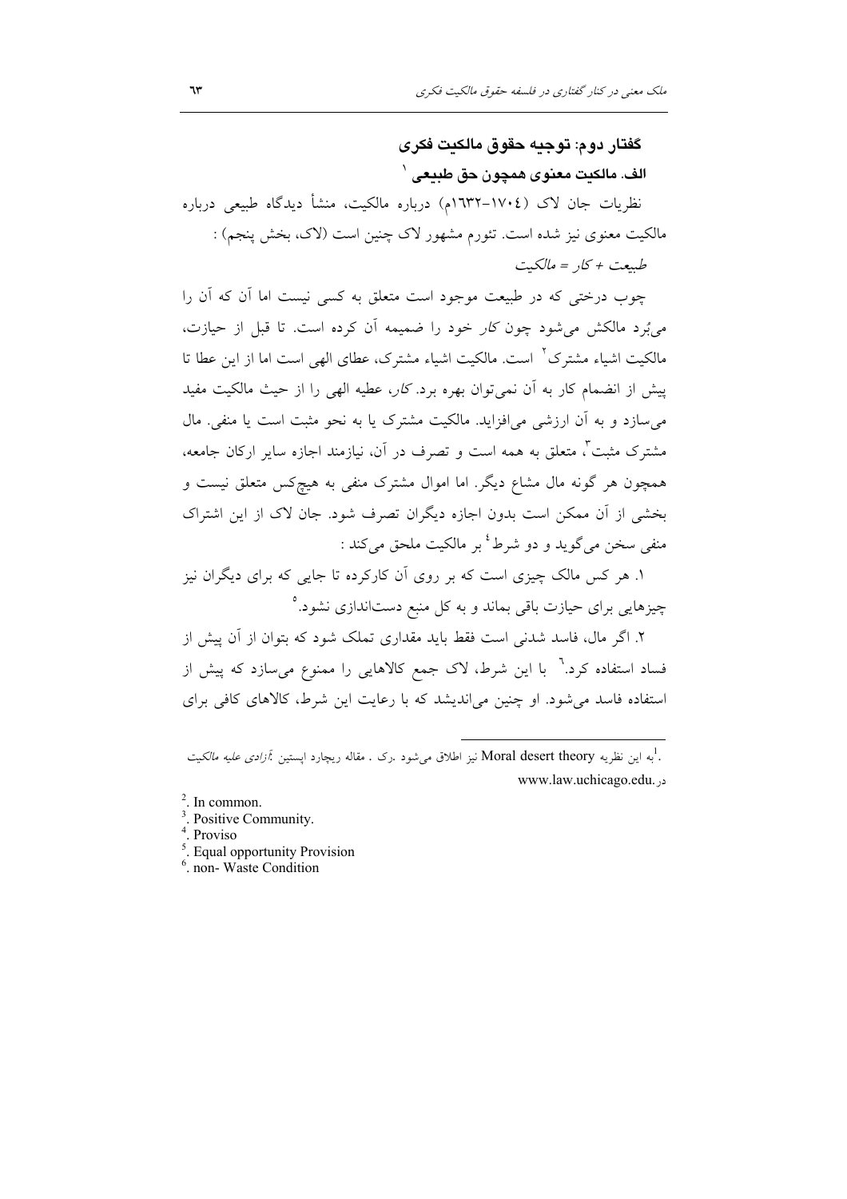## گفتار دوم: توجیه حقوق مالکیت فکری

### الف. مالکیت معنوی همچون حق طبیعی [1]

نظریات جان لاک (۱۷۰۴–۱۶۳۲م) درباره مالکیت، منشأ دیدگاه طبیعی درباره مالکیت معنوی نیز شده است. تئورم مشهور لاک چنین است (لاک، بخش پنجم) :

*طبیعت + کار = مالکیت*

چوب درختی که در طبیعت موجود است متعلق به کسی نیست اما آن که آن را می‌بُرد مالکش می‌شود چون *کار* خود را ضمیمه آن کرده است. تا قبل از حیازت، مالکیت اشیاء مشترک[2] است. مالکیت اشیاء مشترک، عطای الهی است اما از این عطا تا پیش از انضمام کار به آن نمی‌توان بهره برد. *کار*، عطیه الهی را از حیث مالکیت مفید می‌سازد و به آن ارزشی می‌افزاید. مالکیت مشترک یا به نحو مثبت است یا منفی. مال مشترک مثبت[3]، متعلق به همه است و تصرف در آن، نیازمند اجازه سایر ارکان جامعه، همچون هر گونه مال مشاع دیگر. اما اموال مشترک منفی به هیچ‌کس متعلق نیست و بخشی از آن ممکن است بدون اجازه دیگران تصرف شود. جان لاک از این اشتراک منفی سخن می‌گوید و دو شرط[4] بر مالکیت ملحق می‌کند :

۱. هر کس مالک چیزی است که بر روی آن کارکرده تا جایی که برای دیگران نیز چیزهایی برای حیازت باقی بماند و به کل منبع دست‌اندازی نشود.[5]

۲. اگر مال، فاسد شدنی است فقط باید مقداری تملک شود که بتوان از آن پیش از فساد استفاده کرد.[6] با این شرط، لاک جمع کالاهایی را ممنوع می‌سازد که پیش از استفاده فاسد می‌شود. او چنین می‌اندیشد که با رعایت این شرط، کالاهای کافی برای

---

[1]. به این نظریه Moral desert theory نیز اطلاق می‌شود .رک . مقاله ریچارد ایستین :*آزادی علیه مالکیت* در .www.law.uchicago.edu

[2]. In common.

[3]. Positive Community.

[4]. Proviso

[5]. Equal opportunity Provision

[6]. non- Waste Condition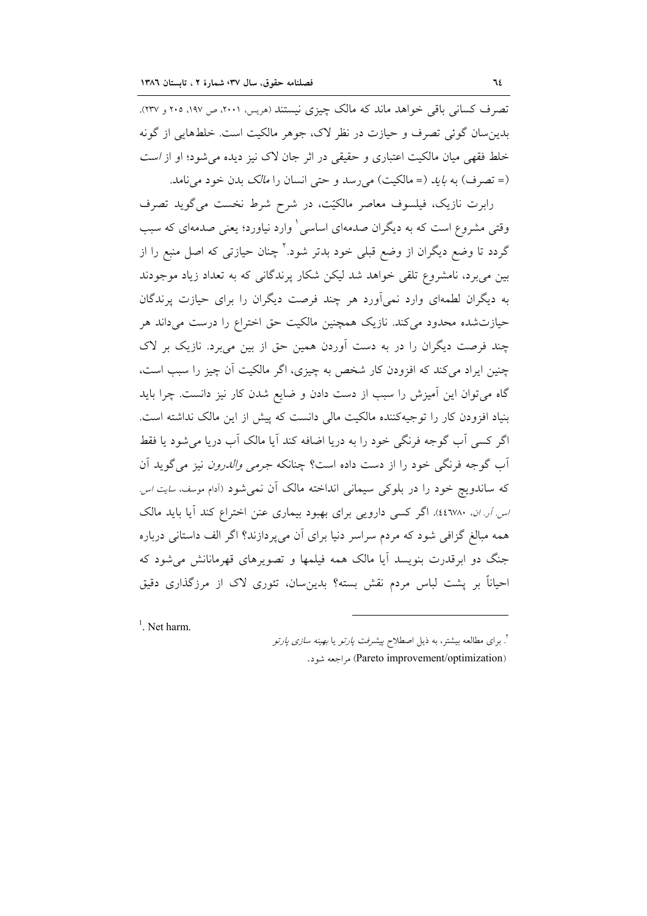تصرف کسانی باقی خواهد ماند که مالک چیزی نیستند (هریس، ۲۰۰۱، ص ۱۹۷، ۲۰۵ و ۲۳۷). بدین‌سان گوئی تصرف و حیازت در نظر لاک، جوهر مالکیت است. خلطهایی از گونه خلط فقهی میان مالکیت اعتباری و حقیقی در اثر جان لاک نیز دیده می‌شود؛ او از *است* (= تصرف) به *باید* (= مالکیت) می‌رسد و حتی انسان را *مالک* بدن خود می‌نامد.

رابرت نازیک، فیلسوف معاصر مالکیّت، در شرح شرط نخست می‌گوید تصرف وقتی مشروع است که به دیگران صدمه‌ای اساسی[1] وارد نیاورد؛ یعنی صدمه‌ای که سبب گردد تا وضع دیگران از وضع قبلی خود بدتر شود.[2] چنان حیازتی که اصل منبع را از بین می‌برد، نامشروع تلقی خواهد شد لیکن شکار پرندگانی که به تعداد زیاد موجودند به دیگران لطمه‌ای وارد نمی‌آورد هر چند فرصت دیگران را برای حیازت پرندگان حیازت‌شده محدود می‌کند. نازیک همچنین مالکیت حق اختراع را درست می‌داند هر چند فرصت دیگران را در به دست آوردن همین حق از بین می‌برد. نازیک بر لاک چنین ایراد می‌کند که افزودن کار شخص به چیزی، اگر مالکیت آن چیز را سبب است، گاه می‌توان این آمیزش را سبب از دست دادن و ضایع شدن کار نیز دانست. چرا باید بنیاد افزودن کار را توجیه‌کننده مالکیت مالی دانست که پیش از این مالک نداشته است. اگر کسی آب گوجه فرنگی خود را به دریا اضافه کند آیا مالک آب دریا می‌شود یا فقط آب گوجه فرنگی خود را از دست داده است؟ چنانکه *جرمی والدرون* نیز می‌گوید آن که ساندویچ خود را در بلوکی سیمانی انداخته مالک آن نمی‌شود (آدام موسف، *سایت اس. اس. آر. ان*، ۴۴۶۷۸۰). اگر کسی دارویی برای بهبود بیماری عنن اختراع کند آیا باید مالک همه مبالغ گزافی شود که مردم سراسر دنیا برای آن می‌پردازند؟ اگر الف داستانی درباره جنگ دو ابرقدرت بنویسد آیا مالک همه فیلمها و تصویرهای قهرمانانش می‌شود که احیاناً بر پشت لباس مردم نقش بسته؟ بدین‌سان، تئوری لاک از مرزگذاری دقیق

---

[1]. Net harm.

[2]. برای مطالعه بیشتر، به ذیل اصطلاح *پیشرفت پارتو* یا *بهینه سازی پارتو* (Pareto improvement/optimization) مراجعه شود.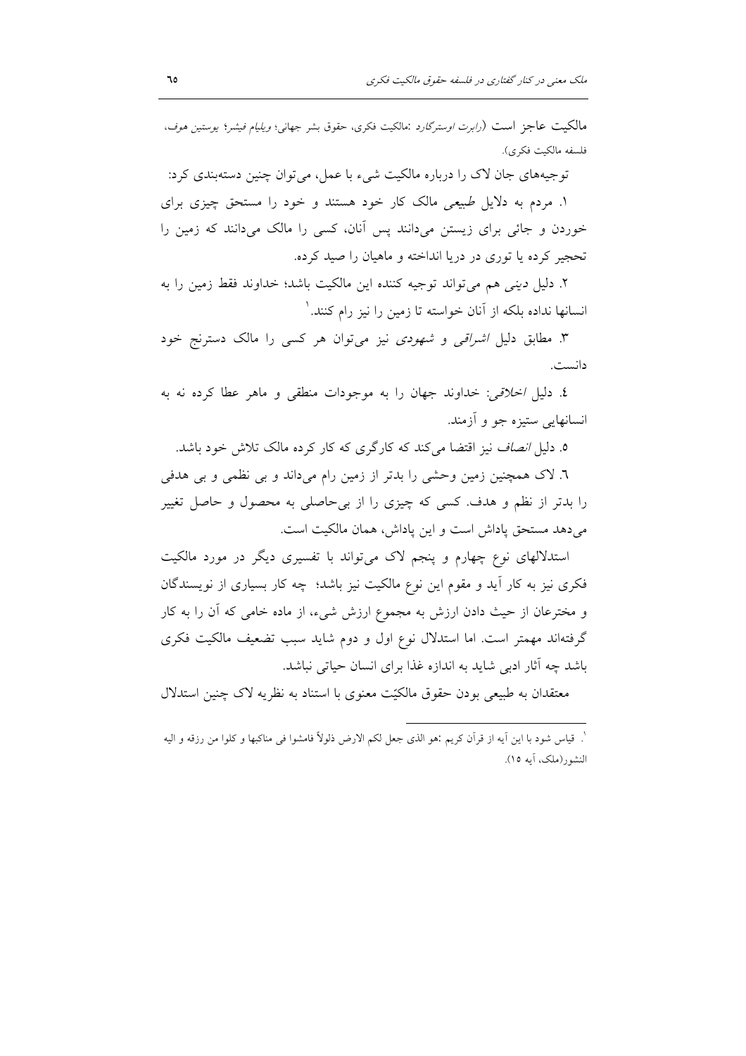مالکیت عاجز است (*رابرت اوسترگارد* :مالکیت فکری، حقوق بشر جهانی؛ *ویلیام فیشر*؛ *یوستین هوف*، فلسفه مالکیت فکری).

توجیه‌های جان لاک را درباره مالکیت شیء با عمل، می‌توان چنین دسته‌بندی کرد:

۱. مردم به دلایل *طبیعی* مالک کار خود هستند و خود را مستحق چیزی برای خوردن و جائی برای زیستن می‌دانند پس آنان، کسی را مالک می‌دانند که زمین را تحجیر کرده یا توری در دریا انداخته و ماهیان را صید کرده.

۲. دلیل *دینی* هم می‌تواند توجیه کننده این مالکیت باشد؛ خداوند فقط زمین را به انسانها نداده بلکه از آنان خواسته تا زمین را نیز رام کنند.[۱]

۳. مطابق دلیل *اشراقی* و *شهودی* نیز می‌توان هر کسی را مالک دسترنج خود دانست.

٤. دلیل *اخلاقی*: خداوند جهان را به موجودات منطقی و ماهر عطا کرده نه به انسانهایی ستیزه جو و آزمند.

٥. دلیل *انصاف* نیز اقتضا می‌کند که کارگری که کار کرده مالک تلاش خود باشد.

٦. لاک همچنین زمین وحشی را بدتر از زمین رام می‌داند و بی نظمی و بی هدفی را بدتر از نظم و هدف. کسی که چیزی را از بی‌حاصلی به محصول و حاصل تغییر می‌دهد مستحق پاداش است و این پاداش، همان مالکیت است.

استدلالهای نوع چهارم و پنجم لاک می‌تواند با تفسیری دیگر در مورد مالکیت فکری نیز به کار آید و مقوم این نوع مالکیت نیز باشد؛ چه کار بسیاری از نویسندگان و مخترعان از حیث دادن ارزش به مجموع ارزش شیء، از ماده خامی که آن را به کار گرفته‌اند مهمتر است. اما استدلال نوع اول و دوم شاید سبب تضعیف مالکیت فکری باشد چه آثار ادبی شاید به اندازه غذا برای انسان حیاتی نباشد.

معتقدان به طبیعی بودن حقوق مالکیّت معنوی با استناد به نظریه لاک چنین استدلال

---

[۱]. قیاس شود با این آیه از قرآن کریم :هو الذی جعل لکم الارض ذلولاً فامشوا فی مناکبها و کلوا من رزقه و الیه النشور(ملک، آیه ١٥).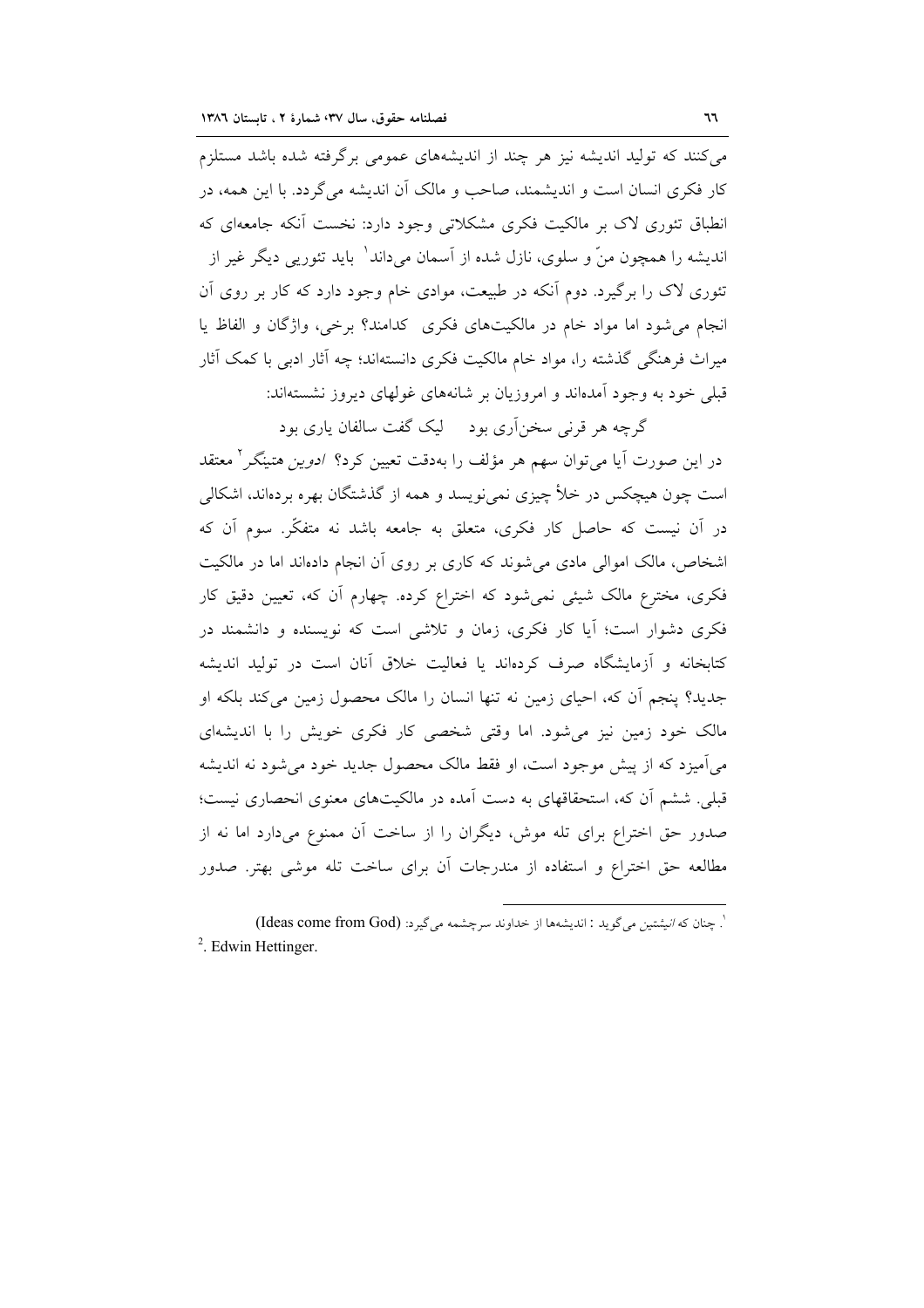می‌کنند که تولید اندیشه نیز هر چند از اندیشه‌های عمومی برگرفته شده باشد مستلزم کار فکری انسان است و اندیشمند، صاحب و مالک آن اندیشه می‌گردد. با این همه، در انطباق تئوری لاک بر مالکیت فکری مشکلاتی وجود دارد: نخست آنکه جامعه‌ای که اندیشه را همچون منّ و سلوی، نازل شده از آسمان می‌داند[1] باید تئوریی دیگر غیر از تئوری لاک را برگیرد. دوم آنکه در طبیعت، موادی خام وجود دارد که کار بر روی آن انجام می‌شود اما مواد خام در مالکیت‌های فکری کدامند؟ برخی، واژگان و الفاظ یا میراث فرهنگی گذشته را، مواد خام مالکیت فکری دانسته‌اند؛ چه آثار ادبی با کمک آثار قبلی خود به وجود آمده‌اند و امروزیان بر شانه‌های غولهای دیروز نشسته‌اند:

گرچه هر قرنی سخن‌آری بود     لیک گفت سالفان یاری بود

در این صورت آیا می‌توان سهم هر مؤلف را به‌دقت تعیین کرد؟ *ادوین هتینگر*[2] معتقد است چون هیچکس در خلأ چیزی نمی‌نویسد و همه از گذشتگان بهره برده‌اند، اشکالی در آن نیست که حاصل کار فکری، متعلق به جامعه باشد نه متفکّر. سوم آن که اشخاص، مالک اموالی مادی می‌شوند که کاری بر روی آن انجام داده‌اند اما در مالکیت فکری، مخترع مالک شیئی نمی‌شود که اختراع کرده. چهارم آن که، تعیین دقیق کار فکری دشوار است؛ آیا کار فکری، زمان و تلاشی است که نویسنده و دانشمند در کتابخانه و آزمایشگاه صرف کرده‌اند یا فعالیت خلاق آنان است در تولید اندیشه جدید؟ پنجم آن که، احیای زمین نه تنها انسان را مالک محصول زمین می‌کند بلکه او مالک خود زمین نیز می‌شود. اما وقتی شخصی کار فکری خویش را با اندیشه‌ای می‌آمیزد که از پیش موجود است، او فقط مالک محصول جدید خود می‌شود نه اندیشه قبلی. ششم آن که، استحقاقهای به دست آمده در مالکیت‌های معنوی انحصاری نیست؛ صدور حق اختراع برای تله موش، دیگران را از ساخت آن ممنوع می‌دارد اما نه از مطالعه حق اختراع و استفاده از مندرجات آن برای ساخت تله موشی بهتر. صدور

---

[1]. چنان که *انیشتین* می‌گوید : اندیشه‌ها از خداوند سرچشمه می‌گیرد: (Ideas come from God)

[2]. Edwin Hettinger.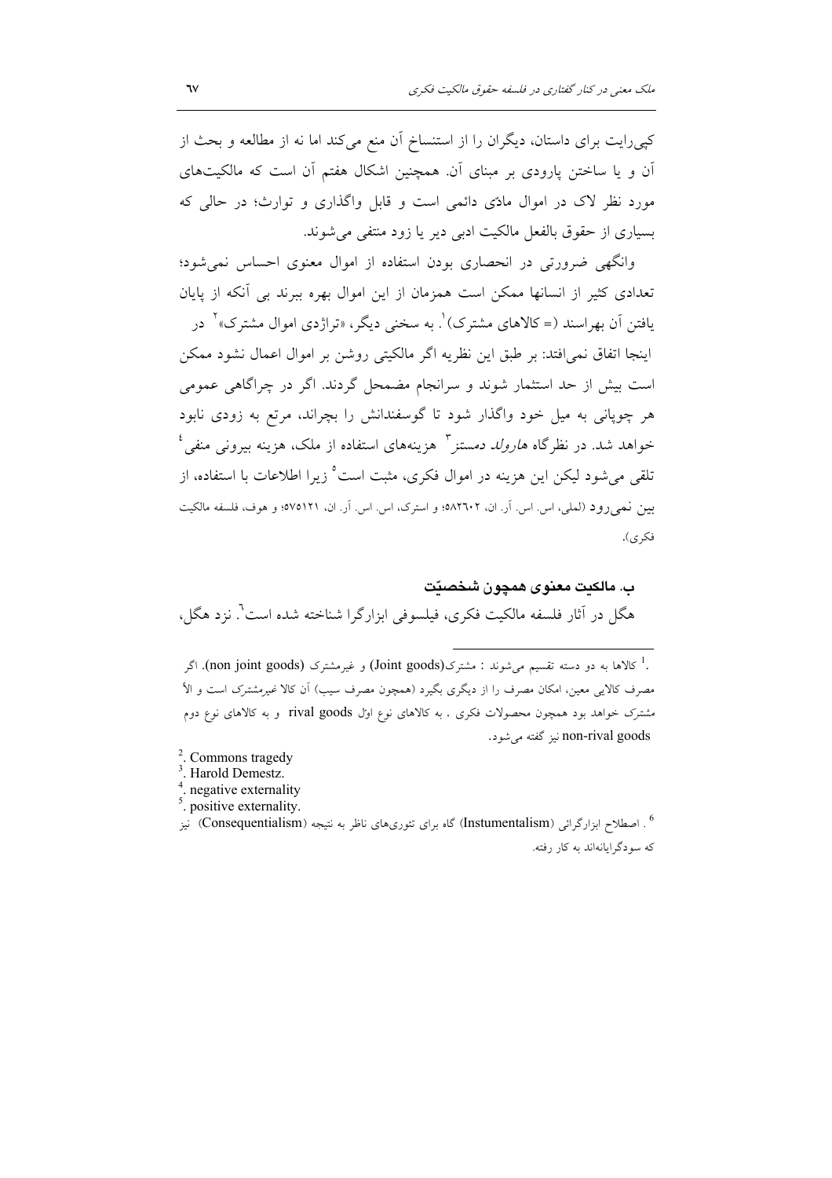کپی‌رایت برای داستان، دیگران را از استنساخ آن منع می‌کند اما نه از مطالعه و بحث از آن و یا ساختن پارودی بر مبنای آن. همچنین اشکال هفتم آن است که مالکیت‌های مورد نظر لاک در اموال مادّی دائمی است و قابل واگذاری و توارث؛ در حالی که بسیاری از حقوق بالفعل مالکیت ادبی دیر یا زود منتفی می‌شوند.

وانگهی ضرورتی در انحصاری بودن استفاده از اموال معنوی احساس نمی‌شود؛ تعدادی کثیر از انسانها ممکن است همزمان از این اموال بهره ببرند بی آنکه از پایان یافتن آن بهراسند (= کالاهای مشترک)[1]. به سخنی دیگر، «تراژدی اموال مشترک»[2] در اینجا اتفاق نمی‌افتد: بر طبق این نظریه اگر مالکیتی روشن بر اموال اعمال نشود ممکن است بیش از حد استثمار شوند و سرانجام مضمحل گردند. اگر در چراگاهی عمومی هر چوپانی به میل خود واگذار شود تا گوسفندانش را بچراند، مرتع به زودی نابود خواهد شد. در نظرگاه *هارولد دمستز*[3] هزینه‌های استفاده از ملک، هزینه بیرونی منفی[4] تلقی می‌شود لیکن این هزینه در اموال فکری، مثبت است[5] زیرا اطلاعات با استفاده، از بین نمی‌رود (لملی، اس. اس. آر. ان، ۵۸۲۶۰۲؛ و استرک، اس. اس. آر. ان، ۵۷۵۱۲۱؛ و هوف، فلسفه مالکیت فکری).

## ب. مالکیت معنوی همچون شخصیّت

هگل در آثار فلسفه مالکیت فکری، فیلسوفی ابزارگرا شناخته شده است[6]. نزد هگل،

---

[1]. کالاها به دو دسته تقسیم می‌شوند : مشترک(Joint goods) و غیرمشترک (non joint goods). اگر مصرف کالایی معین، امکان مصرف را از دیگری بگیرد (همچون مصرف سیب) آن کالا *غیرمشترک* است و الاّ مشترک خواهد بود همچون محصولات فکری . به کالاهای نوع اوّل rival goods و به کالاهای نوع دوم non-rival goods نیز گفته می‌شود.

[2]. Commons tragedy

[3]. Harold Demestz.

[4]. negative externality

[5]. positive externality.

[6]. اصطلاح ابزارگرائی (Instumentalism) گاه برای تئوری‌های ناظر به نتیجه (Consequentialism) نیز که سودگرایانه‌اند به کار رفته.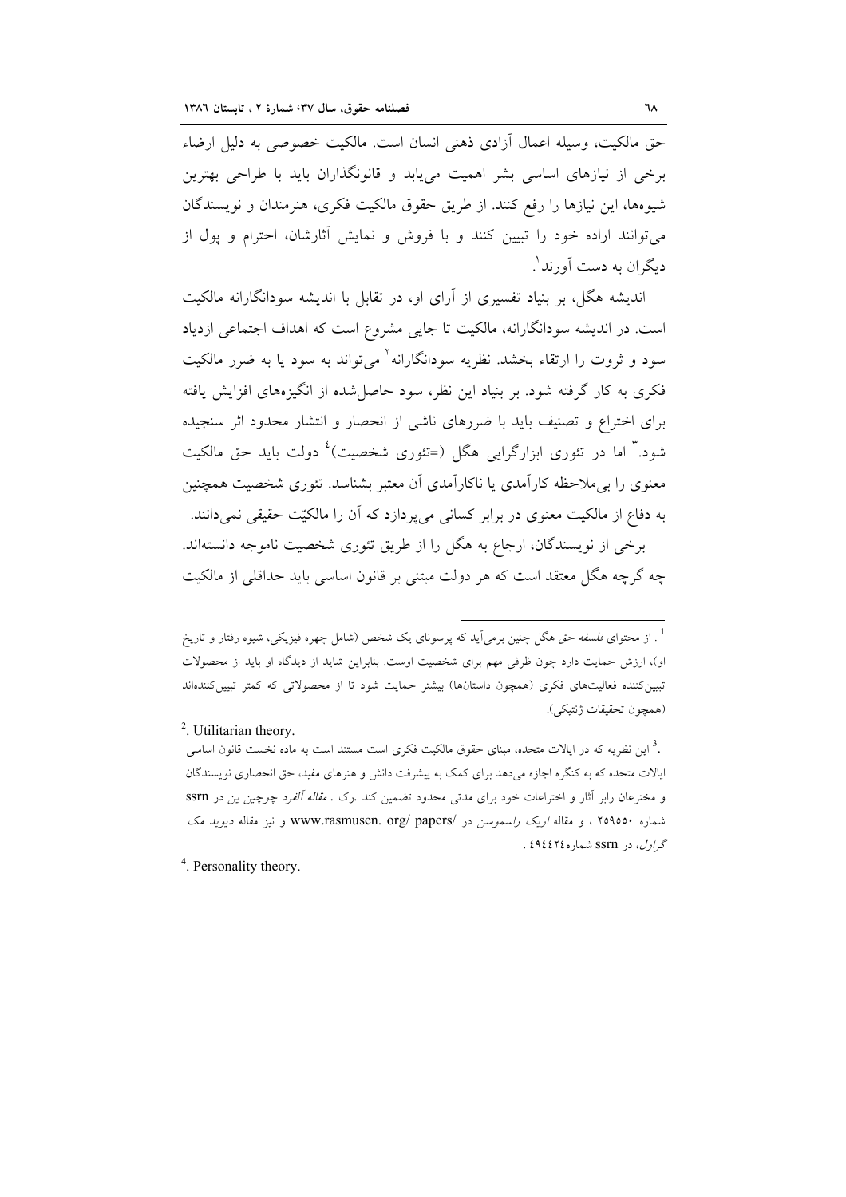حق مالکیت، وسیله اعمال آزادی ذهنی انسان است. مالکیت خصوصی به دلیل ارضاء برخی از نیازهای اساسی بشر اهمیت می‌یابد و قانونگذاران باید با طراحی بهترین شیوه‌ها، این نیازها را رفع کنند. از طریق حقوق مالکیت فکری، هنرمندان و نویسندگان می‌توانند اراده خود را تبیین کنند و با فروش و نمایش آثارشان، احترام و پول از دیگران به دست آورند[1].

اندیشه هگل، بر بنیاد تفسیری از آرای او، در تقابل با اندیشه سودانگارانه مالکیت است. در اندیشه سودانگارانه، مالکیت تا جایی مشروع است که اهداف اجتماعی ازدیاد سود و ثروت را ارتقاء بخشد. نظریه سودانگارانه[2] می‌تواند به سود یا به ضرر مالکیت فکری به کار گرفته شود. بر بنیاد این نظر، سود حاصل‌شده از انگیزه‌های افزایش یافته برای اختراع و تصنیف باید با ضررهای ناشی از انحصار و انتشار محدود اثر سنجیده شود.[3] اما در تئوری ابزارگرایی هگل (=تئوری شخصیت)[4] دولت باید حق مالکیت معنوی را بی‌ملاحظه کارآمدی یا ناکارآمدی آن معتبر بشناسد. تئوری شخصیت همچنین به دفاع از مالکیت معنوی در برابر کسانی می‌پردازد که آن را مالکیّت حقیقی نمی‌دانند.

برخی از نویسندگان، ارجاع به هگل را از طریق تئوری شخصیت ناموجه دانسته‌اند. چه گرچه هگل معتقد است که هر دولت مبتنی بر قانون اساسی باید حداقلی از مالکیت

---

[1]. از محتوای *فلسفه حق* هگل چنین برمی‌آید که پرسونای یک شخص (شامل چهره فیزیکی، شیوه رفتار و تاریخ او)، ارزش حمایت دارد چون ظرفی مهم برای شخصیت اوست. بنابراین شاید از دیدگاه او باید از محصولات تبیین‌کننده فعالیت‌های فکری (همچون داستان‌ها) بیشتر حمایت شود تا از محصولاتی که کمتر تبیین‌کننده‌اند (همچون تحقیقات ژنتیکی).

[2]. Utilitarian theory.

[3]. این نظریه که در ایالات متحده، مبنای حقوق مالکیت فکری است مستند است به ماده نخست قانون اساسی ایالات متحده که به کنگره اجازه می‌دهد برای کمک به پیشرفت دانش و هنرهای مفید، حق انحصاری نویسندگان و مخترعان رابر آثار و اختراعات خود برای مدتی محدود تضمین کند .رک . *مقاله آلفرد چوچین ین* در ssrn شماره ۲۵۹۵۵۰ ، و مقاله *اریک راسموسن* در /www.rasmusen. org/ papers و نیز مقاله *دیوید مک گراول*، در ssrn شماره ٤٩٤٤٢٤ .

[4]. Personality theory.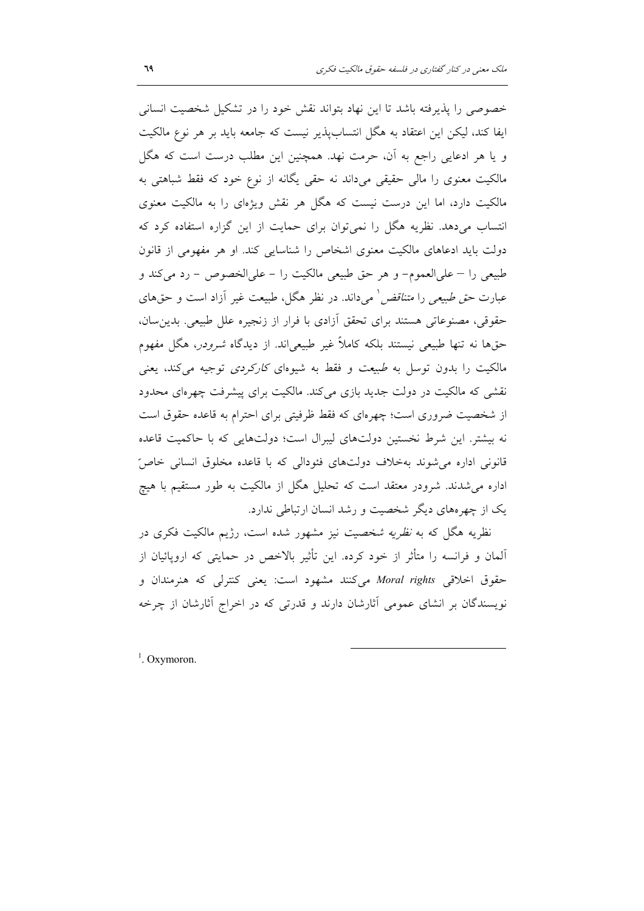خصوصی را پذیرفته باشد تا این نهاد بتواند نقش خود را در تشکیل شخصیت انسانی ایفا کند، لیکن این اعتقاد به هگل انتساب‌پذیر نیست که جامعه باید بر هر نوع مالکیت و یا هر ادعایی راجع به آن، حرمت نهد. همچنین این مطلب درست است که هگل مالکیت معنوی را مالی حقیقی می‌داند نه حقی یگانه از نوع خود که فقط شباهتی به مالکیت دارد، اما این درست نیست که هگل هر نقش ویژه‌ای را به مالکیت معنوی انتساب می‌دهد. نظریه هگل را نمی‌توان برای حمایت از این گزاره استفاده کرد که دولت باید ادعاهای مالکیت معنوی اشخاص را شناسایی کند. او هر مفهومی از قانون طبیعی را – علی‌العموم– و هر حق طبیعی مالکیت را – علی‌الخصوص – رد می‌کند و عبارت *حق طبیعی* را *متناقض*[1] می‌داند. در نظر هگل، طبیعت غیر آزاد است و حق‌های حقوقی، مصنوعاتی هستند برای تحقق آزادی با فرار از زنجیره علل طبیعی. بدین‌سان، حق‌ها نه تنها طبیعی نیستند بلکه کاملاً غیر طبیعی‌اند. از دیدگاه *شرودر*، هگل مفهوم مالکیت را بدون توسل به *طبیعت* و فقط به شیوه‌ای *کارکردی* توجیه می‌کند، یعنی نقشی که مالکیت در دولت جدید بازی می‌کند. مالکیت برای پیشرفت چهره‌ای محدود از شخصیت ضروری است؛ چهره‌ای که فقط ظرفیتی برای احترام به قاعده حقوق است نه بیشتر. این شرط نخستین دولت‌های لیبرال است؛ دولت‌هایی که با حاکمیت قاعده قانونی اداره می‌شوند به‌خلاف دولت‌های فئودالی که با قاعده مخلوق انسانی خاصّ اداره می‌شدند. شرودر معتقد است که تحلیل هگل از مالکیت به طور مستقیم با هیچ یک از چهره‌های دیگر شخصیت و رشد انسان ارتباطی ندارد.

نظریه هگل که به *نظریه شخصیت* نیز مشهور شده است، رژیم مالکیت فکری در آلمان و فرانسه را متأثر از خود کرده. این تأثیر بالاخص در حمایتی که اروپائیان از حقوق اخلاقی *Moral rights* می‌کنند مشهود است: یعنی کنترلی که هنرمندان و نویسندگان بر انشای عمومی آثارشان دارند و قدرتی که در اخراج آثارشان از چرخه

[1]. Oxymoron.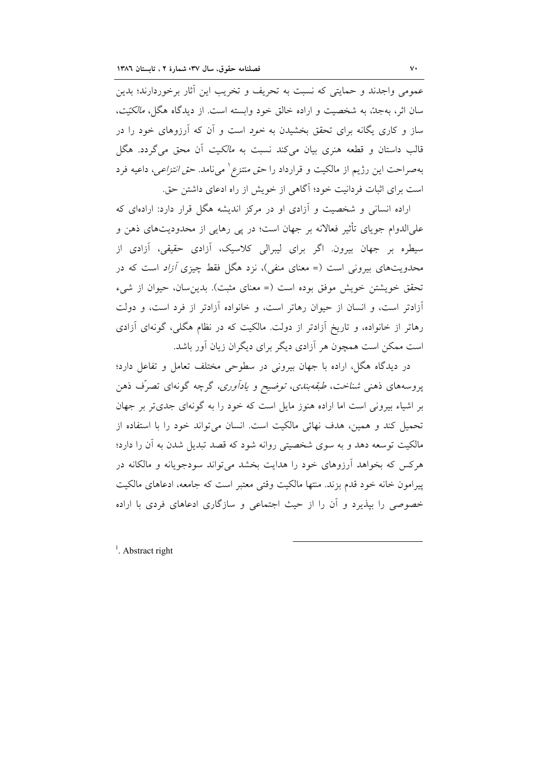عمومی واجدند و حمایتی که نسبت به تحریف و تخریب این آثار برخوردارند؛ بدین سان اثر، به‌جدّ، به شخصیت و اراده خالق خود وابسته است. از دیدگاه هگل، *مالکیّت*، ساز و کاری یگانه برای تحقق بخشیدن به خود است و آن که آرزوهای خود را در قالب داستان و قطعه هنری بیان می‌کند نسبت به *مالکیت* آن محق می‌گردد. هگل به‌صراحت این رژیم از مالکیت و قرارداد را *حق منتزع*[1] می‌نامد. *حق انتزاعی*، داعیه فرد است برای اثبات فردانیت خود؛ آگاهی از خویش از راه ادعای داشتن حق.

اراده انسانی و شخصیت و آزادی او در مرکز اندیشه هگل قرار دارد: اراده‌ای که علی‌الدوام جویای تأثیر فعالانه بر جهان است؛ در پی رهایی از محدودیت‌های ذهن و سیطره بر جهان بیرون. اگر برای لیبرالی کلاسیک، آزادی حقیقی، آزادی از محدودیت‌های بیرونی است (= معنای منفی)، نزد هگل فقط چیزی *آزاد* است که در تحقق خویشتن خویش موفق بوده است (= معنای مثبت). بدین‌سان، حیوان از شیء آزادتر است، و انسان از حیوان رهاتر است، و خانواده آزادتر از فرد است، و دولت رهاتر از خانواده، و تاریخ آزادتر از دولت. مالکیت که در نظام هگلی، گونه‌ای آزادی است ممکن است همچون هر آزادی دیگر برای دیگران زیان آور باشد.

در دیدگاه هگل، اراده با جهان بیرونی در سطوحی مختلف تعامل و تفاعل دارد؛ پروسه‌های ذهنی *شناخت*، *طبقه‌بندی*، *توضیح و یادآوری*، گرچه گونه‌ای تصرّف ذهن بر اشیاء بیرونی است اما اراده هنوز مایل است که خود را به گونه‌ای جدی‌تر بر جهان تحمیل کند و همین، هدف نهائی مالکیت است. انسان می‌تواند خود را با استفاده از مالکیت توسعه دهد و به سوی شخصیتی روانه شود که قصد تبدیل شدن به آن را دارد؛ هرکس که بخواهد آرزوهای خود را هدایت بخشد می‌تواند سودجویانه و مالکانه در پیرامون خانه خود قدم بزند. منتها مالکیت وقتی معتبر است که جامعه، ادعاهای مالکیت خصوصی را بپذیرد و آن را از حیث اجتماعی و سازگاری ادعاهای فردی با اراده

---

[1]. Abstract right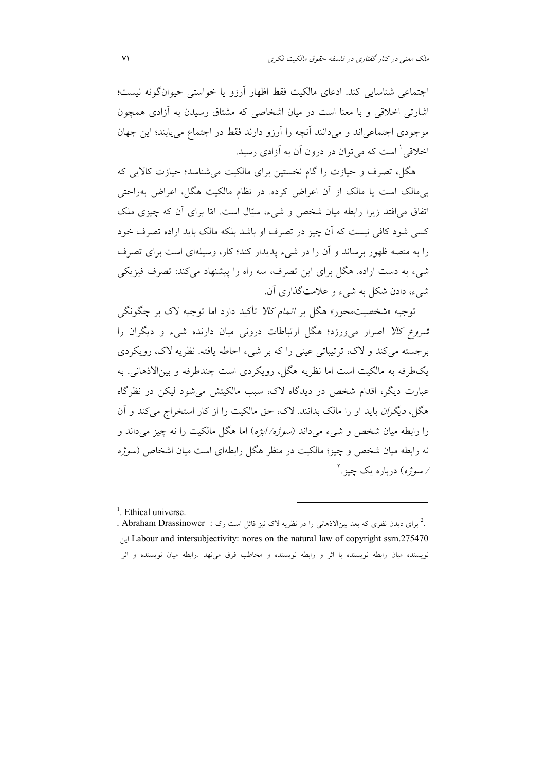اجتماعی شناسایی کند. ادعای مالکیت فقط اظهار آرزو یا خواستی حیوان‌گونه نیست؛ اشارتی اخلاقی و با معنا است در میان اشخاصی که مشتاق رسیدن به آزادی همچون موجودی اجتماعی‌اند و می‌دانند آنچه را آرزو دارند فقط در اجتماع می‌یابند؛ این جهان اخلاقی[1] است که می‌توان در درون آن به آزادی رسید.

هگل، تصرف و حیازت را گام نخستین برای مالکیت می‌شناسد؛ حیازت کالایی که بی‌مالک است یا مالک از آن اعراض کرده. در نظام مالکیت هگل، اعراض به‌راحتی اتفاق می‌افتد زیرا رابطه میان شخص و شیء، سیّال است. امّا برای آن که چیزی ملک کسی شود کافی نیست که آن چیز در تصرف او باشد بلکه مالک باید اراده تصرف خود را به منصه ظهور برساند و آن را در شیء پدیدار کند؛ کار، وسیله‌ای است برای تصرف شیء به دست اراده. هگل برای این تصرف، سه راه را پیشنهاد می‌کند: تصرف فیزیکی شیء، دادن شکل به شیء و علامت‌گذاری آن.

توجیه «شخصیت‌محور» هگل بر *اتمام کالا* تأکید دارد اما توجیه لاک بر چگونگی *شروع کالا* اصرار می‌ورزد؛ هگل ارتباطات درونی میان دارنده شیء و دیگران را برجسته می‌کند و لاک، ترتیباتی عینی را که بر شیء احاطه یافته. نظریه لاک، رویکردی یک‌طرفه به مالکیت است اما نظریه هگل، رویکردی است چندطرفه و بین‌الاذهانی. به عبارت دیگر، اقدام شخص در دیدگاه لاک، سبب مالکیتش می‌شود لیکن در نظرگاه هگل، *دیگران* باید او را مالک بدانند. لاک، حق مالکیت را از کار استخراج می‌کند و آن را رابطه میان شخص و شیء می‌داند (*سوژه/ ابژه*) اما هگل مالکیت را نه چیز می‌داند و نه رابطه میان شخص و چیز؛ مالکیت در منظر هگل رابطه‌ای است میان اشخاص (*سوژه / سوژه*) درباره یک چیز.[2]

---

[1]. Ethical universe.

[2]. برای دیدن نظری که بعد بین‌الاذهانی را در نظریه لاک نیز قائل است رک : Abraham Drassinower . Labour and intersubjectivity: nores on the natural law of copyright ssrn.275470 این نویسنده میان رابطه نویسنده با اثر و رابطه نویسنده و مخاطب فرق می‌نهد .رابطه میان نویسنده و اثر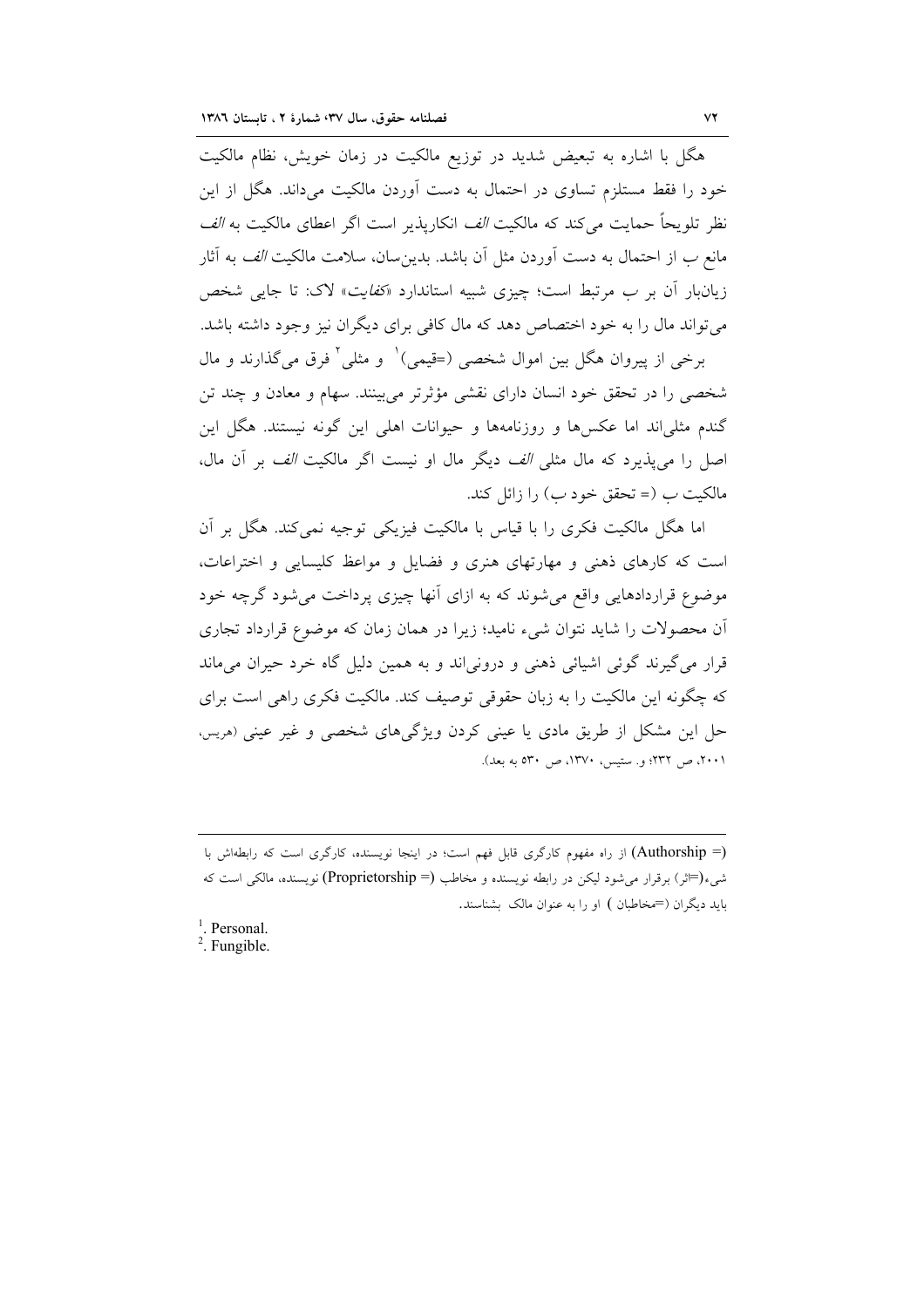هگل با اشاره به تبعیض شدید در توزیع مالکیت در زمان خویش، نظام مالکیت خود را فقط مستلزم تساوی در احتمال به دست آوردن مالکیت می‌داند. هگل از این نظر تلویحاً حمایت می‌کند که مالکیت *الف* انکارپذیر است اگر اعطای مالکیت به *الف* مانع *ب* از احتمال به دست آوردن مثل آن باشد. بدین‌سان، سلامت مالکیت *الف* به آثار زیان‌بار آن بر *ب* مرتبط است؛ چیزی شبیه استاندارد «*کفایت*» لاک: تا جایی شخص می‌تواند مال را به خود اختصاص دهد که مال کافی برای دیگران نیز وجود داشته باشد.

برخی از پیروان هگل بین اموال شخصی (=قیمی)[1] و مثلی[2] فرق می‌گذارند و مال شخصی را در تحقق خود انسان دارای نقشی مؤثرتر می‌بینند. سهام و معادن و چند تن گندم مثلی‌اند اما عکس‌ها و روزنامه‌ها و حیوانات اهلی این گونه نیستند. هگل این اصل را می‌پذیرد که مال مثلی *الف* دیگر مال او نیست اگر مالکیت *الف* بر آن مال، مالکیت ب (= تحقق خود ب) را زائل کند.

اما هگل مالکیت فکری را با قیاس با مالکیت فیزیکی توجیه نمی‌کند. هگل بر آن است که کارهای ذهنی و مهارتهای هنری و فضایل و مواعظ کلیسایی و اختراعات، موضوع قراردادهایی واقع می‌شوند که به ازای آنها چیزی پرداخت می‌شود گرچه خود آن محصولات را شاید نتوان شیء نامید؛ زیرا در همان زمان که موضوع قرارداد تجاری قرار می‌گیرند گوئی اشیائی ذهنی و درونی‌اند و به همین دلیل گاه خرد حیران می‌ماند که چگونه این مالکیت را به زبان حقوقی توصیف کند. مالکیت فکری راهی است برای حل این مشکل از طریق مادی یا عینی کردن ویژگی‌های شخصی و غیر عینی (هریس، ۲۰۰۱، ص ۲۳۲؛ و. ستیس، ۱۳۷۰، ص ۵۳۰ به بعد).

---

(= Authorship) از راه مفهوم کارگری قابل فهم است؛ در اینجا نویسنده، کارگری است که رابطه‌اش با شیء(=اثر) برقرار می‌شود لیکن در رابطه نویسنده و مخاطب (= Proprietorship) نویسنده، مالکی است که باید دیگران (=مخاطبان ) او را به عنوان مالک بشناسند.

[1]. Personal.

[2]. Fungible.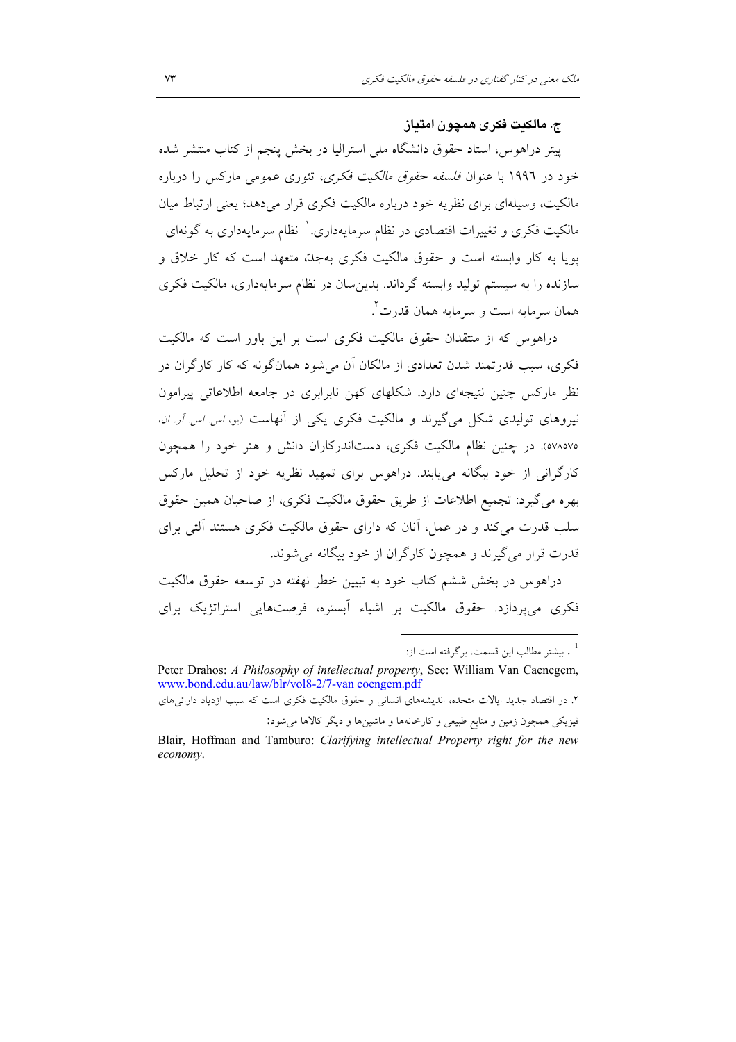### ج. مالکیت فکری همچون امتیاز

پیتر دراهوس، استاد حقوق دانشگاه ملی استرالیا در بخش پنجم از کتاب منتشر شده خود در ۱۹۹٦ با عنوان *فلسفه حقوق مالکیت فکری*، تئوری عمومی مارکس را درباره مالکیت، وسیله‌ای برای نظریه خود درباره مالکیت فکری قرار می‌دهد؛ یعنی ارتباط میان مالکیت فکری و تغییرات اقتصادی در نظام سرمایه‌داری.[1] نظام سرمایه‌داری به گونه‌ای پویا به کار وابسته است و حقوق مالکیت فکری به‌جد، متعهد است که کار خلاق و سازنده را به سیستم تولید وابسته گرداند. بدین‌سان در نظام سرمایه‌داری، مالکیت فکری همان سرمایه است و سرمایه همان قدرت[2].

دراهوس که از منتقدان حقوق مالکیت فکری است بر این باور است که مالکیت فکری، سبب قدرتمند شدن تعدادی از مالکان آن می‌شود همان‌گونه که کار کارگران در نظر مارکس چنین نتیجه‌ای دارد. شکلهای کهن نابرابری در جامعه اطلاعاتی پیرامون نیروهای تولیدی شکل می‌گیرند و مالکیت فکری یکی از آنهاست (یو، اس. اس. آر. ان، ۵۷۸۵۷۵). در چنین نظام مالکیت فکری، دست‌اندرکاران دانش و هنر خود را همچون کارگرانی از خود بیگانه می‌یابند. دراهوس برای تمهید نظریه خود از تحلیل مارکس بهره می‌گیرد: تجمیع اطلاعات از طریق حقوق مالکیت فکری، از صاحبان همین حقوق سلب قدرت می‌کند و در عمل، آنان که دارای حقوق مالکیت فکری هستند آلتی برای قدرت قرار می‌گیرند و همچون کارگران از خود بیگانه می‌شوند.

دراهوس در بخش ششم کتاب خود به تبیین خطر نهفته در توسعه حقوق مالکیت فکری می‌پردازد. حقوق مالکیت بر اشیاء آبستره، فرصت‌هایی استراتژیک برای

---

[1]. بیشتر مطالب این قسمت، برگرفته است از:

Peter Drahos: *A Philosophy of intellectual property*, See: William Van Caenegem, www.bond.edu.au/law/blr/vol8-2/7-van coengem.pdf

[2]. در اقتصاد جدید ایالات متحده، اندیشه‌های انسانی و حقوق مالکیت فکری است که سبب ازدیاد دارائی‌های فیزیکی همچون زمین و منابع طبیعی و کارخانه‌ها و ماشین‌ها و دیگر کالاها می‌شود:

Blair, Hoffman and Tamburo: *Clarifying intellectual Property right for the new economy*.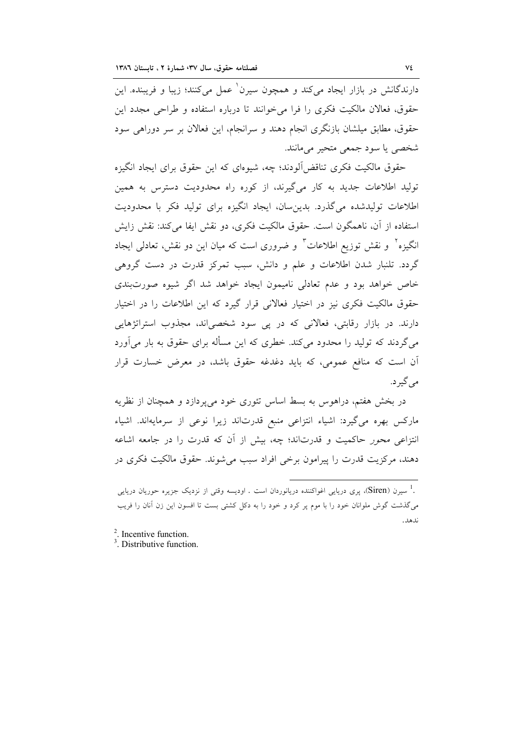دارندگانش در بازار ایجاد می‌کند و همچون سیرن[1] عمل می‌کنند؛ زیبا و فریبنده. این حقوق، فعالان مالکیت فکری را فرا می‌خوانند تا درباره استفاده و طراحی مجدد این حقوق، مطابق میلشان بازنگری انجام دهند و سرانجام، این فعالان بر سر دوراهی سود شخصی یا سود جمعی متحیر می‌مانند.

حقوق مالکیت فکری تناقض‌آلودند؛ چه، شیوه‌ای که این حقوق برای ایجاد انگیزه تولید اطلاعات جدید به کار می‌گیرند، از کوره راه محدودیت دسترس به همین اطلاعات تولیدشده می‌گذرد. بدین‌سان، ایجاد انگیزه برای تولید فکر با محدودیت استفاده از آن، ناهمگون است. حقوق مالکیت فکری، دو نقش ایفا می‌کند: نقش زایش انگیزه[2] و نقش توزیع اطلاعات[3] و ضروری است که میان این دو نقش، تعادلی ایجاد گردد. تلنبار شدن اطلاعات و علم و دانش، سبب تمرکز قدرت در دست گروهی خاص خواهد بود و عدم تعادلی نامیمون ایجاد خواهد شد اگر شیوه صورت‌بندی حقوق مالکیت فکری نیز در اختیار فعالانی قرار گیرد که این اطلاعات را در اختیار دارند. در بازار رقابتی، فعالانی که در پی سود شخصی‌اند، مجذوب استراتژهایی می‌گردند که تولید را محدود می‌کند. خطری که این مسأله برای حقوق به بار می‌آورد آن است که منافع عمومی، که باید دغدغه حقوق باشد، در معرض خسارت قرار می‌گیرد.

در بخش هفتم، دراهوس به بسط اساس تئوری خود می‌پردازد و همچنان از نظریه مارکس بهره می‌گیرد: اشیاء انتزاعی منبع قدرت‌اند زیرا نوعی از سرمایه‌اند. اشیاء انتزاعی محور حاکمیت و قدرت‌اند؛ چه، بیش از آن که قدرت را در جامعه اشاعه دهند، مرکزیت قدرت را پیرامون برخی افراد سبب می‌شوند. حقوق مالکیت فکری در

---

[1]. سیرن (Siren)، پری دریایی اغواکننده دریانوردان است . اودیسه وقتی از نزدیک جزیره حوریان دریایی می‌گذشت گوش ملوانان خود را با موم پر کرد و خود را به دکل کشتی بست تا افسون این زن آنان را فریب ندهد.

[2]. Incentive function.

[3]. Distributive function.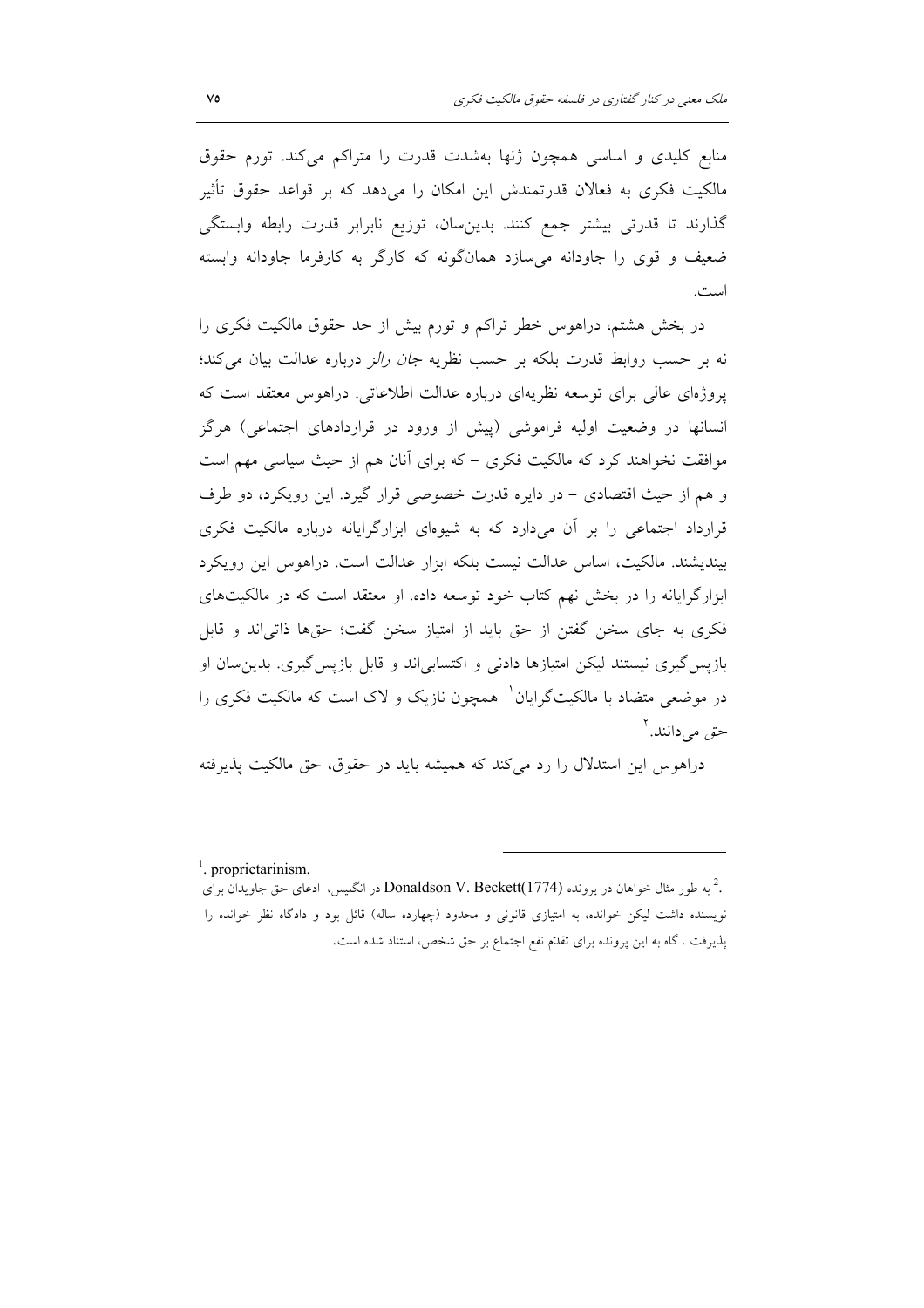منابع کلیدی و اساسی همچون ژنها به‌شدت قدرت را متراکم می‌کند. تورم حقوق مالکیت فکری به فعالان قدرتمندش این امکان را می‌دهد که بر قواعد حقوق تأثیر گذارند تا قدرتی بیشتر جمع کنند. بدین‌سان، توزیع نابرابر قدرت رابطه وابستگی ضعیف و قوی را جاودانه می‌سازد همان‌گونه که کارگر به کارفرما جاودانه وابسته است.

در بخش هشتم، دراهوس خطر تراکم و تورم بیش از حد حقوق مالکیت فکری را نه بر حسب روابط قدرت بلکه بر حسب نظریه *جان رالز* درباره عدالت بیان می‌کند؛ پروژه‌ای عالی برای توسعه نظریه‌ای درباره عدالت اطلاعاتی. دراهوس معتقد است که انسانها در وضعیت اولیه فراموشی (پیش از ورود در قراردادهای اجتماعی) هرگز موافقت نخواهند کرد که مالکیت فکری - که برای آنان هم از حیث سیاسی مهم است و هم از حیث اقتصادی - در دایره قدرت خصوصی قرار گیرد. این رویکرد، دو طرف قرارداد اجتماعی را بر آن می‌دارد که به شیوه‌ای ابزارگرایانه درباره مالکیت فکری بیندیشند. مالکیت، اساس عدالت نیست بلکه ابزار عدالت است. دراهوس این رویکرد ابزارگرایانه را در بخش نهم کتاب خود توسعه داده. او معتقد است که در مالکیت‌های فکری به جای سخن گفتن از حق باید از امتیاز سخن گفت؛ حق‌ها ذاتی‌اند و قابل بازپس‌گیری نیستند لیکن امتیازها دادنی و اکتسابی‌اند و قابل بازپس‌گیری. بدین‌سان او در موضعی متضاد با مالکیت‌گرایان[1] همچون نازیک و لاک است که مالکیت فکری را حق می‌دانند.[2]

دراهوس این استدلال را رد می‌کند که همیشه باید در حقوق، حق مالکیت پذیرفته

---

[1]. proprietarinism.

[2]. به طور مثال خواهان در پرونده Donaldson V. Beckett(1774) در انگلیس، ادعای حق جاویدان برای نویسنده داشت لیکن خوانده، به امتیازی قانونی و محدود (چهارده ساله) قائل بود و دادگاه نظر خوانده را پذیرفت . گاه به این پرونده برای تقدّم نفع اجتماع بر حق شخص، استناد شده است.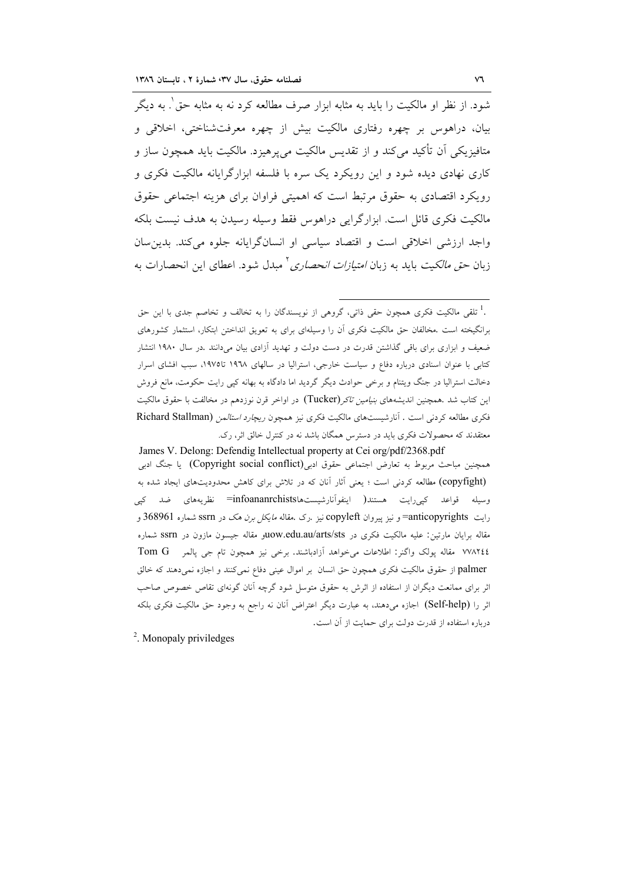شود. از نظر او مالکیت را باید به مثابه ابزار صرف مطالعه کرد نه به مثابه حق[1]. به دیگر بیان، دراهوس بر چهره رفتاری مالکیت بیش از چهره معرفت‌شناختی، اخلاقی و متافیزیکی آن تأکید می‌کند و از تقدیس مالکیت می‌پرهیزد. مالکیت باید همچون ساز و کاری نهادی دیده شود و این رویکرد یک سره با فلسفه ابزارگرایانه مالکیت فکری و رویکرد اقتصادی به حقوق مرتبط است که اهمیتی فراوان برای هزینه اجتماعی حقوق مالکیت فکری قائل است. ابزارگرایی دراهوس فقط وسیله رسیدن به هدف نیست بلکه واجد ارزشی اخلاقی است و اقتصاد سیاسی او انسان‌گرایانه جلوه می‌کند. بدین‌سان زبان *حق مالکیت* باید به زبان *امتیازات انحصاری*[2] مبدل شود. اعطای این انحصارات به

---

[1]. تلقی مالکیت فکری همچون حقی ذاتی، گروهی از نویسندگان را به تخالف و تخاصم جدی با این حق برانگیخته است .مخالفان حق مالکیت فکری آن را وسیله‌ای برای به تعویق انداختن ابتکار، استثمار کشورهای ضعیف و ابزاری برای باقی گذاشتن قدرت در دست دولت و تهدید آزادی بیان می‌دانند .در سال ۱۹۸۰ انتشار کتابی با عنوان اسنادی درباره دفاع و سیاست خارجی، استرالیا در سالهای ۱۹٦۸ تا۱۹۷٥، سبب افشای اسرار دخالت استرالیا در جنگ ویتنام و برخی حوادث دیگر گردید اما دادگاه به بهانه کپی رایت حکومت، مانع فروش این کتاب شد .همچنین اندیشه‌های *بنیامین تاکر*(Tucker) در اواخر قرن نوزدهم در مخالفت با حقوق مالکیت فکری مطالعه کردنی است . آنارشیست‌های مالکیت فکری نیز همچون *ریچارد استالمن* (Richard Stallman) معتقدند که محصولات فکری باید در دسترس همگان باشد نه در کنترل خالق اثر، رک.

James V. Delong: Defendig Intellectual property at Cei org/pdf/2368.pdf

همچنین مباحث مربوط به تعارض اجتماعی حقوق ادبی(Copyright social conflict) یا جنگ ادبی (copyfight) مطالعه کردنی است ؛ یعنی آثار آنان که در تلاش برای کاهش محدودیت‌های ایجاد شده به وسیله قواعد کپی‌رایت هستند( اینفوآنارشیست‌هاinfoananrchists= نظریه‌های ضد کپی رایت anticopyrights= و نیز پیروان copyleft نیز .رک .مقاله *مایکل برن* هک در ssrn شماره 368961 و مقاله برایان مارتین: علیه مالکیت فکری در uow.edu.au/arts/stsو مقاله جیسون مازون در ssrn شماره ۷۷۸۲٤٤ مقاله پولک واگنر: اطلاعات می‌خواهد آزادباشند. برخی نیز همچون تام جی پالمر Tom G palmer از حقوق مالکیت فکری همچون حق انسان بر اموال عینی دفاع نمی‌کنند و اجازه نمی‌دهند که خالق اثر برای ممانعت دیگران از استفاده از اثرش به حقوق متوسل شود گرچه آنان گونه‌ای تقاص خصوص صاحب اثر را (Self-help) اجازه می‌دهند، به عبارت دیگر اعتراض آنان نه راجع به وجود حق مالکیت فکری بلکه درباره استفاده از قدرت دولت برای حمایت از آن است.

[2]. Monopaly priviledges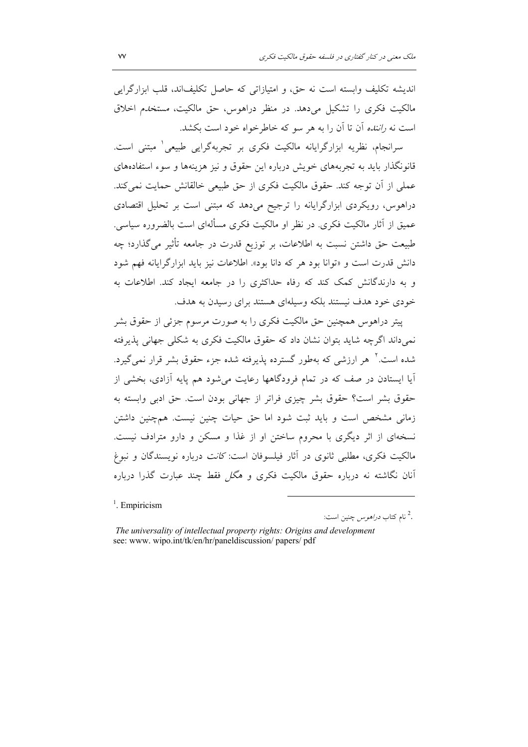اندیشه تکلیف وابسته است نه حق، و امتیازاتی که حاصل تکلیف‌اند، قلب ابزارگرایی مالکیت فکری را تشکیل می‌دهد. در منظر دراهوس، حق مالکیت، *مستخدم* اخلاق است نه *راننده* آن تا آن را به هر سو که خاطرخواه خود است بکشد.

سرانجام، نظریه ابزارگرایانه مالکیت فکری بر تجربه‌گرایی طبیعی[1] مبتنی است. قانونگذار باید به تجربه‌های خویش درباره این حقوق و نیز هزینه‌ها و سوء استفاده‌های عملی از آن توجه کند. حقوق مالکیت فکری از حق طبیعی خالقانش حمایت نمی‌کند. دراهوس، رویکردی ابزارگرایانه را ترجیح می‌دهد که مبتنی است بر تحلیل اقتصادی عمیق از آثار مالکیت فکری. در نظر او مالکیت فکری مسأله‌ای است بالضروره سیاسی. طبیعت حق داشتن نسبت به اطلاعات، بر توزیع قدرت در جامعه تأثیر می‌گذارد؛ چه دانش قدرت است و «توانا بود هر که دانا بود». اطلاعات نیز باید ابزارگرایانه فهم شود و به دارندگانش کمک کند که رفاه حداکثری را در جامعه ایجاد کند. اطلاعات به خودی خود هدف نیستند بلکه وسیله‌ای هستند برای رسیدن به هدف.

پیتر دراهوس همچنین حق مالکیت فکری را به صورت مرسوم جزئی از حقوق بشر نمی‌داند اگرچه شاید بتوان نشان داد که حقوق مالکیت فکری به شکلی جهانی پذیرفته شده است.[2] هر ارزشی که به‌طور گسترده پذیرفته شده جزء حقوق بشر قرار نمی‌گیرد. آیا ایستادن در صف که در تمام فرودگاهها رعایت می‌شود هم پایه آزادی، بخشی از حقوق بشر است؟ حقوق بشر چیزی فراتر از جهانی بودن است. حق ادبی وابسته به زمانی مشخص است و باید ثبت شود اما حق حیات چنین نیست. همچنین داشتن نسخه‌ای از اثر دیگری با محروم ساختن او از غذا و مسکن و دارو مترادف نیست. مالکیت فکری، مطلبی ثانوی در آثار فیلسوفان است: *کانت* درباره نویسندگان و نبوغ آنان نگاشته نه درباره حقوق مالکیت فکری و *هگل* فقط چند عبارت گذرا درباره

---

[1]. Empiricism

[2]. نام کتاب *دراهوس* چنین است:

*The universality of intellectual property rights: Origins and development*
see: www. wipo.int/tk/en/hr/paneldiscussion/ papers/ pdf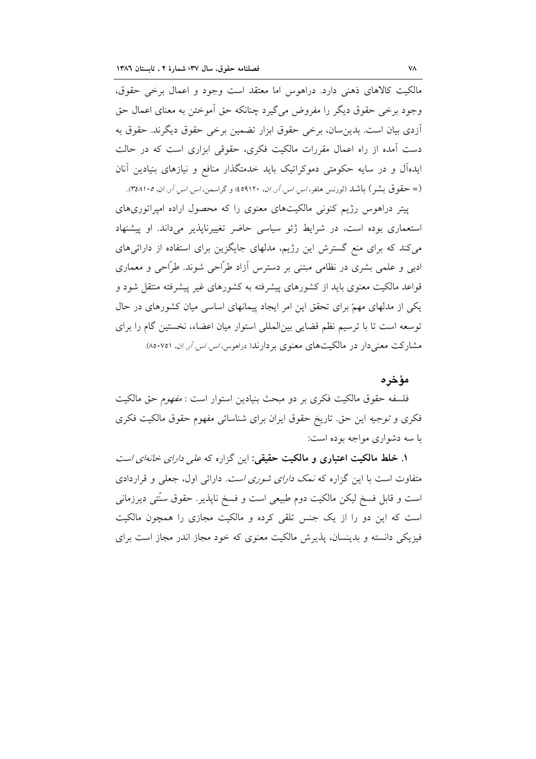مالکیت کالاهای ذهنی دارد. دراهوس اما معتقد است وجود و اعمال برخی حقوق، وجود برخی حقوق دیگر را مفروض می‌گیرد چنانکه حق آموختن به معنای اعمال حق آزدی بیان است. بدین‌سان، برخی حقوق ابزار تضمین برخی حقوق دیگرند. حقوق به دست آمده از راه اعمال مقررات مالکیت فکری، حقوقی ابزاری است که در حالت ایده‌آل و در سایه حکومتی دموکراتیک باید خدمتگذار منافع و نیازهای بنیادین آنان (= حقوق بشر) باشد (لورنس هلفر، *اس.اس.آر.ان*، ۴۵۹۱۲۰؛ و گراسمن، *اس.اس.آر.ان*، ۳۴۸۱۰۵).

پیتر دراهوس رژیم کنونی مالکیت‌های معنوی را که محصول اراده امپراتوری‌های استعماری بوده است، در شرایط ژئو سیاسی حاضر تغییرناپذیر می‌داند. او پیشنهاد می‌کند که برای منع گسترش این رژیم، مدلهای جایگزین برای استفاده از دارائی‌های ادبی و علمی بشری در نظامی مبتنی بر دسترس آزاد طرّاحی شوند. طرّاحی و معماری قواعد مالکیت معنوی باید از کشورهای پیشرفته به کشورهای غیر پیشرفته منتقل شود و یکی از مدلهای مهمّ برای تحقق این امر ایجاد پیمانهای اساسی میان کشورهای در حال توسعه است تا با ترسیم نظم قضایی بین‌المللی استوار میان اعضاء، نخستین گام را برای مشارکت معنی‌دار در مالکیت‌های معنوی بردارند( دراهوس، *اس.اس.آر.ان*، ۸۵۰۷۵۱).

## مؤخره

فلسفه حقوق مالکیت فکری بر دو مبحث بنیادین استوار است : *مفهوم* حق مالکیت فکری و *توجیه* این حق. تاریخ حقوق ایران برای شناسائی مفهوم حقوق مالکیت فکری با سه دشواری مواجه بوده است:

**۱. خلط مالکیت اعتباری و مالکیت حقیقی:** این گزاره که *علی دارای خانه‌ای است* متفاوت است با این گزاره که *نمک دارای شوری است*. دارائی اول، جعلی و قراردادی است و قابل فسخ لیکن مالکیت دوم طبیعی است و فسخ ناپذیر. حقوق سنّتی دیرزمانی است که این دو را از یک جنس تلقی کرده و مالکیت مجازی را همچون مالکیت فیزیکی دانسته و بدینسان، پذیرش مالکیت معنوی که خود مجاز اندر مجاز است برای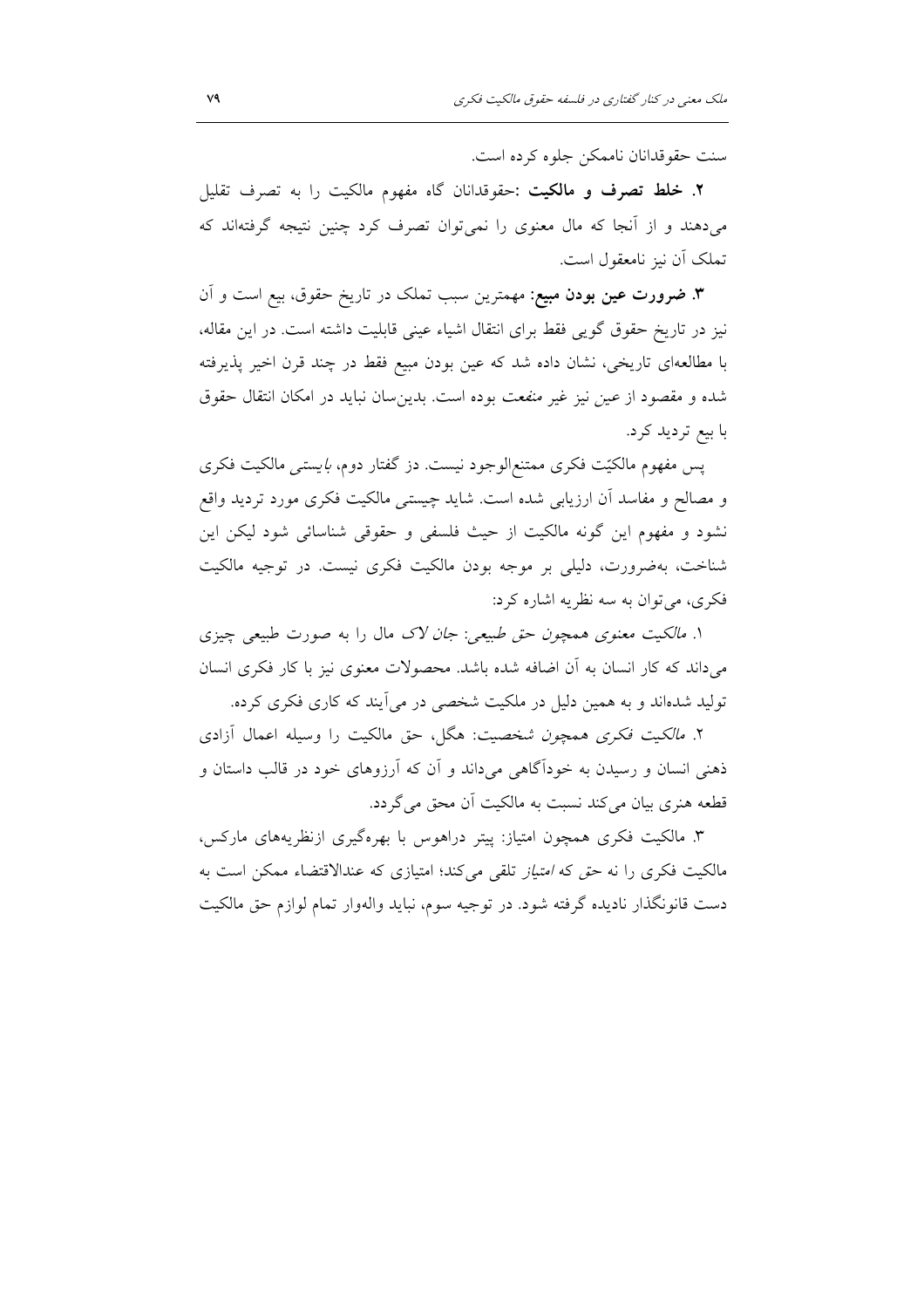سنت حقوقدانان ناممکن جلوه کرده است.

**۲. خلط تصرف و مالکیت** :حقوقدانان گاه مفهوم مالکیت را به تصرف تقلیل می‌دهند و از آنجا که مال معنوی را نمی‌توان تصرف کرد چنین نتیجه گرفته‌اند که تملک آن نیز نامعقول است.

**۳. ضرورت عین بودن مبیع**: مهمترین سبب تملک در تاریخ حقوق، بیع است و آن نیز در تاریخ حقوق گویی فقط برای انتقال اشیاء عینی قابلیت داشته است. در این مقاله، با مطالعه‌ای تاریخی، نشان داده شد که عین بودن مبیع فقط در چند قرن اخیر پذیرفته شده و مقصود از عین نیز غیر *منفعت* بوده است. بدین‌سان نباید در امکان انتقال حقوق با بیع تردید کرد.

پس مفهوم مالکیّت فکری ممتنع‌الوجود نیست. دز گفتار دوم، *بایستی* مالکیت فکری و مصالح و مفاسد آن ارزیابی شده است. شاید چیستی مالکیت فکری مورد تردید واقع نشود و مفهوم این گونه مالکیت از حیث فلسفی و حقوقی شناسائی شود لیکن این شناخت، به‌ضرورت، دلیلی بر موجه بودن مالکیت فکری نیست. در توجیه مالکیت فکری، می‌توان به سه نظریه اشاره کرد:

۱. *مالکیت معنوی همچون حق طبیعی*: *جان لاک* مال را به صورت طبیعی چیزی می‌داند که کار انسان به آن اضافه شده باشد. محصولات معنوی نیز با کار فکری انسان تولید شده‌اند و به همین دلیل در ملکیت شخصی در می‌آیند که کاری فکری کرده.

۲. *مالکیت فکری همچون شخصیت*: هگل، حق مالکیت را وسیله اعمال آزادی ذهنی انسان و رسیدن به خودآگاهی می‌داند و آن که آرزوهای خود در قالب داستان و قطعه هنری بیان می‌کند نسبت به مالکیت آن محق می‌گردد.

۳. مالکیت فکری همچون امتیاز: پیتر دراهوس با بهره‌گیری ازنظریه‌های مارکس، مالکیت فکری را نه حق که *امتیاز* تلقی می‌کند؛ امتیازی که عندالاقتضاء ممکن است به دست قانونگذار نادیده گرفته شود. در توجیه سوم، نباید والهوار تمام لوازم حق مالکیت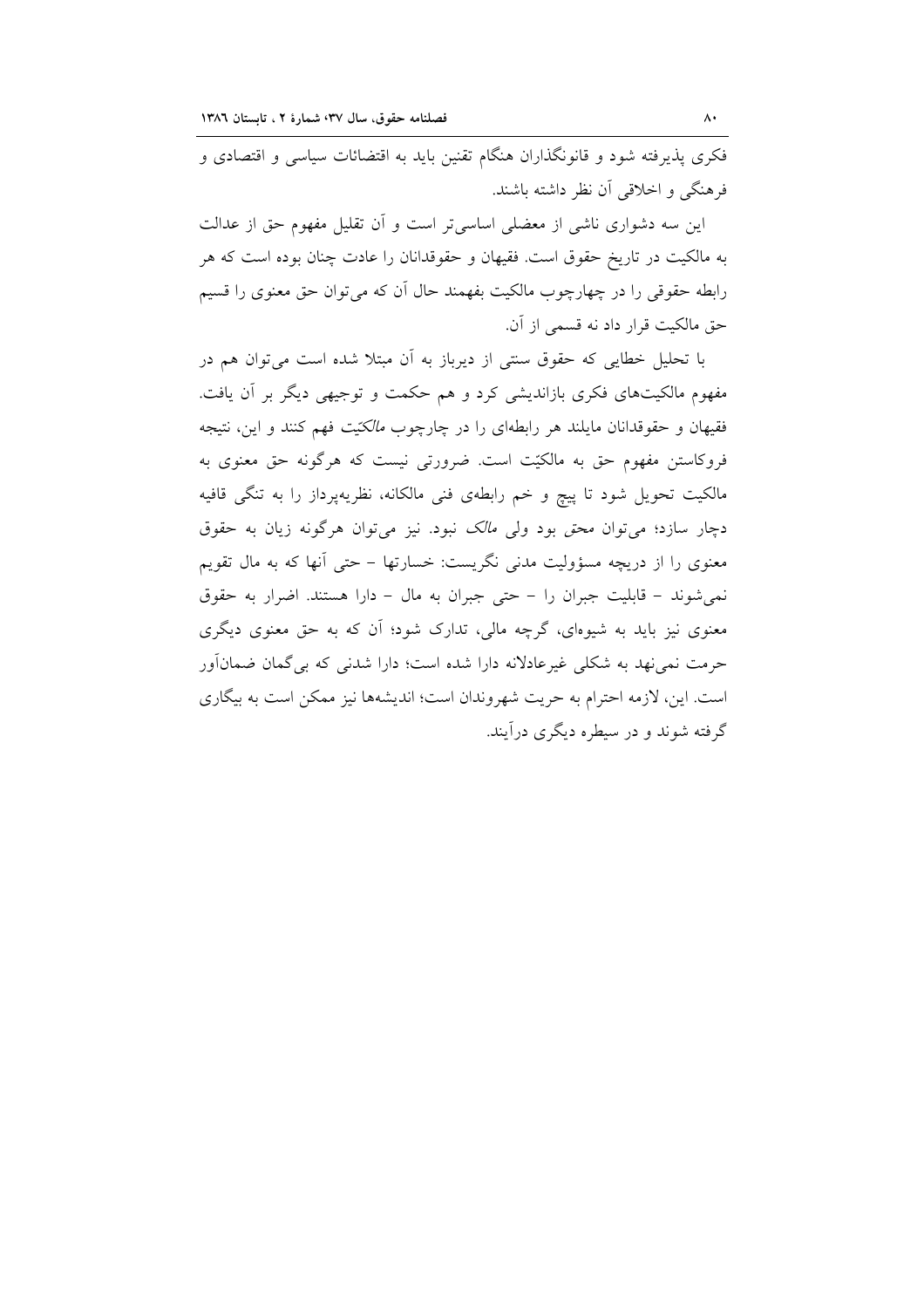فکری پذیرفته شود و قانونگذاران هنگام تقنین باید به اقتضائات سیاسی و اقتصادی و فرهنگی و اخلاقی آن نظر داشته باشند.

این سه دشواری ناشی از معضلی اساسی‌تر است و آن تقلیل مفهوم حق از عدالت به مالکیت در تاریخ حقوق است. فقیهان و حقوقدانان را عادت چنان بوده است که هر رابطه حقوقی را در چهارچوب مالکیت بفهمند حال آن که می‌توان حق معنوی را قسیم حق مالکیت قرار داد نه قسمی از آن.

با تحلیل خطایی که حقوق سنتی از دیرباز به آن مبتلا شده است می‌توان هم در مفهوم مالکیت‌های فکری بازاندیشی کرد و هم حکمت و توجیهی دیگر بر آن یافت. فقیهان و حقوقدانان مایلند هر رابطه‌ای را در چارچوب *مالکیّت* فهم کنند و این، نتیجه فروکاستن مفهوم حق به مالکیّت است. ضرورتی نیست که هرگونه حق معنوی به مالکیت تحویل شود تا پیچ و خم رابطه‌ی فنی مالکانه، نظریه‌پرداز را به تنگی قافیه دچار سازد؛ می‌توان *محق* بود ولی *مالک* نبود. نیز می‌توان هرگونه زیان به حقوق معنوی را از دریچه مسؤولیت مدنی نگریست: خسارتها – حتی آنها که به مال تقویم نمی‌شوند – قابلیت جبران را – حتی جبران به مال – دارا هستند. اضرار به حقوق معنوی نیز باید به شیوه‌ای، گرچه مالی، تدارک شود؛ آن که به حق معنوی دیگری حرمت نمی‌نهد به شکلی غیرعادلانه دارا شده است؛ دارا شدنی که بی‌گمان ضمان‌آور است. این، لازمه احترام به حریت شهروندان است؛ اندیشه‌ها نیز ممکن است به بیگاری گرفته شوند و در سیطره دیگری درآیند.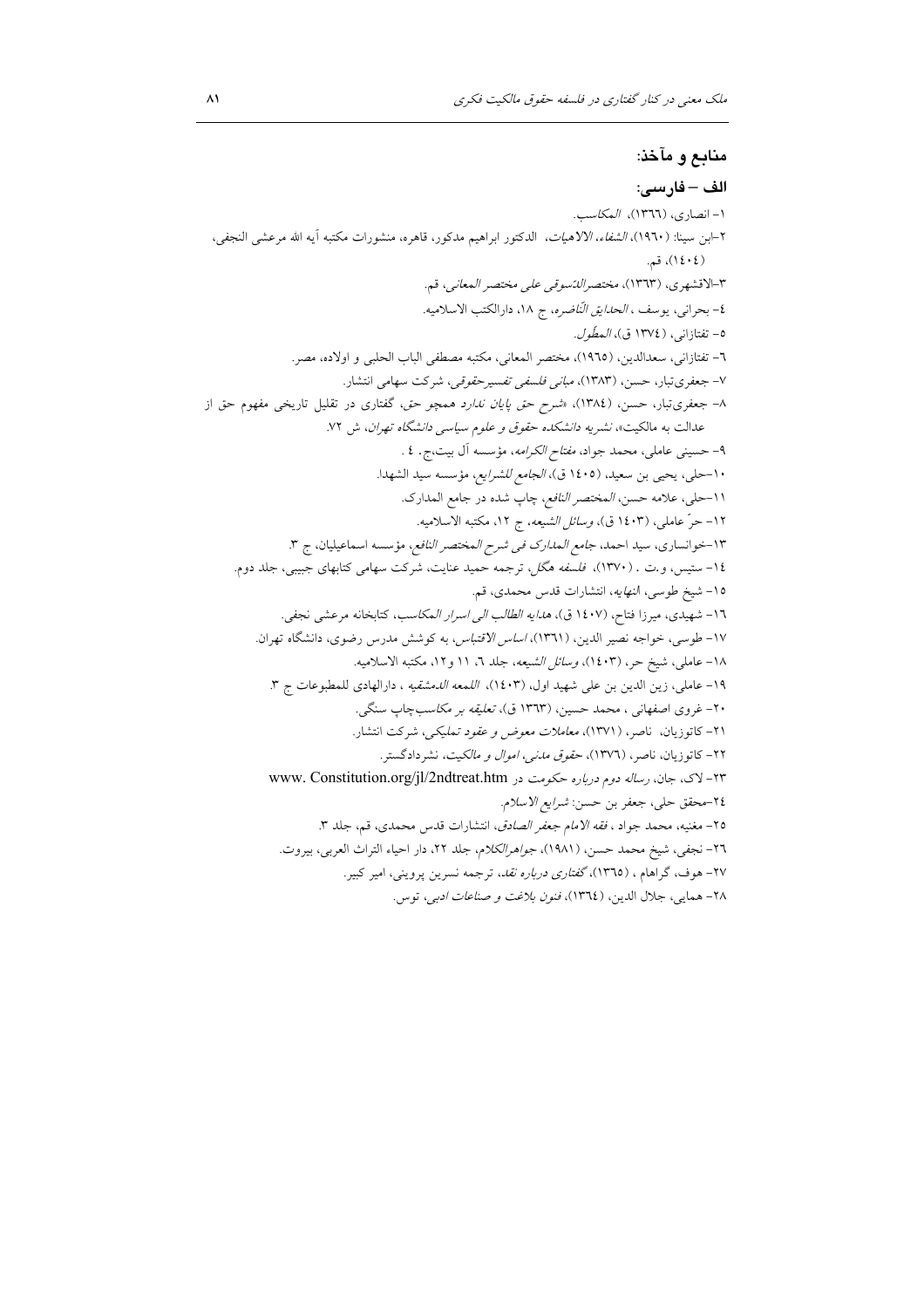## منابع و مآخذ:

### الف – فارسی:

۱- انصاری، (۱۳۶۶)، *المکاسب*.

۲-ابن سینا: (۱۹۶۰)، *الشفاء، الالاهیات*، الدکتور ابراهیم مدکور، قاهره، منشورات مکتبه آیه الله مرعشی النجفی، (۱۴۰۴)، قم.

۳-الاقشهری، (۱۳۶۳)، *مختصرالدسوقی علی مختصر المعانی*، قم.

۴- بحرانی، یوسف ، *الحدایق النّاضره*، ج ۱۸، دارالکتب الاسلامیه.

۵- تفتازانی، (۱۳۷۴ ق)، *المطّول*.

۶- تفتازانی، سعدالدین، (۱۹۶۵)، مختصر المعانی، مکتبه مصطفی الباب الحلبی و اولاده، مصر.

۷- جعفری‌تبار، حسن، (۱۳۸۳)، *مبانی فلسفی تفسیرحقوقی*، شرکت سهامی انتشار.

۸- جعفری‌تبار، حسن، (۱۳۸۴)، «*شرح حق پایان ندارد* همچو حق، گفتاری در تقلیل تاریخی مفهوم حق از عدالت به مالکیت»، *نشریه دانشکده حقوق و علوم سیاسی دانشگاه تهران*، ش ۷۲.

۹- حسینی عاملی، محمد جواد، *مفتاح الکرامه*، مؤسسه آل بیت،ج. ۴ .

۱۰-حلی، یحیی بن سعید، (۱۴۰۵ ق)، *الجامع للشرایع*، مؤسسه سید الشهدا.

۱۱-حلی، علامه حسن، *المختصر النافع*، چاپ شده در جامع المدارک.

۱۲- حرّ عاملی، (۱۴۰۳ ق)، *وسائل الشیعه*، ج ۱۲، مکتبه الاسلامیه.

۱۳-خوانساری، سید احمد، *جامع المدارک فی شرح المختصر النافع*، مؤسسه اسماعیلیان، ج ۳.

۱۴- ستیس، و.ت . (۱۳۷۰)، *فلسفه هگل*، ترجمه حمید عنایت، شرکت سهامی کتابهای جیبی، جلد دوم.

۱۵- شیخ طوسی، *النهایه*، انتشارات قدس محمدی، قم.

۱۶- شهیدی، میرزا فتاح، (۱۴۰۷ ق)، *هدایه الطالب الی اسرار المکاسب*، کتابخانه مرعشی نجفی.

۱۷- طوسی، خواجه نصیر الدین، (۱۳۶۱)، *اساس الاقتباس*، به کوشش مدرس رضوی، دانشگاه تهران.

۱۸- عاملی، شیخ حر، (۱۴۰۳)، *وسائل الشیعه*، جلد ۶، ۱۱ و۱۲، مکتبه الاسلامیه.

۱۹- عاملی، زین الدین بن علی شهید اول، (۱۴۰۳)، *اللمعه الدمشقیه* ، دارالهادی للمطبوعات ج ۳.

۲۰- غروی اصفهانی ، محمد حسین، (۱۳۶۳ ق)، *تعلیقه بر مکاسب*چاپ سنگی.

۲۱- کاتوزیان، ناصر، (۱۳۷۱)، *معاملات معوض و عقود تملیکی*، شرکت انتشار.

۲۲- کاتوزیان، ناصر، (۱۳۷۶)، *حقوق مدنی، اموال و مالکیت*، نشردادگستر.

۲۳- لاک، جان، *رساله دوم درباره حکومت* در www. Constitution.org/jl/2ndtreat.htm

۲۴-محقق حلی، جعفر بن حسن: *شرایع الاسلام*.

۲۵- مغنیه، محمد جواد ، *فقه الامام جعفر الصادق*، انتشارات قدس محمدی، قم، جلد ۳.

۲۶- نجفی، شیخ محمد حسن، (۱۹۸۱)، *جواهرالکلام*، جلد ۲۲، دار احیاء التراث العربی، بیروت.

۲۷- هوف، گراهام ، (۱۳۶۵)، *گفتاری درباره نقد*، ترجمه نسرین پروینی، امیر کبیر.

۲۸- همایی، جلال الدین، (۱۳۶۴)، *فنون بلاغت و صناعات ادبی*، توس.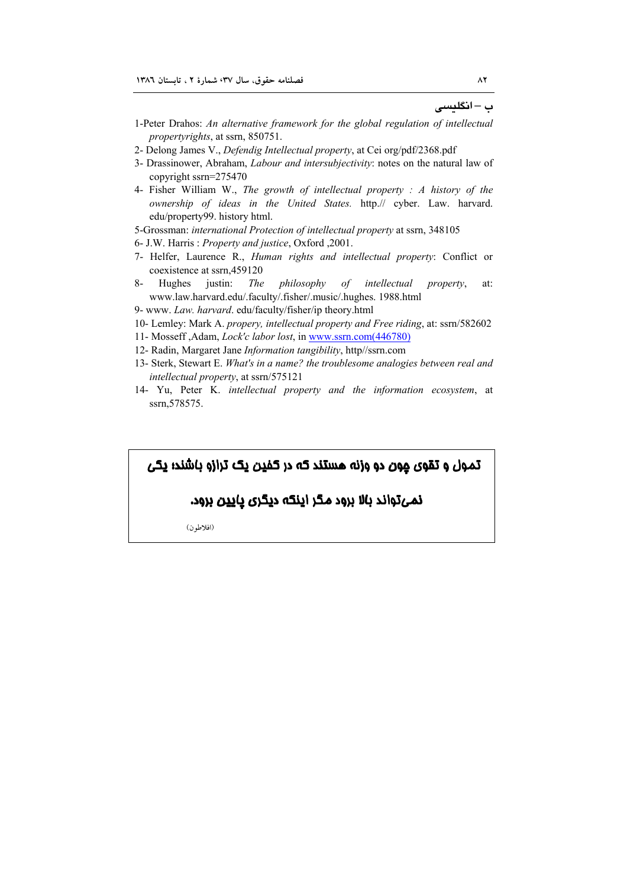### ب – انگلیسی

1-Peter Drahos: *An alternative framework for the global regulation of intellectual propertyrights*, at ssrn, 850751.
2- Delong James V., *Defendig Intellectual property*, at Cei org/pdf/2368.pdf
3- Drassinower, Abraham, *Labour and intersubjectivity*: notes on the natural law of copyright ssrn=275470
4- Fisher William W., *The growth of intellectual property : A history of the ownership of ideas in the United States.* http.// cyber. Law. harvard. edu/property99. history html.
5-Grossman: *international Protection of intellectual property* at ssrn, 348105
6- J.W. Harris : *Property and justice*, Oxford ,2001.
7- Helfer, Laurence R., *Human rights and intellectual property*: Conflict or coexistence at ssrn,459120
8- Hughes justin: *The philosophy of intellectual property*, at: www.law.harvard.edu/.faculty/.fisher/.music/.hughes. 1988.html
9- www. *Law. harvard*. edu/faculty/fisher/ip theory.html
10- Lemley: Mark A. *propery, intellectual property and Free riding*, at: ssrn/582602
11- Mosseff ,Adam, *Lock'c labor lost*, in www.ssrn.com(446780)
12- Radin, Margaret Jane *Information tangibility*, http//ssrn.com
13- Sterk, Stewart E. *What's in a name? the troublesome analogies between real and intellectual property*, at ssrn/575121
14- Yu, Peter K. *intellectual property and the information ecosystem*, at ssrn,578575.

**تمول و تقوی چون دو وزنه هستند که در کفین یک ترازو باشند؛ یکی نمی‌تواند بالا برود مگر اینکه دیگری پایین برود.**

(افلاطون)